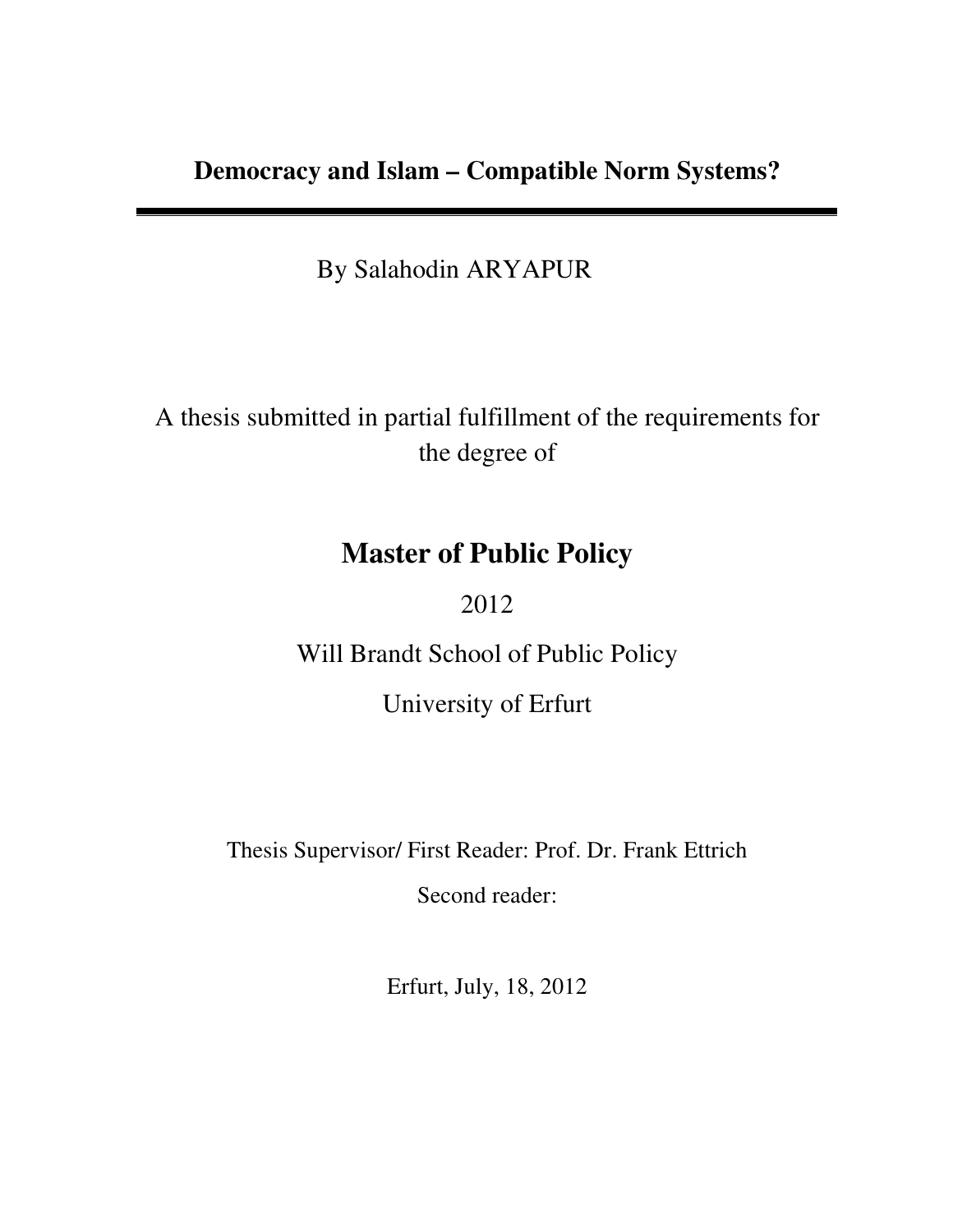# Democracy and Islam – Compatible Norm Systems?

---

By Salahodin ARYAPUR

A thesis submitted in partial fulfillment of the requirements for the degree of

## Master of Public Policy

2012

Will Brandt School of Public Policy

University of Erfurt

Thesis Supervisor/ First Reader: Prof. Dr. Frank Ettrich

Second reader:

Erfurt, July, 18, 2012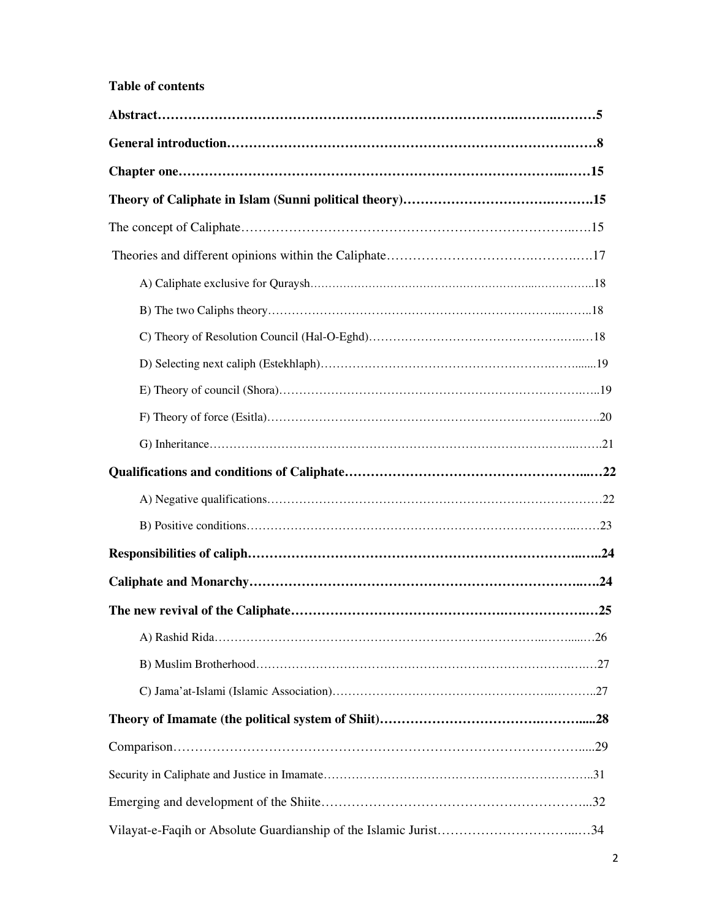**Table of contents**

**Abstract……………………………………………………………………….…….………5**

**General introduction…………………………………………………………………….……8**

**Chapter one……………………………………………………………………………..……15**

**Theory of Caliphate in Islam (Sunni political theory)…………………………….……….15**

The concept of Caliphate……………………………………………………………..….15

Theories and different opinions within the Caliphate…………………………….……….….17

A) Caliphate exclusive for Quraysh……………………………………………...……….…..18

B) The two Caliphs theory…………………………………………………………..……..18

C) Theory of Resolution Council (Hal-O-Eghd)……………………………………….…..…18

D) Selecting next caliph (Estekhlaph)………………………………………….……......19

E) Theory of council (Shora)………………………………………………………….…..19

F) Theory of force (Esitla)……………………………………………………………..…….20

G) Inheritance………………………………………………………………………….…..…..21

**Qualifications and conditions of Caliphate…………………………………………...…22**

A) Negative qualifications……………………………………………………………………22

B) Positive conditions………………………………………………………………..……23

**Responsibilities of caliph…………………………………………………………..…..24**

**Caliphate and Monarchy……………………………………………………………..….24**

**The new revival of the Caliphate……………………………………….……………….…25**

A) Rashid Rida…………………………………………………………………..……....…26

B) Muslim Brotherhood……………………………………………………………….….…27

C) Jama'at-Islami (Islamic Association)…………………………………………..………..27

**Theory of Imamate (the political system of Shiit)…………………………….……….....28**

Comparison……………………………………………………………………………....29

Security in Caliphate and Justice in Imamate……………………………………………….……..31

Emerging and development of the Shiite……………………………………………………...32

Vilayat-e-Faqih or Absolute Guardianship of the Islamic Jurist……………………………...…34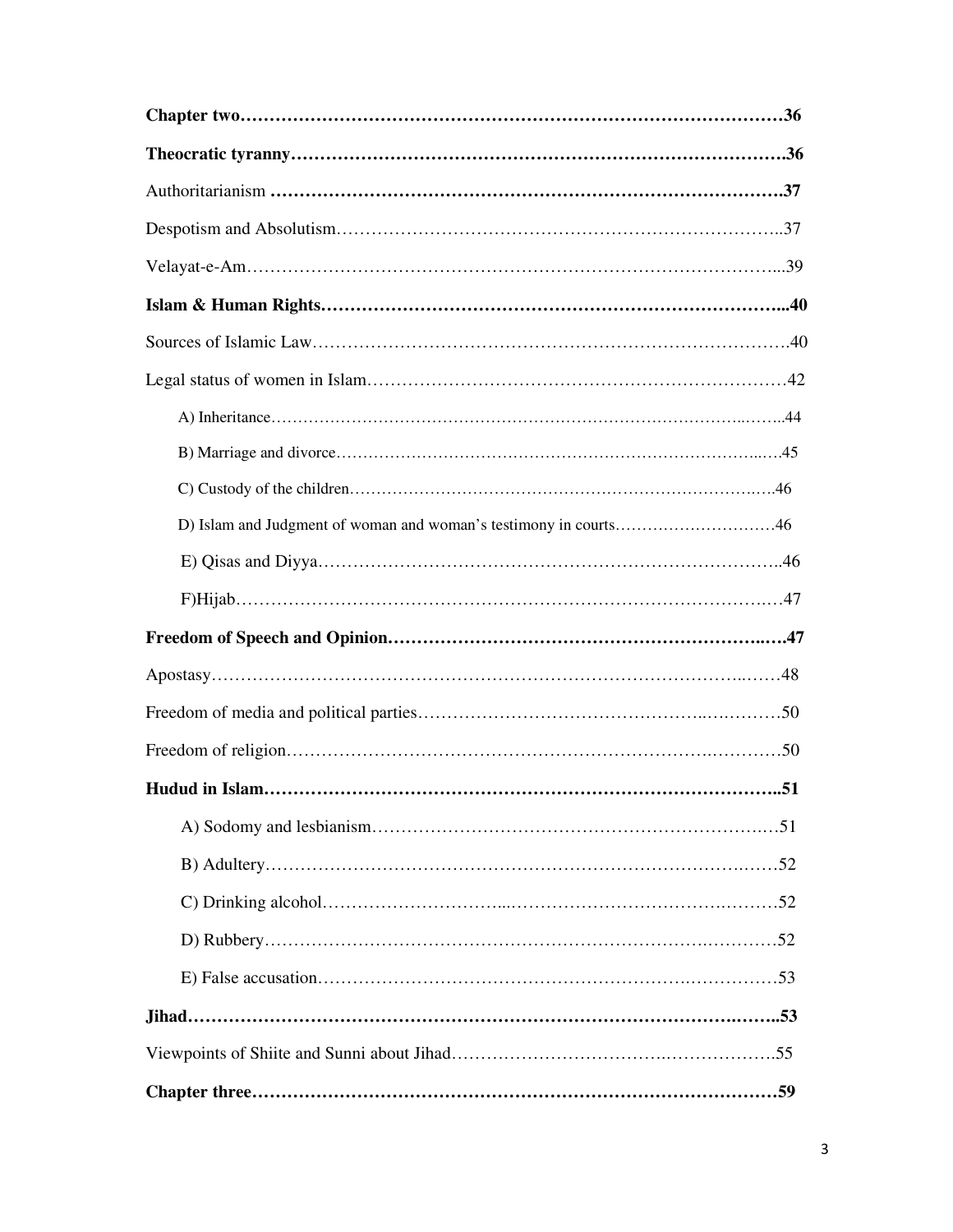**Chapter two……………………………………………………………………………………36**

**Theocratic tyranny…………………………………………………………………………36**

Authoritarianism **…………………………………………………………………………….37**

Despotism and Absolutism………………………………………………………………..37

Velayat-e-Am……………………………………………………………………………...39

**Islam & Human Rights…………………………………………………………………...40**

Sources of Islamic Law…………………………………………………………………….40

Legal status of women in Islam……………………………………………………………42

A) Inheritance…………………………………………………………………………..44

B) Marriage and divorce………………………………………………………………….45

C) Custody of the children………………………………………………………………46

D) Islam and Judgment of woman and woman's testimony in courts…………………………46

E) Qisas and Diyya……………………………………………………………………..46

F)Hijab…………………………………………………………………………………47

**Freedom of Speech and Opinion……………………………………………………….47**

Apostasy……………………………………………………………………………48

Freedom of media and political parties…………………………………………………50

Freedom of religion…………………………………………………………………50

**Hudud in Islam…………………………………………………………………………..51**

A) Sodomy and lesbianism…………………………………………………………….51

B) Adultery……………………………………………………………………………52

C) Drinking alcohol……………………………………………………………………52

D) Rubbery……………………………………………………………………………52

E) False accusation……………………………………………………………………53

**Jihad……………………………………………………………………………………..53**

Viewpoints of Shiite and Sunni about Jihad……………………………………………….55

**Chapter three……………………………………………………………………………59**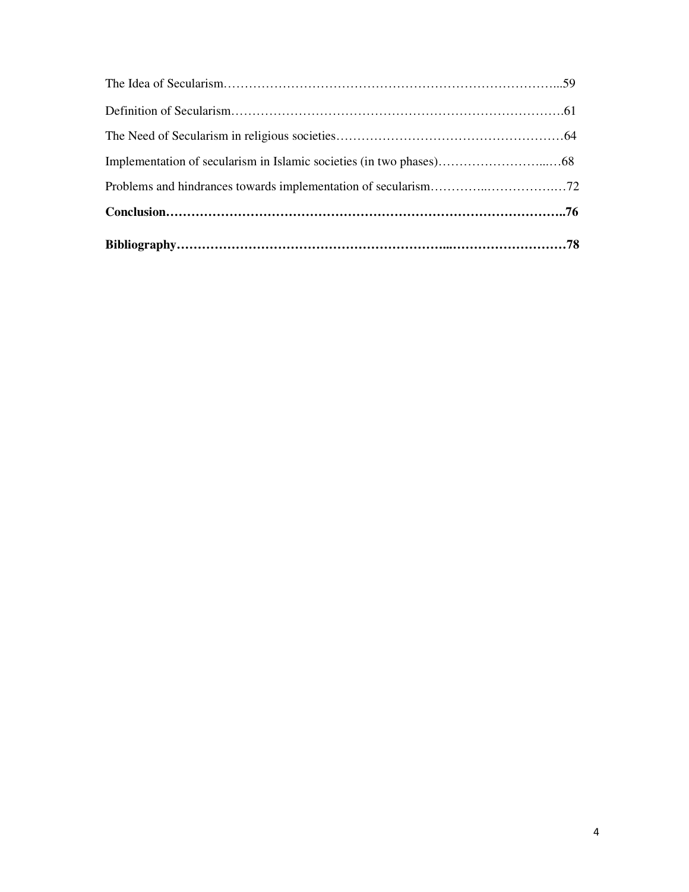The Idea of Secularism……………………………………………………………………...59

Definition of Secularism……………………………………………………………………….61

The Need of Secularism in religious societies………………………………………………64

Implementation of secularism in Islamic societies (in two phases)…………………...…68

Problems and hindrances towards implementation of secularism…………..……………..…72

**Conclusion……………………………………………………………………………………..76**

**Bibliography…………………………………………………………...………………………78**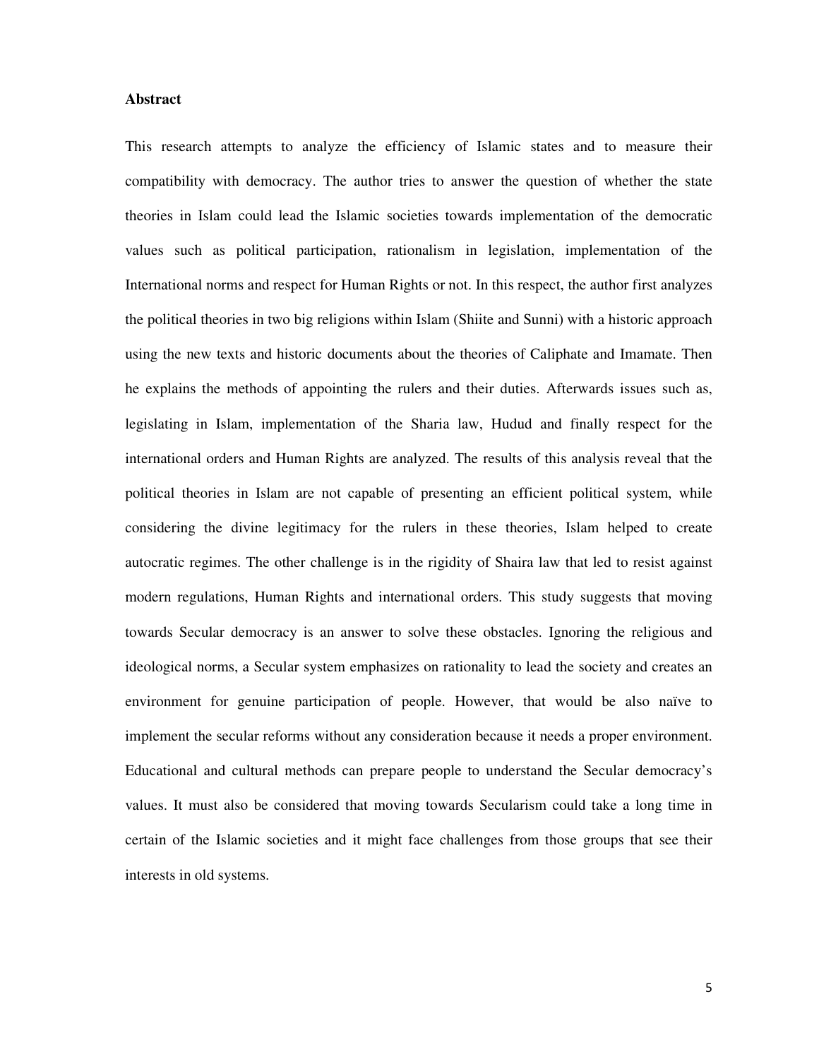**Abstract**

This research attempts to analyze the efficiency of Islamic states and to measure their compatibility with democracy. The author tries to answer the question of whether the state theories in Islam could lead the Islamic societies towards implementation of the democratic values such as political participation, rationalism in legislation, implementation of the International norms and respect for Human Rights or not. In this respect, the author first analyzes the political theories in two big religions within Islam (Shiite and Sunni) with a historic approach using the new texts and historic documents about the theories of Caliphate and Imamate. Then he explains the methods of appointing the rulers and their duties. Afterwards issues such as, legislating in Islam, implementation of the Sharia law, Hudud and finally respect for the international orders and Human Rights are analyzed. The results of this analysis reveal that the political theories in Islam are not capable of presenting an efficient political system, while considering the divine legitimacy for the rulers in these theories, Islam helped to create autocratic regimes. The other challenge is in the rigidity of Shaira law that led to resist against modern regulations, Human Rights and international orders. This study suggests that moving towards Secular democracy is an answer to solve these obstacles. Ignoring the religious and ideological norms, a Secular system emphasizes on rationality to lead the society and creates an environment for genuine participation of people. However, that would be also naïve to implement the secular reforms without any consideration because it needs a proper environment. Educational and cultural methods can prepare people to understand the Secular democracy's values. It must also be considered that moving towards Secularism could take a long time in certain of the Islamic societies and it might face challenges from those groups that see their interests in old systems.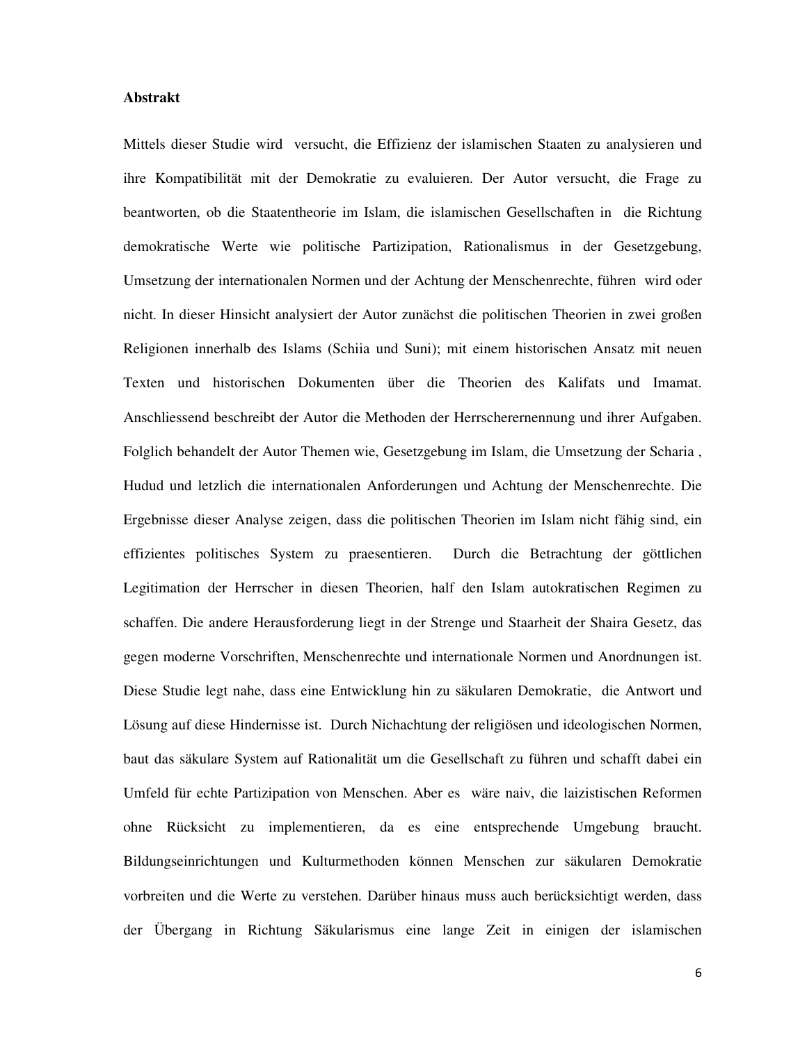**Abstrakt**

Mittels dieser Studie wird versucht, die Effizienz der islamischen Staaten zu analysieren und ihre Kompatibilität mit der Demokratie zu evaluieren. Der Autor versucht, die Frage zu beantworten, ob die Staatentheorie im Islam, die islamischen Gesellschaften in die Richtung demokratische Werte wie politische Partizipation, Rationalismus in der Gesetzgebung, Umsetzung der internationalen Normen und der Achtung der Menschenrechte, führen wird oder nicht. In dieser Hinsicht analysiert der Autor zunächst die politischen Theorien in zwei großen Religionen innerhalb des Islams (Schiia und Suni); mit einem historischen Ansatz mit neuen Texten und historischen Dokumenten über die Theorien des Kalifats und Imamat. Anschliessend beschreibt der Autor die Methoden der Herrscherernennung und ihrer Aufgaben. Folglich behandelt der Autor Themen wie, Gesetzgebung im Islam, die Umsetzung der Scharia , Hudud und letzlich die internationalen Anforderungen und Achtung der Menschenrechte. Die Ergebnisse dieser Analyse zeigen, dass die politischen Theorien im Islam nicht fähig sind, ein effizientes politisches System zu praesentieren. Durch die Betrachtung der göttlichen Legitimation der Herrscher in diesen Theorien, half den Islam autokratischen Regimen zu schaffen. Die andere Herausforderung liegt in der Strenge und Staarheit der Shaira Gesetz, das gegen moderne Vorschriften, Menschenrechte und internationale Normen und Anordnungen ist. Diese Studie legt nahe, dass eine Entwicklung hin zu säkularen Demokratie, die Antwort und Lösung auf diese Hindernisse ist. Durch Nichachtung der religiösen und ideologischen Normen, baut das säkulare System auf Rationalität um die Gesellschaft zu führen und schafft dabei ein Umfeld für echte Partizipation von Menschen. Aber es wäre naiv, die laizistischen Reformen ohne Rücksicht zu implementieren, da es eine entsprechende Umgebung braucht. Bildungseinrichtungen und Kulturmethoden können Menschen zur säkularen Demokratie vorbreiten und die Werte zu verstehen. Darüber hinaus muss auch berücksichtigt werden, dass der Übergang in Richtung Säkularismus eine lange Zeit in einigen der islamischen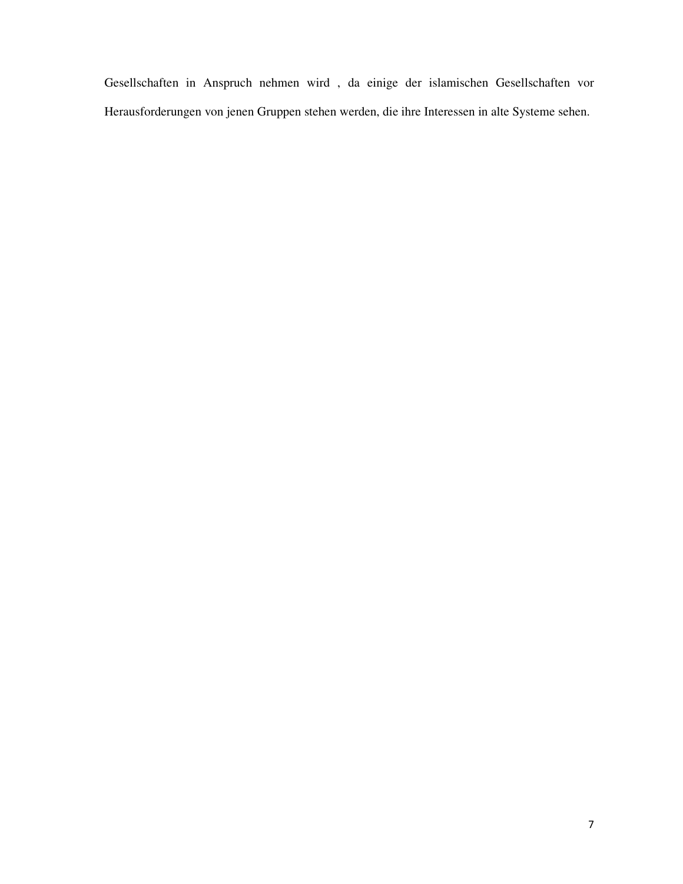Gesellschaften in Anspruch nehmen wird , da einige der islamischen Gesellschaften vor Herausforderungen von jenen Gruppen stehen werden, die ihre Interessen in alte Systeme sehen.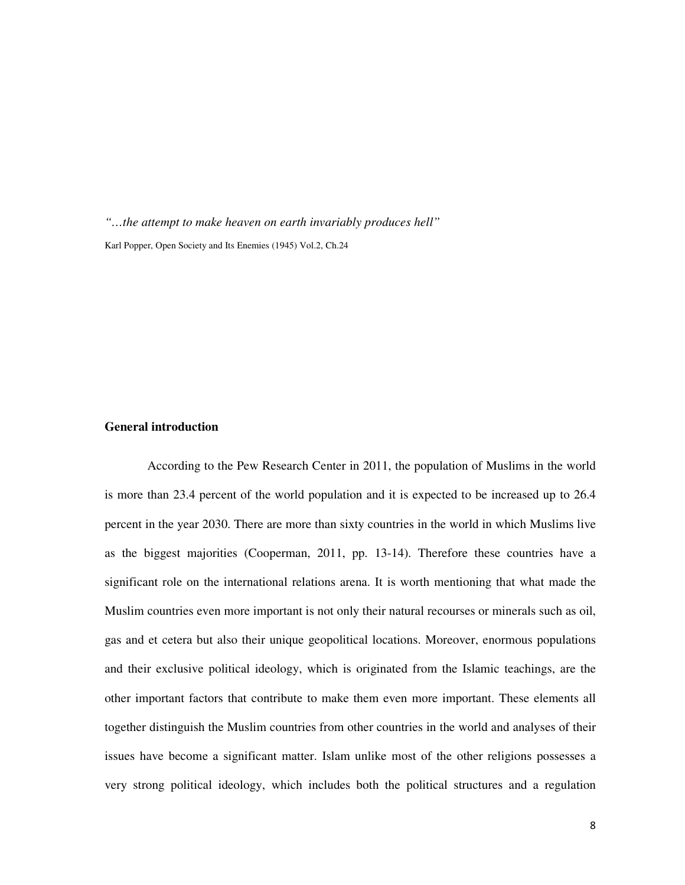*"…the attempt to make heaven on earth invariably produces hell"*

Karl Popper, Open Society and Its Enemies (1945) Vol.2, Ch.24

## General introduction

According to the Pew Research Center in 2011, the population of Muslims in the world is more than 23.4 percent of the world population and it is expected to be increased up to 26.4 percent in the year 2030. There are more than sixty countries in the world in which Muslims live as the biggest majorities (Cooperman, 2011, pp. 13-14). Therefore these countries have a significant role on the international relations arena. It is worth mentioning that what made the Muslim countries even more important is not only their natural recourses or minerals such as oil, gas and et cetera but also their unique geopolitical locations. Moreover, enormous populations and their exclusive political ideology, which is originated from the Islamic teachings, are the other important factors that contribute to make them even more important. These elements all together distinguish the Muslim countries from other countries in the world and analyses of their issues have become a significant matter. Islam unlike most of the other religions possesses a very strong political ideology, which includes both the political structures and a regulation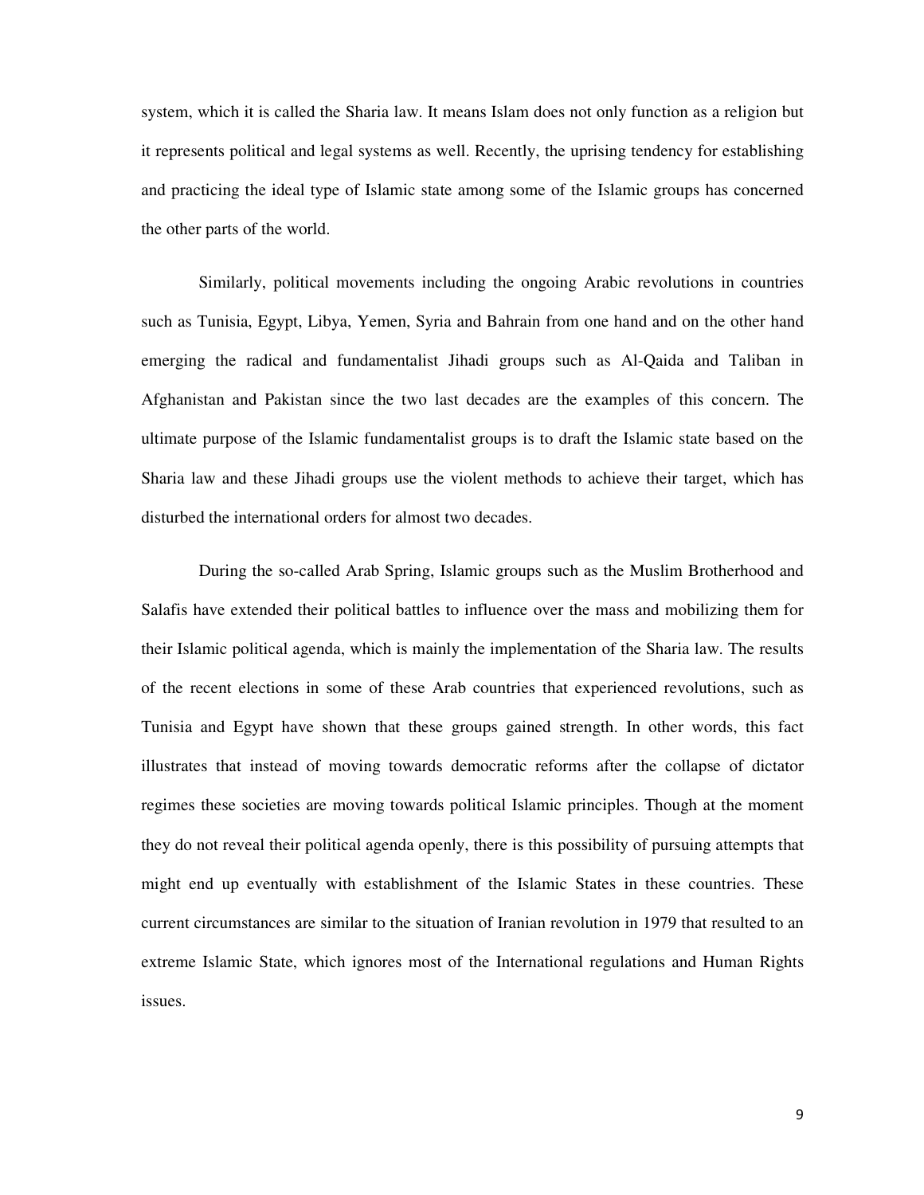system, which it is called the Sharia law. It means Islam does not only function as a religion but it represents political and legal systems as well. Recently, the uprising tendency for establishing and practicing the ideal type of Islamic state among some of the Islamic groups has concerned the other parts of the world.

Similarly, political movements including the ongoing Arabic revolutions in countries such as Tunisia, Egypt, Libya, Yemen, Syria and Bahrain from one hand and on the other hand emerging the radical and fundamentalist Jihadi groups such as Al-Qaida and Taliban in Afghanistan and Pakistan since the two last decades are the examples of this concern. The ultimate purpose of the Islamic fundamentalist groups is to draft the Islamic state based on the Sharia law and these Jihadi groups use the violent methods to achieve their target, which has disturbed the international orders for almost two decades.

During the so-called Arab Spring, Islamic groups such as the Muslim Brotherhood and Salafis have extended their political battles to influence over the mass and mobilizing them for their Islamic political agenda, which is mainly the implementation of the Sharia law. The results of the recent elections in some of these Arab countries that experienced revolutions, such as Tunisia and Egypt have shown that these groups gained strength. In other words, this fact illustrates that instead of moving towards democratic reforms after the collapse of dictator regimes these societies are moving towards political Islamic principles. Though at the moment they do not reveal their political agenda openly, there is this possibility of pursuing attempts that might end up eventually with establishment of the Islamic States in these countries. These current circumstances are similar to the situation of Iranian revolution in 1979 that resulted to an extreme Islamic State, which ignores most of the International regulations and Human Rights issues.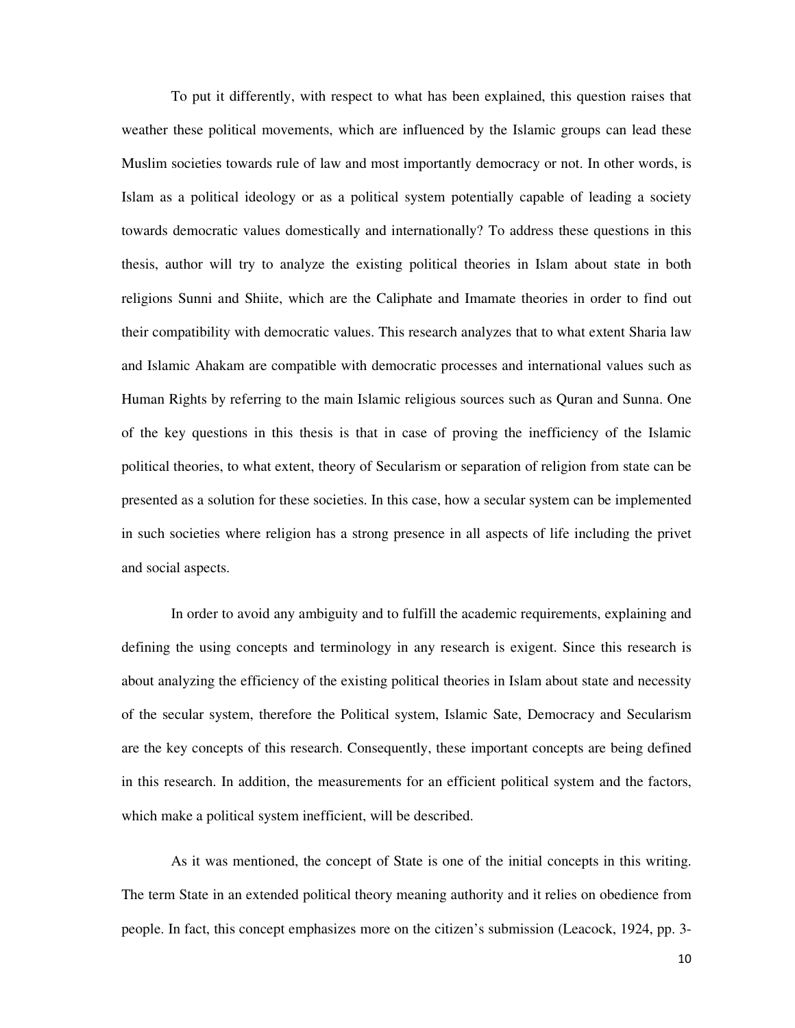To put it differently, with respect to what has been explained, this question raises that weather these political movements, which are influenced by the Islamic groups can lead these Muslim societies towards rule of law and most importantly democracy or not. In other words, is Islam as a political ideology or as a political system potentially capable of leading a society towards democratic values domestically and internationally? To address these questions in this thesis, author will try to analyze the existing political theories in Islam about state in both religions Sunni and Shiite, which are the Caliphate and Imamate theories in order to find out their compatibility with democratic values. This research analyzes that to what extent Sharia law and Islamic Ahakam are compatible with democratic processes and international values such as Human Rights by referring to the main Islamic religious sources such as Quran and Sunna. One of the key questions in this thesis is that in case of proving the inefficiency of the Islamic political theories, to what extent, theory of Secularism or separation of religion from state can be presented as a solution for these societies. In this case, how a secular system can be implemented in such societies where religion has a strong presence in all aspects of life including the privet and social aspects.

In order to avoid any ambiguity and to fulfill the academic requirements, explaining and defining the using concepts and terminology in any research is exigent. Since this research is about analyzing the efficiency of the existing political theories in Islam about state and necessity of the secular system, therefore the Political system, Islamic Sate, Democracy and Secularism are the key concepts of this research. Consequently, these important concepts are being defined in this research. In addition, the measurements for an efficient political system and the factors, which make a political system inefficient, will be described.

As it was mentioned, the concept of State is one of the initial concepts in this writing. The term State in an extended political theory meaning authority and it relies on obedience from people. In fact, this concept emphasizes more on the citizen's submission (Leacock, 1924, pp. 3-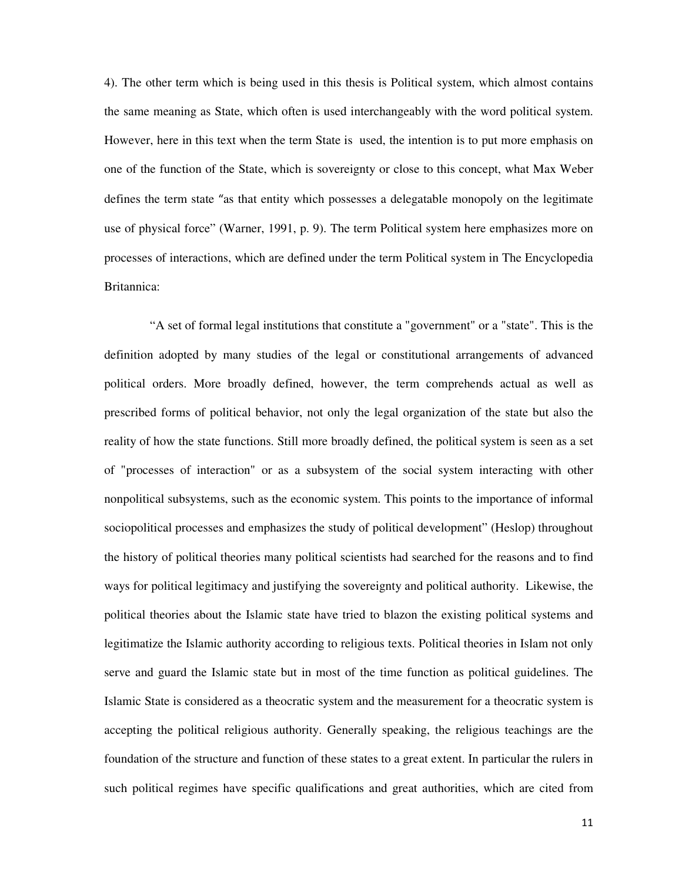4). The other term which is being used in this thesis is Political system, which almost contains the same meaning as State, which often is used interchangeably with the word political system. However, here in this text when the term State is used, the intention is to put more emphasis on one of the function of the State, which is sovereignty or close to this concept, what Max Weber defines the term state "as that entity which possesses a delegatable monopoly on the legitimate use of physical force" (Warner, 1991, p. 9). The term Political system here emphasizes more on processes of interactions, which are defined under the term Political system in The Encyclopedia Britannica:

"A set of formal legal institutions that constitute a "government" or a "state". This is the definition adopted by many studies of the legal or constitutional arrangements of advanced political orders. More broadly defined, however, the term comprehends actual as well as prescribed forms of political behavior, not only the legal organization of the state but also the reality of how the state functions. Still more broadly defined, the political system is seen as a set of "processes of interaction" or as a subsystem of the social system interacting with other nonpolitical subsystems, such as the economic system. This points to the importance of informal sociopolitical processes and emphasizes the study of political development" (Heslop) throughout the history of political theories many political scientists had searched for the reasons and to find ways for political legitimacy and justifying the sovereignty and political authority. Likewise, the political theories about the Islamic state have tried to blazon the existing political systems and legitimize the Islamic authority according to religious texts. Political theories in Islam not only serve and guard the Islamic state but in most of the time function as political guidelines. The Islamic State is considered as a theocratic system and the measurement for a theocratic system is accepting the political religious authority. Generally speaking, the religious teachings are the foundation of the structure and function of these states to a great extent. In particular the rulers in such political regimes have specific qualifications and great authorities, which are cited from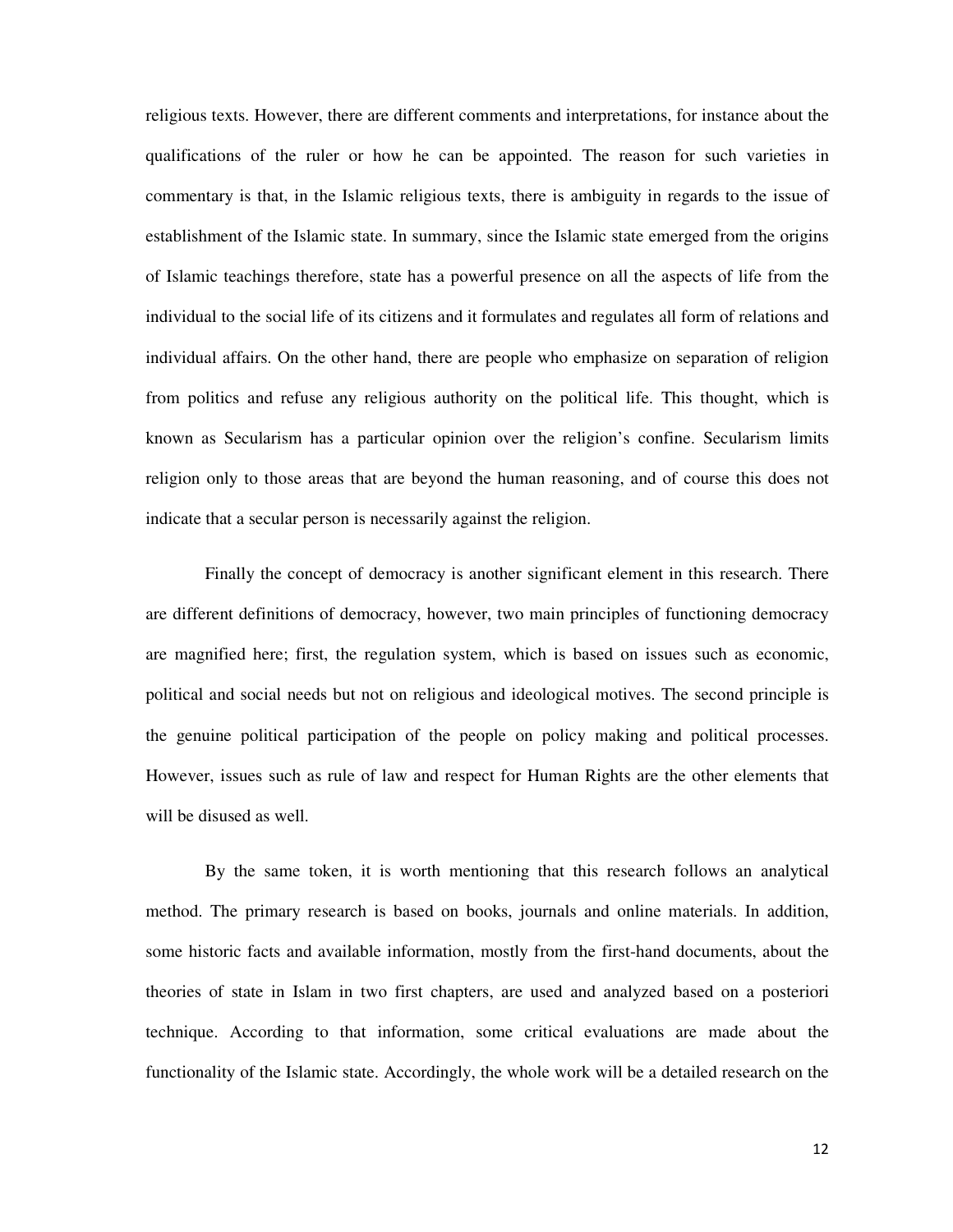religious texts. However, there are different comments and interpretations, for instance about the qualifications of the ruler or how he can be appointed. The reason for such varieties in commentary is that, in the Islamic religious texts, there is ambiguity in regards to the issue of establishment of the Islamic state. In summary, since the Islamic state emerged from the origins of Islamic teachings therefore, state has a powerful presence on all the aspects of life from the individual to the social life of its citizens and it formulates and regulates all form of relations and individual affairs. On the other hand, there are people who emphasize on separation of religion from politics and refuse any religious authority on the political life. This thought, which is known as Secularism has a particular opinion over the religion's confine. Secularism limits religion only to those areas that are beyond the human reasoning, and of course this does not indicate that a secular person is necessarily against the religion.

Finally the concept of democracy is another significant element in this research. There are different definitions of democracy, however, two main principles of functioning democracy are magnified here; first, the regulation system, which is based on issues such as economic, political and social needs but not on religious and ideological motives. The second principle is the genuine political participation of the people on policy making and political processes. However, issues such as rule of law and respect for Human Rights are the other elements that will be disused as well.

By the same token, it is worth mentioning that this research follows an analytical method. The primary research is based on books, journals and online materials. In addition, some historic facts and available information, mostly from the first-hand documents, about the theories of state in Islam in two first chapters, are used and analyzed based on a posteriori technique. According to that information, some critical evaluations are made about the functionality of the Islamic state. Accordingly, the whole work will be a detailed research on the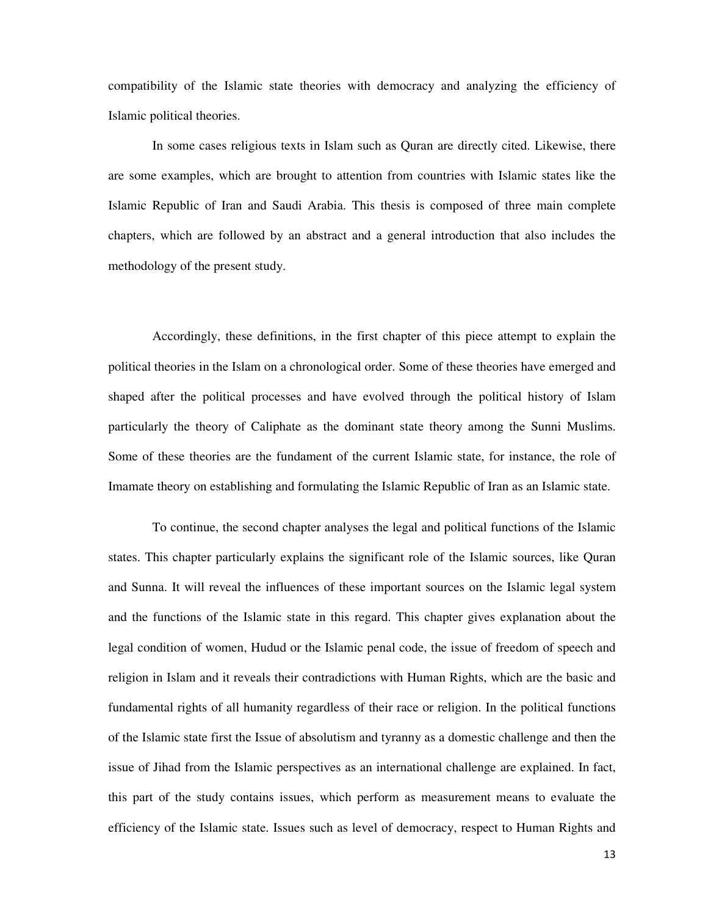compatibility of the Islamic state theories with democracy and analyzing the efficiency of Islamic political theories.

In some cases religious texts in Islam such as Quran are directly cited. Likewise, there are some examples, which are brought to attention from countries with Islamic states like the Islamic Republic of Iran and Saudi Arabia. This thesis is composed of three main complete chapters, which are followed by an abstract and a general introduction that also includes the methodology of the present study.

Accordingly, these definitions, in the first chapter of this piece attempt to explain the political theories in the Islam on a chronological order. Some of these theories have emerged and shaped after the political processes and have evolved through the political history of Islam particularly the theory of Caliphate as the dominant state theory among the Sunni Muslims. Some of these theories are the fundament of the current Islamic state, for instance, the role of Imamate theory on establishing and formulating the Islamic Republic of Iran as an Islamic state.

To continue, the second chapter analyses the legal and political functions of the Islamic states. This chapter particularly explains the significant role of the Islamic sources, like Quran and Sunna. It will reveal the influences of these important sources on the Islamic legal system and the functions of the Islamic state in this regard. This chapter gives explanation about the legal condition of women, Hudud or the Islamic penal code, the issue of freedom of speech and religion in Islam and it reveals their contradictions with Human Rights, which are the basic and fundamental rights of all humanity regardless of their race or religion. In the political functions of the Islamic state first the Issue of absolutism and tyranny as a domestic challenge and then the issue of Jihad from the Islamic perspectives as an international challenge are explained. In fact, this part of the study contains issues, which perform as measurement means to evaluate the efficiency of the Islamic state. Issues such as level of democracy, respect to Human Rights and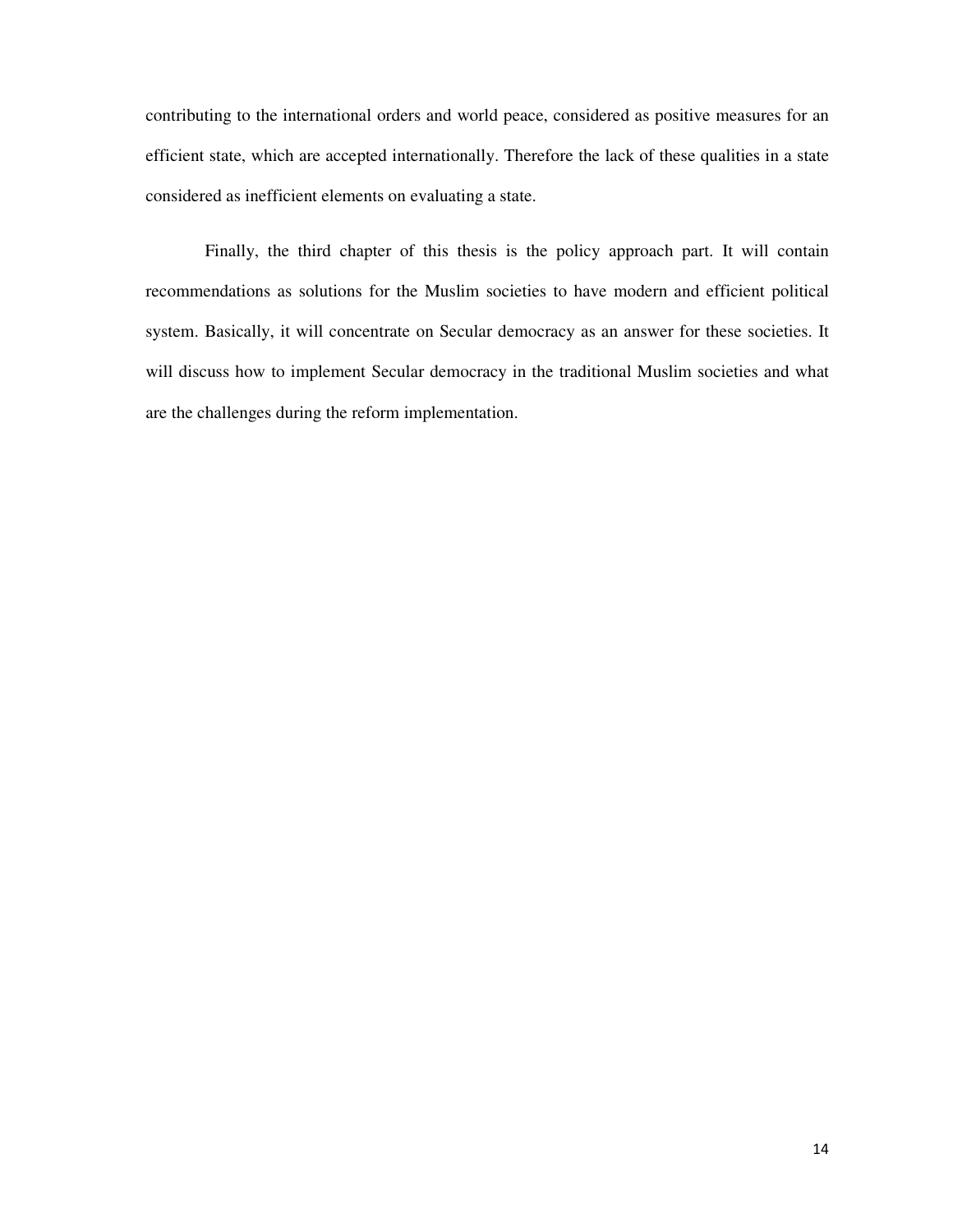contributing to the international orders and world peace, considered as positive measures for an efficient state, which are accepted internationally. Therefore the lack of these qualities in a state considered as inefficient elements on evaluating a state.

Finally, the third chapter of this thesis is the policy approach part. It will contain recommendations as solutions for the Muslim societies to have modern and efficient political system. Basically, it will concentrate on Secular democracy as an answer for these societies. It will discuss how to implement Secular democracy in the traditional Muslim societies and what are the challenges during the reform implementation.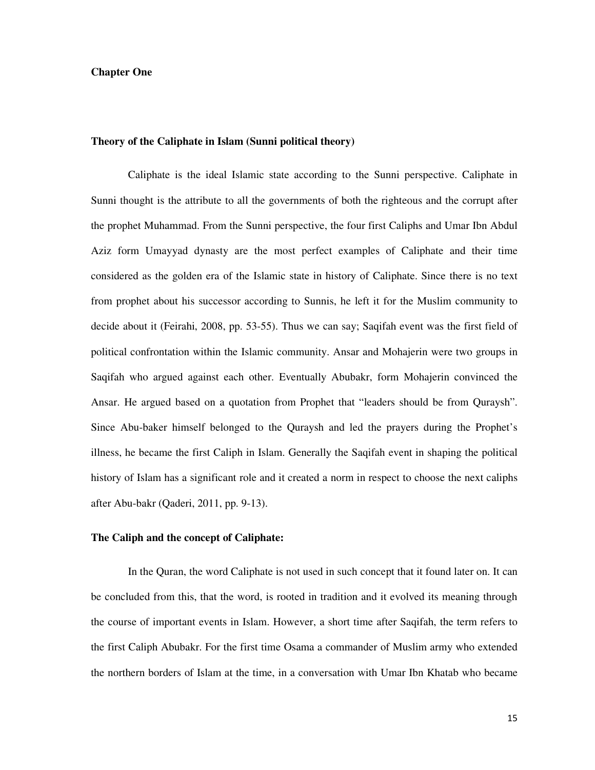# Chapter One

## Theory of the Caliphate in Islam (Sunni political theory)

Caliphate is the ideal Islamic state according to the Sunni perspective. Caliphate in Sunni thought is the attribute to all the governments of both the righteous and the corrupt after the prophet Muhammad. From the Sunni perspective, the four first Caliphs and Umar Ibn Abdul Aziz form Umayyad dynasty are the most perfect examples of Caliphate and their time considered as the golden era of the Islamic state in history of Caliphate. Since there is no text from prophet about his successor according to Sunnis, he left it for the Muslim community to decide about it (Feirahi, 2008, pp. 53-55). Thus we can say; Saqifah event was the first field of political confrontation within the Islamic community. Ansar and Mohajerin were two groups in Saqifah who argued against each other. Eventually Abubakr, form Mohajerin convinced the Ansar. He argued based on a quotation from Prophet that "leaders should be from Quraysh". Since Abu-baker himself belonged to the Quraysh and led the prayers during the Prophet's illness, he became the first Caliph in Islam. Generally the Saqifah event in shaping the political history of Islam has a significant role and it created a norm in respect to choose the next caliphs after Abu-bakr (Qaderi, 2011, pp. 9-13).

## The Caliph and the concept of Caliphate:

In the Quran, the word Caliphate is not used in such concept that it found later on. It can be concluded from this, that the word, is rooted in tradition and it evolved its meaning through the course of important events in Islam. However, a short time after Saqifah, the term refers to the first Caliph Abubakr. For the first time Osama a commander of Muslim army who extended the northern borders of Islam at the time, in a conversation with Umar Ibn Khatab who became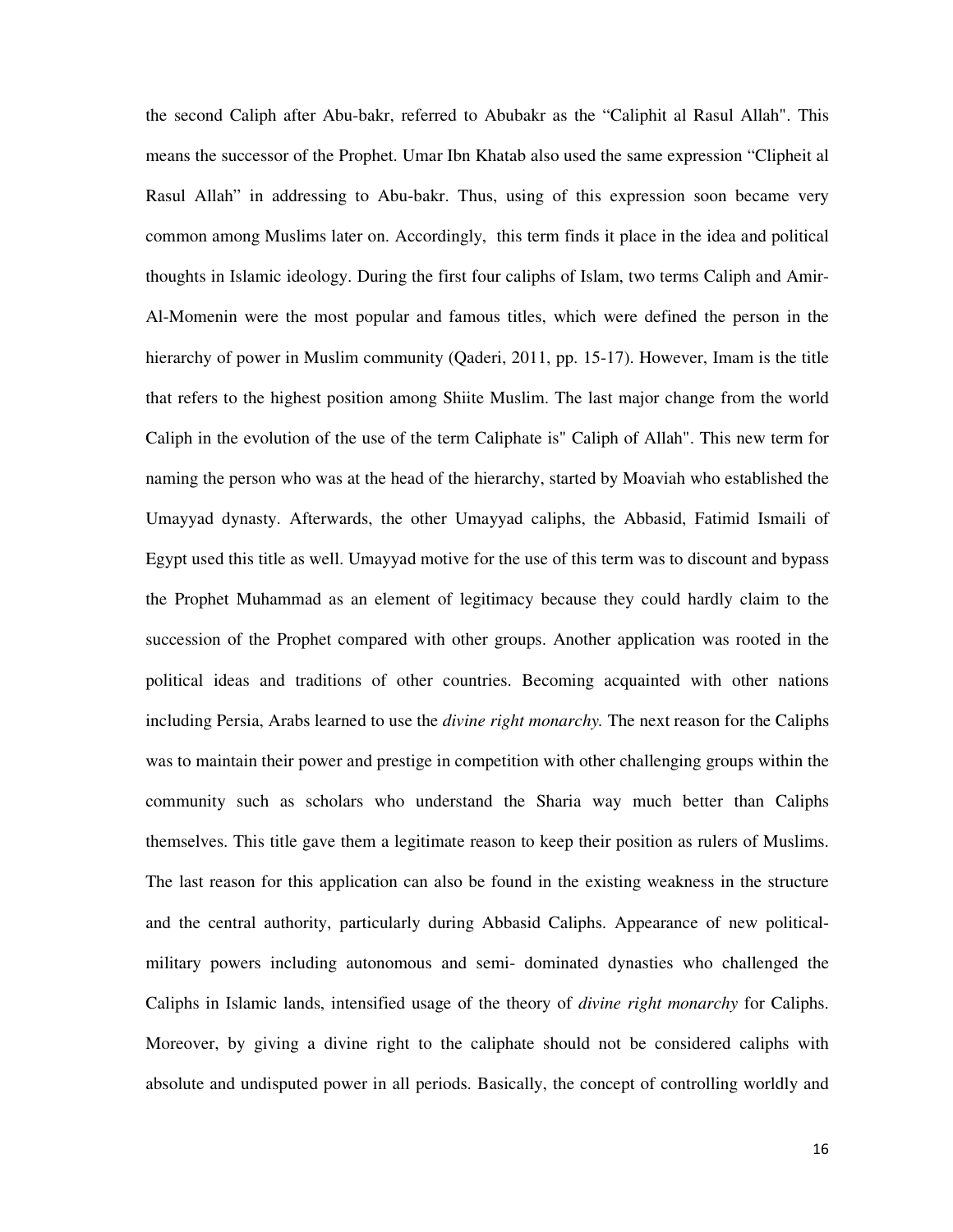the second Caliph after Abu-bakr, referred to Abubakr as the "Caliphit al Rasul Allah". This means the successor of the Prophet. Umar Ibn Khatab also used the same expression "Clipheit al Rasul Allah" in addressing to Abu-bakr. Thus, using of this expression soon became very common among Muslims later on. Accordingly, this term finds it place in the idea and political thoughts in Islamic ideology. During the first four caliphs of Islam, two terms Caliph and Amir-Al-Momenin were the most popular and famous titles, which were defined the person in the hierarchy of power in Muslim community (Qaderi, 2011, pp. 15-17). However, Imam is the title that refers to the highest position among Shiite Muslim. The last major change from the world Caliph in the evolution of the use of the term Caliphate is" Caliph of Allah". This new term for naming the person who was at the head of the hierarchy, started by Moaviah who established the Umayyad dynasty. Afterwards, the other Umayyad caliphs, the Abbasid, Fatimid Ismaili of Egypt used this title as well. Umayyad motive for the use of this term was to discount and bypass the Prophet Muhammad as an element of legitimacy because they could hardly claim to the succession of the Prophet compared with other groups. Another application was rooted in the political ideas and traditions of other countries. Becoming acquainted with other nations including Persia, Arabs learned to use the *divine right monarchy.* The next reason for the Caliphs was to maintain their power and prestige in competition with other challenging groups within the community such as scholars who understand the Sharia way much better than Caliphs themselves. This title gave them a legitimate reason to keep their position as rulers of Muslims. The last reason for this application can also be found in the existing weakness in the structure and the central authority, particularly during Abbasid Caliphs. Appearance of new political-military powers including autonomous and semi- dominated dynasties who challenged the Caliphs in Islamic lands, intensified usage of the theory of *divine right monarchy* for Caliphs. Moreover, by giving a divine right to the caliphate should not be considered caliphs with absolute and undisputed power in all periods. Basically, the concept of controlling worldly and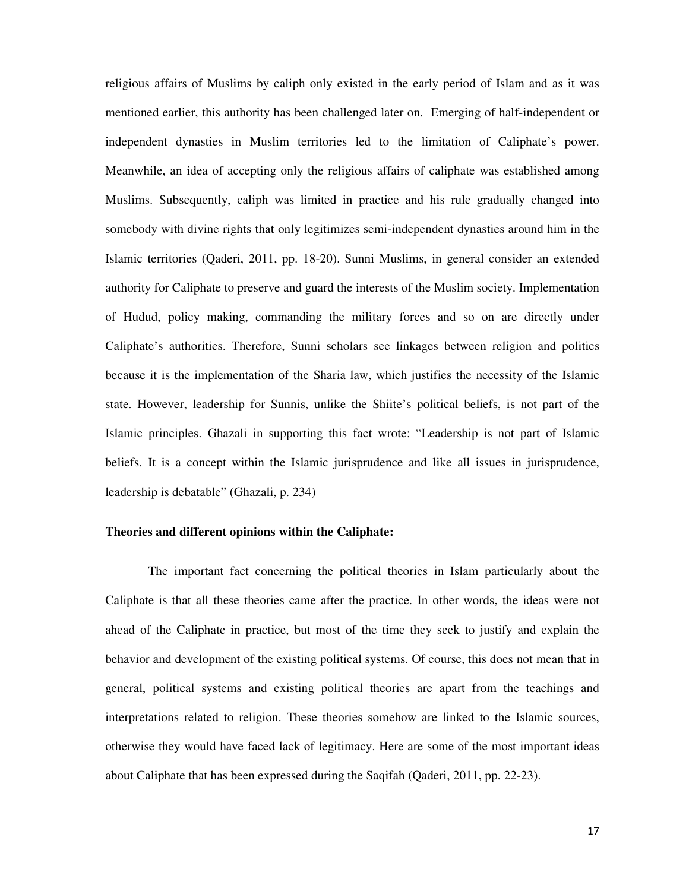religious affairs of Muslims by caliph only existed in the early period of Islam and as it was mentioned earlier, this authority has been challenged later on. Emerging of half-independent or independent dynasties in Muslim territories led to the limitation of Caliphate's power. Meanwhile, an idea of accepting only the religious affairs of caliphate was established among Muslims. Subsequently, caliph was limited in practice and his rule gradually changed into somebody with divine rights that only legitimizes semi-independent dynasties around him in the Islamic territories (Qaderi, 2011, pp. 18-20). Sunni Muslims, in general consider an extended authority for Caliphate to preserve and guard the interests of the Muslim society. Implementation of Hudud, policy making, commanding the military forces and so on are directly under Caliphate's authorities. Therefore, Sunni scholars see linkages between religion and politics because it is the implementation of the Sharia law, which justifies the necessity of the Islamic state. However, leadership for Sunnis, unlike the Shiite's political beliefs, is not part of the Islamic principles. Ghazali in supporting this fact wrote: "Leadership is not part of Islamic beliefs. It is a concept within the Islamic jurisprudence and like all issues in jurisprudence, leadership is debatable" (Ghazali, p. 234)

**Theories and different opinions within the Caliphate:**

The important fact concerning the political theories in Islam particularly about the Caliphate is that all these theories came after the practice. In other words, the ideas were not ahead of the Caliphate in practice, but most of the time they seek to justify and explain the behavior and development of the existing political systems. Of course, this does not mean that in general, political systems and existing political theories are apart from the teachings and interpretations related to religion. These theories somehow are linked to the Islamic sources, otherwise they would have faced lack of legitimacy. Here are some of the most important ideas about Caliphate that has been expressed during the Saqifah (Qaderi, 2011, pp. 22-23).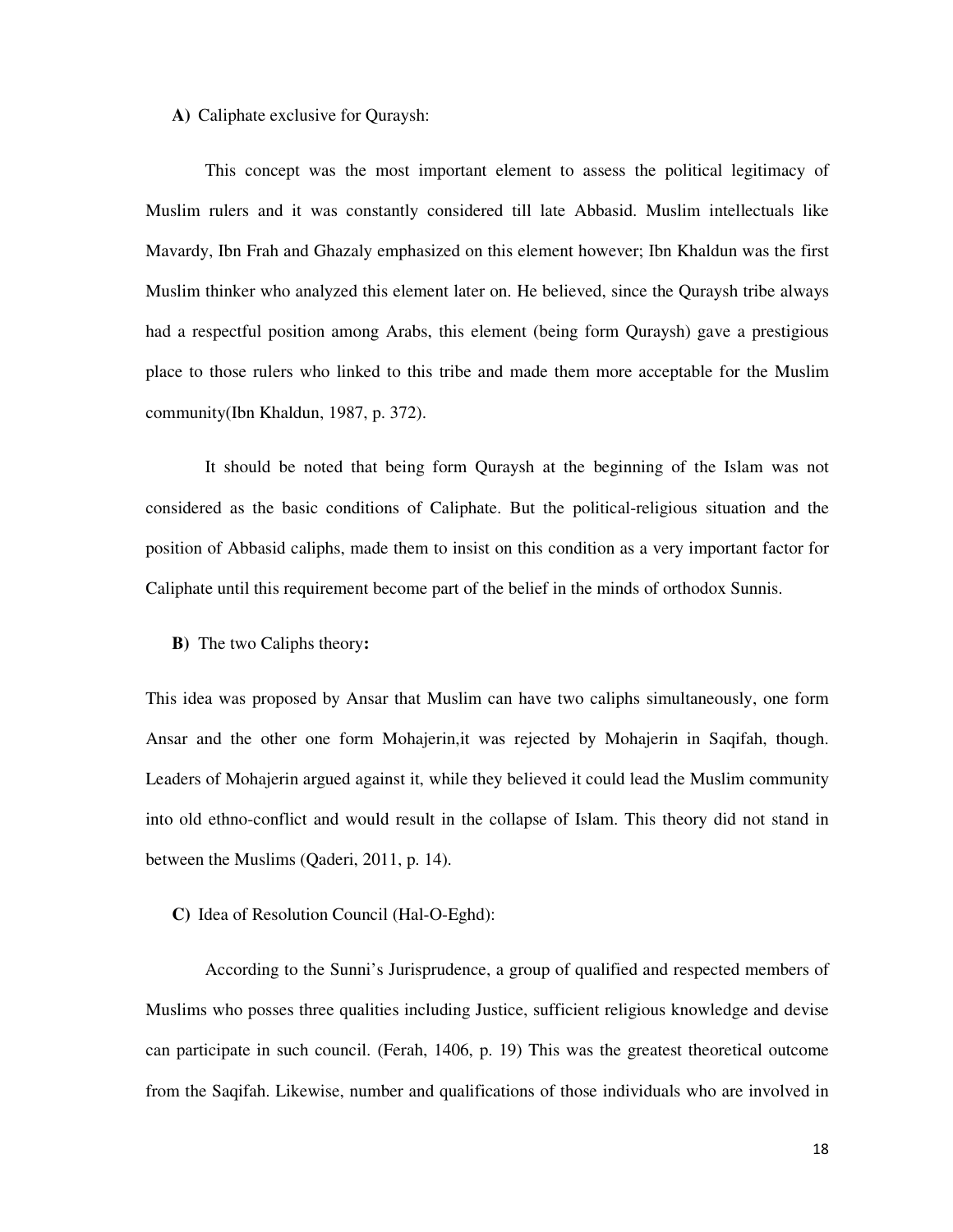**A)** Caliphate exclusive for Quraysh:

This concept was the most important element to assess the political legitimacy of Muslim rulers and it was constantly considered till late Abbasid. Muslim intellectuals like Mavardy, Ibn Frah and Ghazaly emphasized on this element however; Ibn Khaldun was the first Muslim thinker who analyzed this element later on. He believed, since the Quraysh tribe always had a respectful position among Arabs, this element (being form Quraysh) gave a prestigious place to those rulers who linked to this tribe and made them more acceptable for the Muslim community(Ibn Khaldun, 1987, p. 372).

It should be noted that being form Quraysh at the beginning of the Islam was not considered as the basic conditions of Caliphate. But the political-religious situation and the position of Abbasid caliphs, made them to insist on this condition as a very important factor for Caliphate until this requirement become part of the belief in the minds of orthodox Sunnis.

**B)** The two Caliphs theory**:**

This idea was proposed by Ansar that Muslim can have two caliphs simultaneously, one form Ansar and the other one form Mohajerin,it was rejected by Mohajerin in Saqifah, though. Leaders of Mohajerin argued against it, while they believed it could lead the Muslim community into old ethno-conflict and would result in the collapse of Islam. This theory did not stand in between the Muslims (Qaderi, 2011, p. 14).

**C)** Idea of Resolution Council (Hal-O-Eghd):

According to the Sunni's Jurisprudence, a group of qualified and respected members of Muslims who posses three qualities including Justice, sufficient religious knowledge and devise can participate in such council. (Ferah, 1406, p. 19) This was the greatest theoretical outcome from the Saqifah. Likewise, number and qualifications of those individuals who are involved in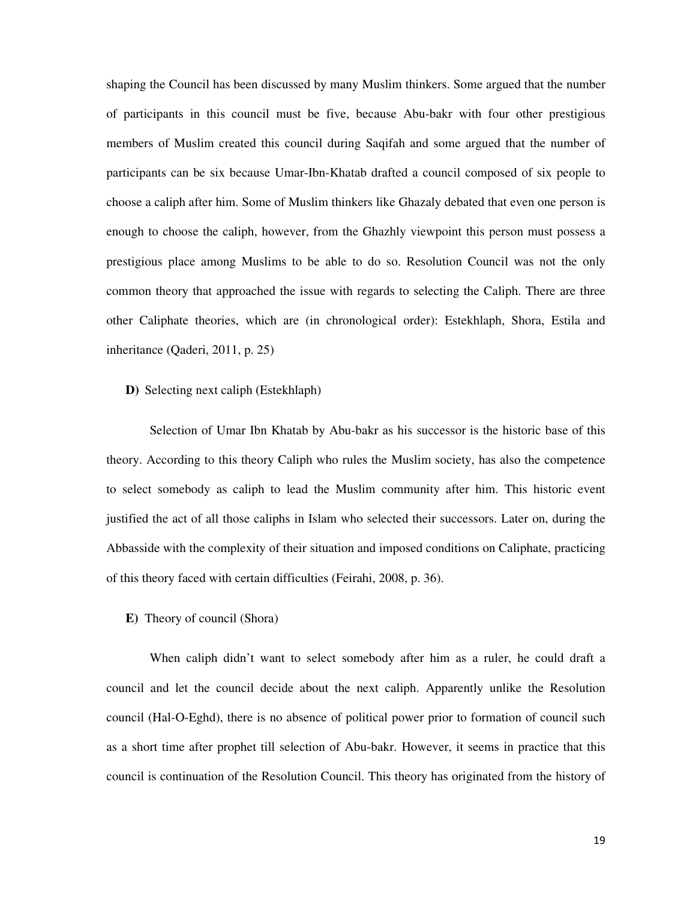shaping the Council has been discussed by many Muslim thinkers. Some argued that the number of participants in this council must be five, because Abu-bakr with four other prestigious members of Muslim created this council during Saqifah and some argued that the number of participants can be six because Umar-Ibn-Khatab drafted a council composed of six people to choose a caliph after him. Some of Muslim thinkers like Ghazaly debated that even one person is enough to choose the caliph, however, from the Ghazhly viewpoint this person must possess a prestigious place among Muslims to be able to do so. Resolution Council was not the only common theory that approached the issue with regards to selecting the Caliph. There are three other Caliphate theories, which are (in chronological order): Estekhlaph, Shora, Estila and inheritance (Qaderi, 2011, p. 25)

**D)** Selecting next caliph (Estekhlaph)

Selection of Umar Ibn Khatab by Abu-bakr as his successor is the historic base of this theory. According to this theory Caliph who rules the Muslim society, has also the competence to select somebody as caliph to lead the Muslim community after him. This historic event justified the act of all those caliphs in Islam who selected their successors. Later on, during the Abbasside with the complexity of their situation and imposed conditions on Caliphate, practicing of this theory faced with certain difficulties (Feirahi, 2008, p. 36).

**E)** Theory of council (Shora)

When caliph didn't want to select somebody after him as a ruler, he could draft a council and let the council decide about the next caliph. Apparently unlike the Resolution council (Hal-O-Eghd), there is no absence of political power prior to formation of council such as a short time after prophet till selection of Abu-bakr. However, it seems in practice that this council is continuation of the Resolution Council. This theory has originated from the history of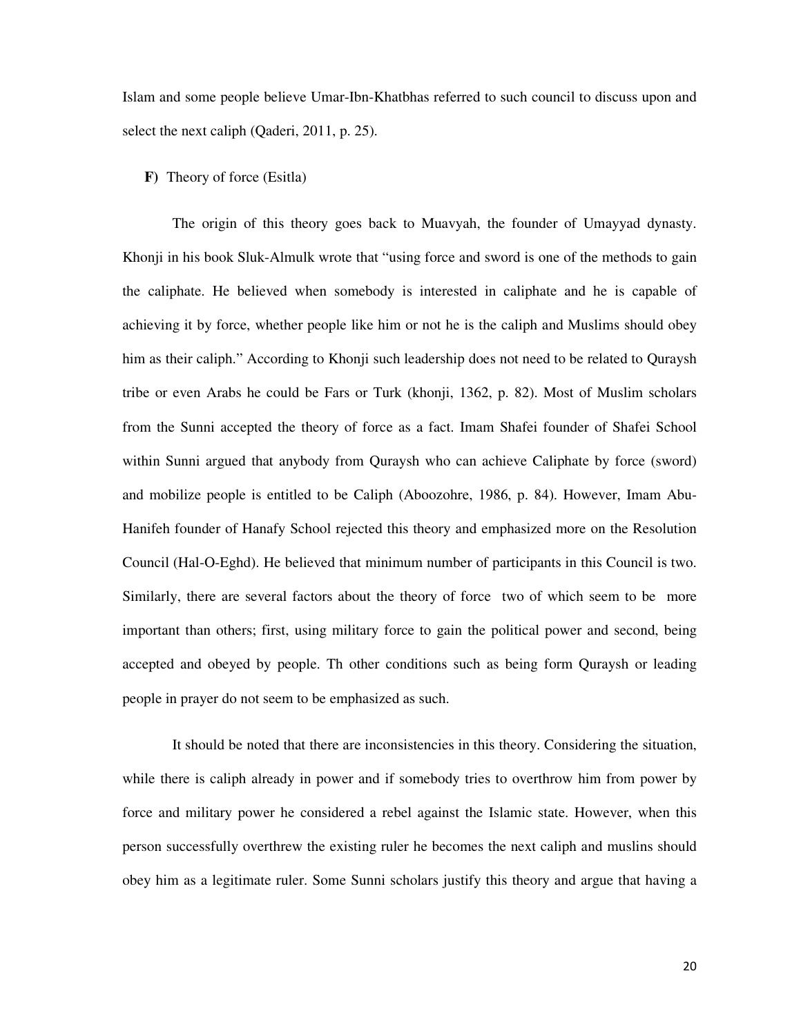Islam and some people believe Umar-Ibn-Khatbhas referred to such council to discuss upon and select the next caliph (Qaderi, 2011, p. 25).

**F)** Theory of force (Esitla)

The origin of this theory goes back to Muavyah, the founder of Umayyad dynasty. Khonji in his book Sluk-Almulk wrote that "using force and sword is one of the methods to gain the caliphate. He believed when somebody is interested in caliphate and he is capable of achieving it by force, whether people like him or not he is the caliph and Muslims should obey him as their caliph." According to Khonji such leadership does not need to be related to Quraysh tribe or even Arabs he could be Fars or Turk (khonji, 1362, p. 82). Most of Muslim scholars from the Sunni accepted the theory of force as a fact. Imam Shafei founder of Shafei School within Sunni argued that anybody from Quraysh who can achieve Caliphate by force (sword) and mobilize people is entitled to be Caliph (Aboozohre, 1986, p. 84). However, Imam Abu-Hanifeh founder of Hanafy School rejected this theory and emphasized more on the Resolution Council (Hal-O-Eghd). He believed that minimum number of participants in this Council is two. Similarly, there are several factors about the theory of force two of which seem to be more important than others; first, using military force to gain the political power and second, being accepted and obeyed by people. Th other conditions such as being form Quraysh or leading people in prayer do not seem to be emphasized as such.

It should be noted that there are inconsistencies in this theory. Considering the situation, while there is caliph already in power and if somebody tries to overthrow him from power by force and military power he considered a rebel against the Islamic state. However, when this person successfully overthrew the existing ruler he becomes the next caliph and muslins should obey him as a legitimate ruler. Some Sunni scholars justify this theory and argue that having a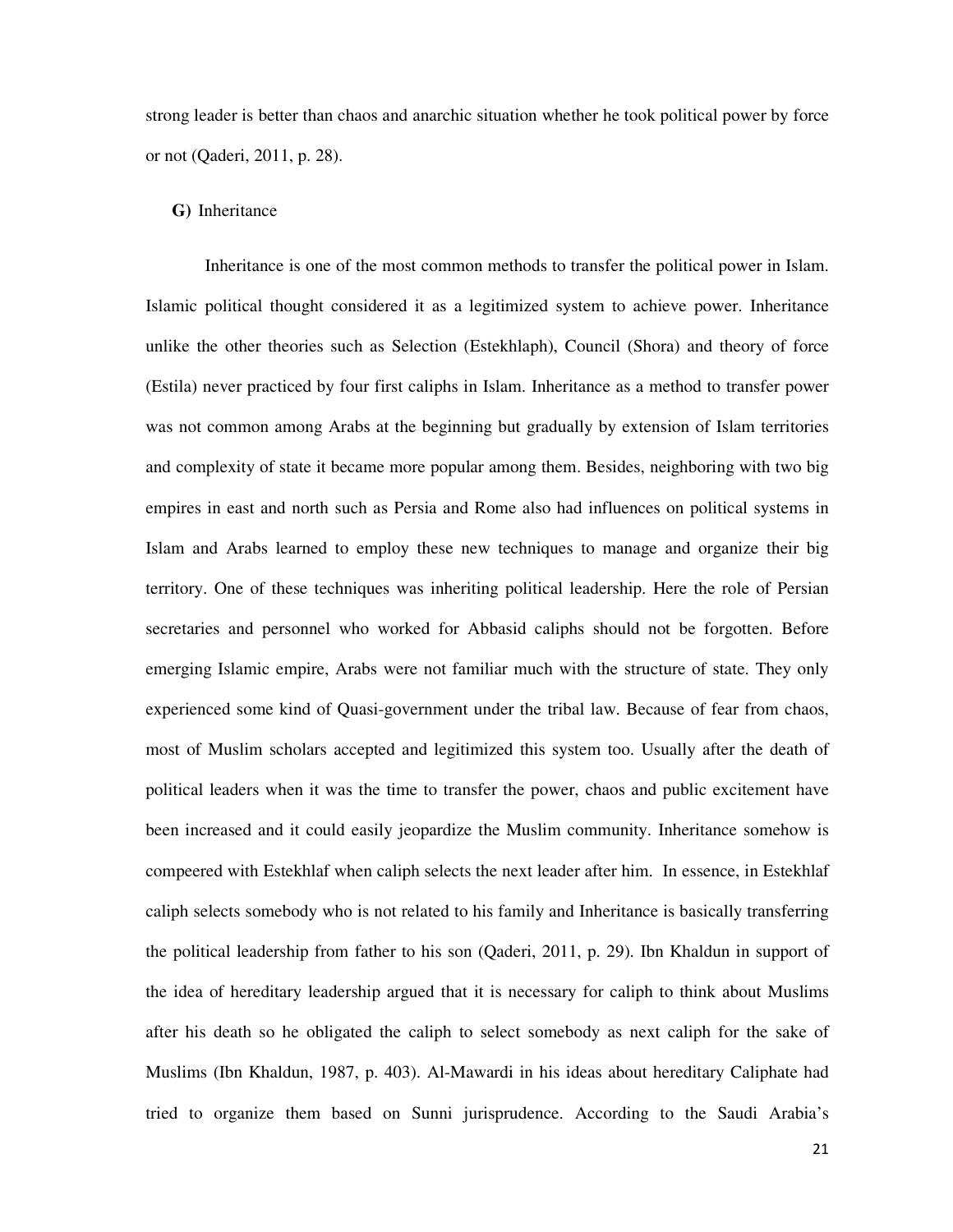strong leader is better than chaos and anarchic situation whether he took political power by force or not (Qaderi, 2011, p. 28).

**G)** Inheritance

Inheritance is one of the most common methods to transfer the political power in Islam. Islamic political thought considered it as a legitimized system to achieve power. Inheritance unlike the other theories such as Selection (Estekhlaph), Council (Shora) and theory of force (Estila) never practiced by four first caliphs in Islam. Inheritance as a method to transfer power was not common among Arabs at the beginning but gradually by extension of Islam territories and complexity of state it became more popular among them. Besides, neighboring with two big empires in east and north such as Persia and Rome also had influences on political systems in Islam and Arabs learned to employ these new techniques to manage and organize their big territory. One of these techniques was inheriting political leadership. Here the role of Persian secretaries and personnel who worked for Abbasid caliphs should not be forgotten. Before emerging Islamic empire, Arabs were not familiar much with the structure of state. They only experienced some kind of Quasi-government under the tribal law. Because of fear from chaos, most of Muslim scholars accepted and legitimized this system too. Usually after the death of political leaders when it was the time to transfer the power, chaos and public excitement have been increased and it could easily jeopardize the Muslim community. Inheritance somehow is compeered with Estekhlaf when caliph selects the next leader after him. In essence, in Estekhlaf caliph selects somebody who is not related to his family and Inheritance is basically transferring the political leadership from father to his son (Qaderi, 2011, p. 29). Ibn Khaldun in support of the idea of hereditary leadership argued that it is necessary for caliph to think about Muslims after his death so he obligated the caliph to select somebody as next caliph for the sake of Muslims (Ibn Khaldun, 1987, p. 403). Al-Mawardi in his ideas about hereditary Caliphate had tried to organize them based on Sunni jurisprudence. According to the Saudi Arabia's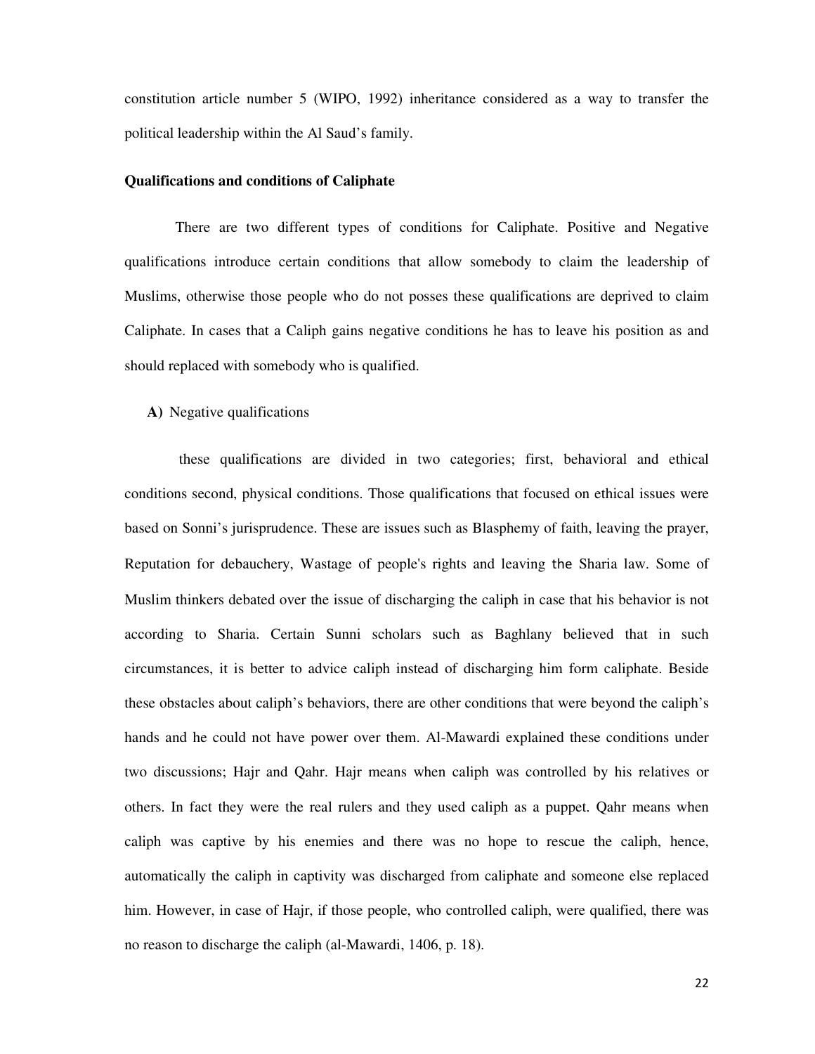constitution article number 5 (WIPO, 1992) inheritance considered as a way to transfer the political leadership within the Al Saud's family.

**Qualifications and conditions of Caliphate**

There are two different types of conditions for Caliphate. Positive and Negative qualifications introduce certain conditions that allow somebody to claim the leadership of Muslims, otherwise those people who do not posses these qualifications are deprived to claim Caliphate. In cases that a Caliph gains negative conditions he has to leave his position as and should replaced with somebody who is qualified.

**A)** Negative qualifications

these qualifications are divided in two categories; first, behavioral and ethical conditions second, physical conditions. Those qualifications that focused on ethical issues were based on Sonni's jurisprudence. These are issues such as Blasphemy of faith, leaving the prayer, Reputation for debauchery, Wastage of people's rights and leaving the Sharia law. Some of Muslim thinkers debated over the issue of discharging the caliph in case that his behavior is not according to Sharia. Certain Sunni scholars such as Baghlany believed that in such circumstances, it is better to advice caliph instead of discharging him form caliphate. Beside these obstacles about caliph's behaviors, there are other conditions that were beyond the caliph's hands and he could not have power over them. Al-Mawardi explained these conditions under two discussions; Hajr and Qahr. Hajr means when caliph was controlled by his relatives or others. In fact they were the real rulers and they used caliph as a puppet. Qahr means when caliph was captive by his enemies and there was no hope to rescue the caliph, hence, automatically the caliph in captivity was discharged from caliphate and someone else replaced him. However, in case of Hajr, if those people, who controlled caliph, were qualified, there was no reason to discharge the caliph (al-Mawardi, 1406, p. 18).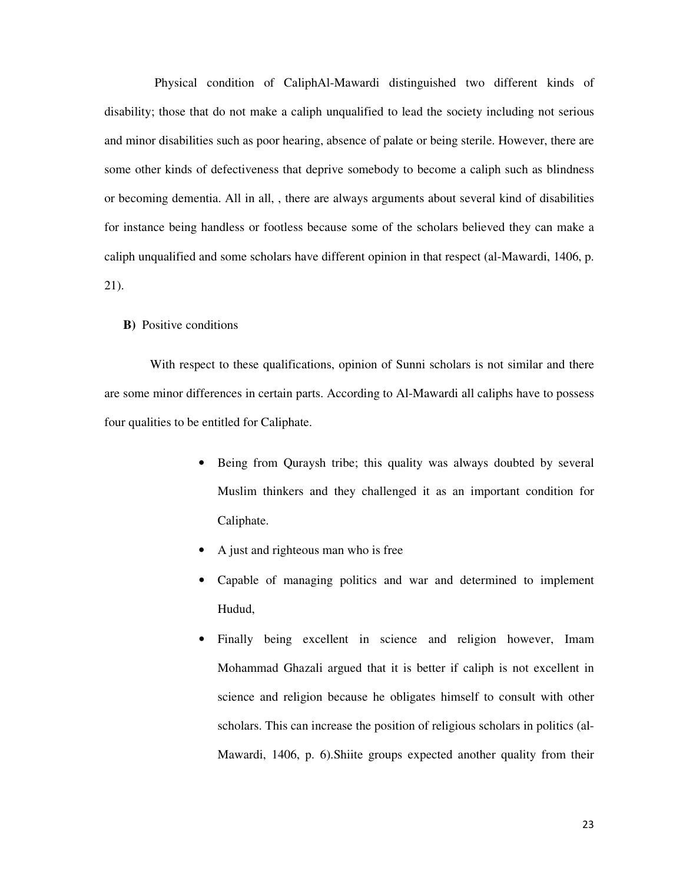Physical condition of CaliphAl-Mawardi distinguished two different kinds of disability; those that do not make a caliph unqualified to lead the society including not serious and minor disabilities such as poor hearing, absence of palate or being sterile. However, there are some other kinds of defectiveness that deprive somebody to become a caliph such as blindness or becoming dementia. All in all, , there are always arguments about several kind of disabilities for instance being handless or footless because some of the scholars believed they can make a caliph unqualified and some scholars have different opinion in that respect (al-Mawardi, 1406, p. 21).

**B)** Positive conditions

With respect to these qualifications, opinion of Sunni scholars is not similar and there are some minor differences in certain parts. According to Al-Mawardi all caliphs have to possess four qualities to be entitled for Caliphate.

- Being from Quraysh tribe; this quality was always doubted by several Muslim thinkers and they challenged it as an important condition for Caliphate.
- A just and righteous man who is free
- Capable of managing politics and war and determined to implement Hudud,
- Finally being excellent in science and religion however, Imam Mohammad Ghazali argued that it is better if caliph is not excellent in science and religion because he obligates himself to consult with other scholars. This can increase the position of religious scholars in politics (al-Mawardi, 1406, p. 6).Shiite groups expected another quality from their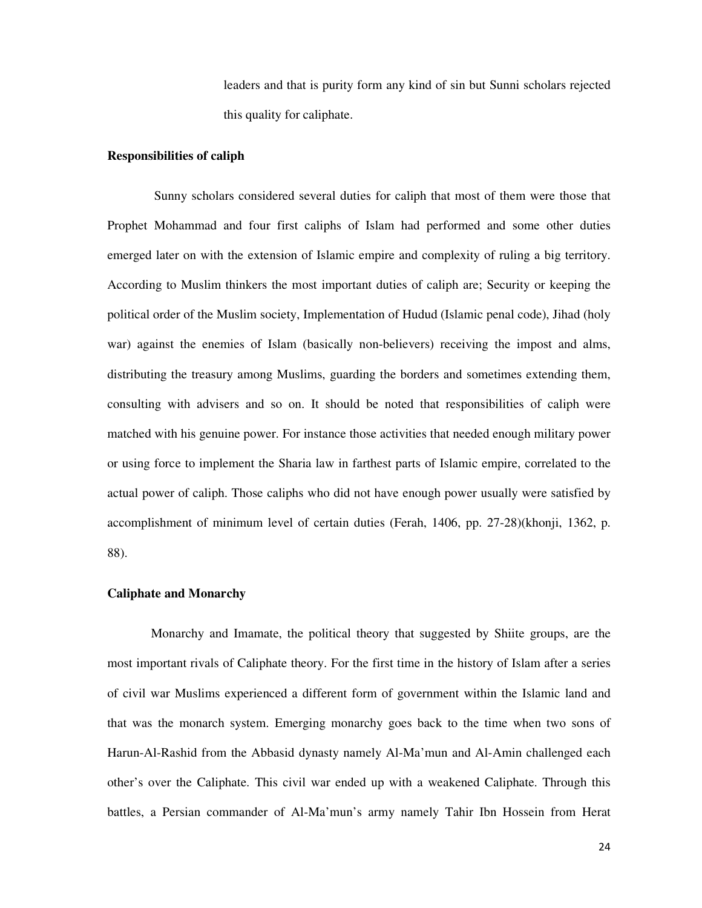leaders and that is purity form any kind of sin but Sunni scholars rejected this quality for caliphate.

**Responsibilities of caliph**

Sunny scholars considered several duties for caliph that most of them were those that Prophet Mohammad and four first caliphs of Islam had performed and some other duties emerged later on with the extension of Islamic empire and complexity of ruling a big territory. According to Muslim thinkers the most important duties of caliph are; Security or keeping the political order of the Muslim society, Implementation of Hudud (Islamic penal code), Jihad (holy war) against the enemies of Islam (basically non-believers) receiving the impost and alms, distributing the treasury among Muslims, guarding the borders and sometimes extending them, consulting with advisers and so on. It should be noted that responsibilities of caliph were matched with his genuine power. For instance those activities that needed enough military power or using force to implement the Sharia law in farthest parts of Islamic empire, correlated to the actual power of caliph. Those caliphs who did not have enough power usually were satisfied by accomplishment of minimum level of certain duties (Ferah, 1406, pp. 27-28)(khonji, 1362, p. 88).

**Caliphate and Monarchy**

Monarchy and Imamate, the political theory that suggested by Shiite groups, are the most important rivals of Caliphate theory. For the first time in the history of Islam after a series of civil war Muslims experienced a different form of government within the Islamic land and that was the monarch system. Emerging monarchy goes back to the time when two sons of Harun-Al-Rashid from the Abbasid dynasty namely Al-Ma'mun and Al-Amin challenged each other's over the Caliphate. This civil war ended up with a weakened Caliphate. Through this battles, a Persian commander of Al-Ma'mun's army namely Tahir Ibn Hossein from Herat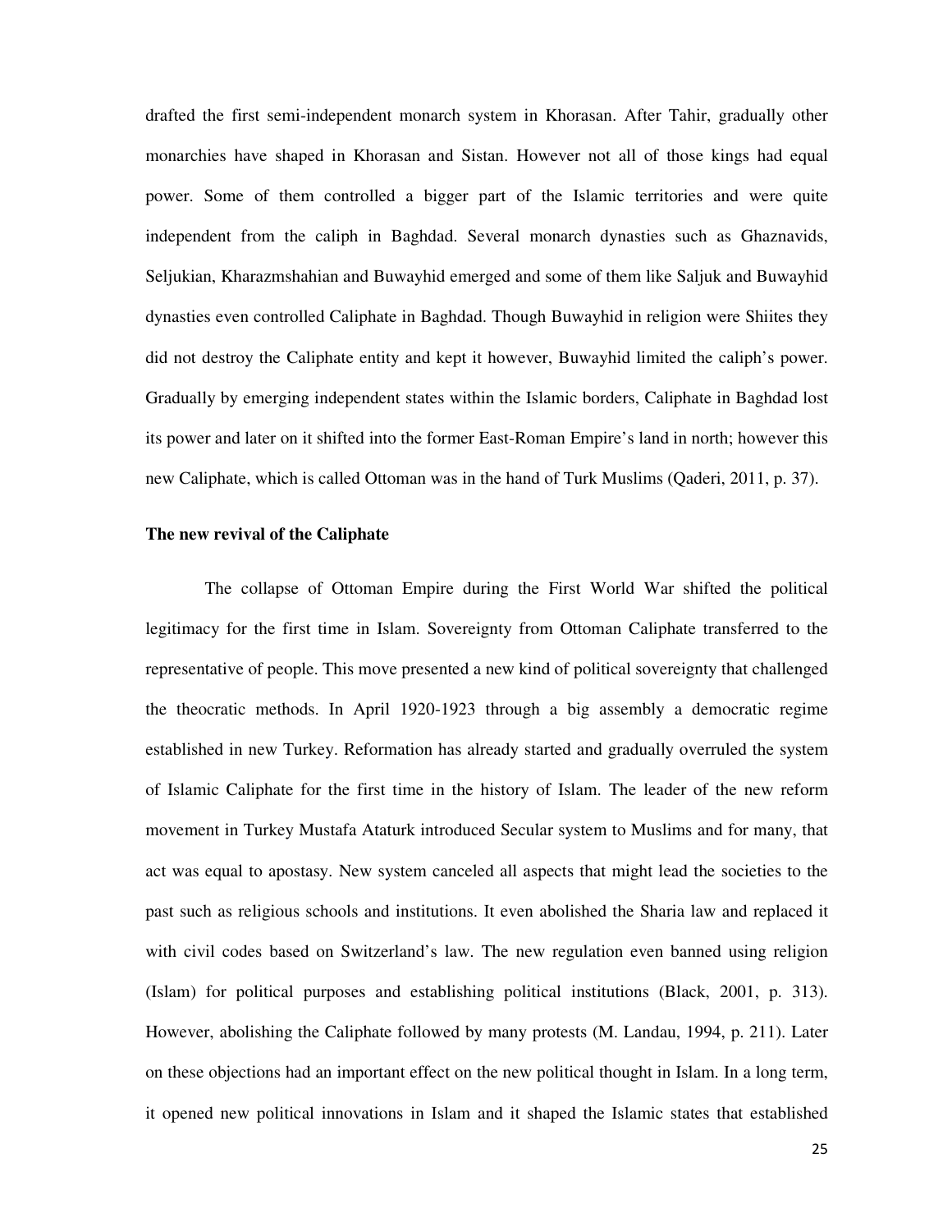drafted the first semi-independent monarch system in Khorasan. After Tahir, gradually other monarchies have shaped in Khorasan and Sistan. However not all of those kings had equal power. Some of them controlled a bigger part of the Islamic territories and were quite independent from the caliph in Baghdad. Several monarch dynasties such as Ghaznavids, Seljukian, Kharazmshahian and Buwayhid emerged and some of them like Saljuk and Buwayhid dynasties even controlled Caliphate in Baghdad. Though Buwayhid in religion were Shiites they did not destroy the Caliphate entity and kept it however, Buwayhid limited the caliph's power. Gradually by emerging independent states within the Islamic borders, Caliphate in Baghdad lost its power and later on it shifted into the former East-Roman Empire's land in north; however this new Caliphate, which is called Ottoman was in the hand of Turk Muslims (Qaderi, 2011, p. 37).

**The new revival of the Caliphate**

The collapse of Ottoman Empire during the First World War shifted the political legitimacy for the first time in Islam. Sovereignty from Ottoman Caliphate transferred to the representative of people. This move presented a new kind of political sovereignty that challenged the theocratic methods. In April 1920-1923 through a big assembly a democratic regime established in new Turkey. Reformation has already started and gradually overruled the system of Islamic Caliphate for the first time in the history of Islam. The leader of the new reform movement in Turkey Mustafa Ataturk introduced Secular system to Muslims and for many, that act was equal to apostasy. New system canceled all aspects that might lead the societies to the past such as religious schools and institutions. It even abolished the Sharia law and replaced it with civil codes based on Switzerland's law. The new regulation even banned using religion (Islam) for political purposes and establishing political institutions (Black, 2001, p. 313). However, abolishing the Caliphate followed by many protests (M. Landau, 1994, p. 211). Later on these objections had an important effect on the new political thought in Islam. In a long term, it opened new political innovations in Islam and it shaped the Islamic states that established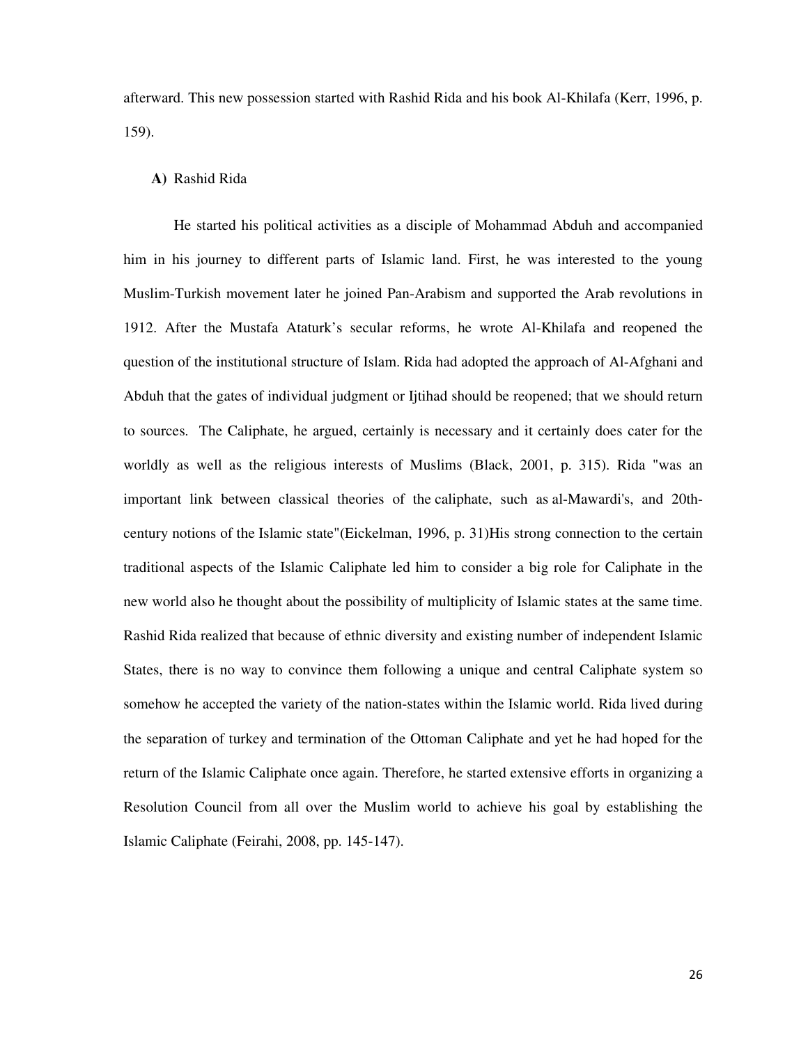afterward. This new possession started with Rashid Rida and his book Al-Khilafa (Kerr, 1996, p. 159).

**A)** Rashid Rida

He started his political activities as a disciple of Mohammad Abduh and accompanied him in his journey to different parts of Islamic land. First, he was interested to the young Muslim-Turkish movement later he joined Pan-Arabism and supported the Arab revolutions in 1912. After the Mustafa Ataturk's secular reforms, he wrote Al-Khilafa and reopened the question of the institutional structure of Islam. Rida had adopted the approach of Al-Afghani and Abduh that the gates of individual judgment or Ijtihad should be reopened; that we should return to sources. The Caliphate, he argued, certainly is necessary and it certainly does cater for the worldly as well as the religious interests of Muslims (Black, 2001, p. 315). Rida "was an important link between classical theories of the caliphate, such as al-Mawardi's, and 20th-century notions of the Islamic state"(Eickelman, 1996, p. 31)His strong connection to the certain traditional aspects of the Islamic Caliphate led him to consider a big role for Caliphate in the new world also he thought about the possibility of multiplicity of Islamic states at the same time. Rashid Rida realized that because of ethnic diversity and existing number of independent Islamic States, there is no way to convince them following a unique and central Caliphate system so somehow he accepted the variety of the nation-states within the Islamic world. Rida lived during the separation of turkey and termination of the Ottoman Caliphate and yet he had hoped for the return of the Islamic Caliphate once again. Therefore, he started extensive efforts in organizing a Resolution Council from all over the Muslim world to achieve his goal by establishing the Islamic Caliphate (Feirahi, 2008, pp. 145-147).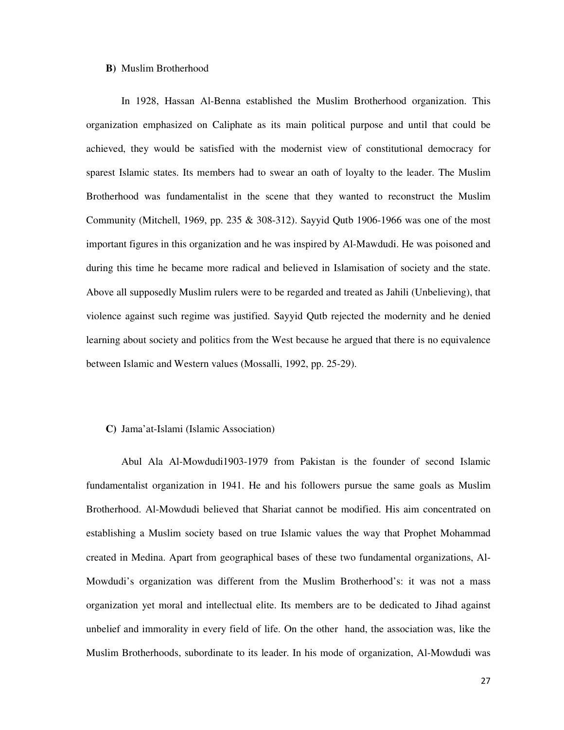**B)** Muslim Brotherhood

In 1928, Hassan Al-Benna established the Muslim Brotherhood organization. This organization emphasized on Caliphate as its main political purpose and until that could be achieved, they would be satisfied with the modernist view of constitutional democracy for sparest Islamic states. Its members had to swear an oath of loyalty to the leader. The Muslim Brotherhood was fundamentalist in the scene that they wanted to reconstruct the Muslim Community (Mitchell, 1969, pp. 235 & 308-312). Sayyid Qutb 1906-1966 was one of the most important figures in this organization and he was inspired by Al-Mawdudi. He was poisoned and during this time he became more radical and believed in Islamisation of society and the state. Above all supposedly Muslim rulers were to be regarded and treated as Jahili (Unbelieving), that violence against such regime was justified. Sayyid Qutb rejected the modernity and he denied learning about society and politics from the West because he argued that there is no equivalence between Islamic and Western values (Mossalli, 1992, pp. 25-29).

**C)** Jama'at-Islami (Islamic Association)

Abul Ala Al-Mowdudi1903-1979 from Pakistan is the founder of second Islamic fundamentalist organization in 1941. He and his followers pursue the same goals as Muslim Brotherhood. Al-Mowdudi believed that Shariat cannot be modified. His aim concentrated on establishing a Muslim society based on true Islamic values the way that Prophet Mohammad created in Medina. Apart from geographical bases of these two fundamental organizations, Al-Mowdudi's organization was different from the Muslim Brotherhood's: it was not a mass organization yet moral and intellectual elite. Its members are to be dedicated to Jihad against unbelief and immorality in every field of life. On the other hand, the association was, like the Muslim Brotherhoods, subordinate to its leader. In his mode of organization, Al-Mowdudi was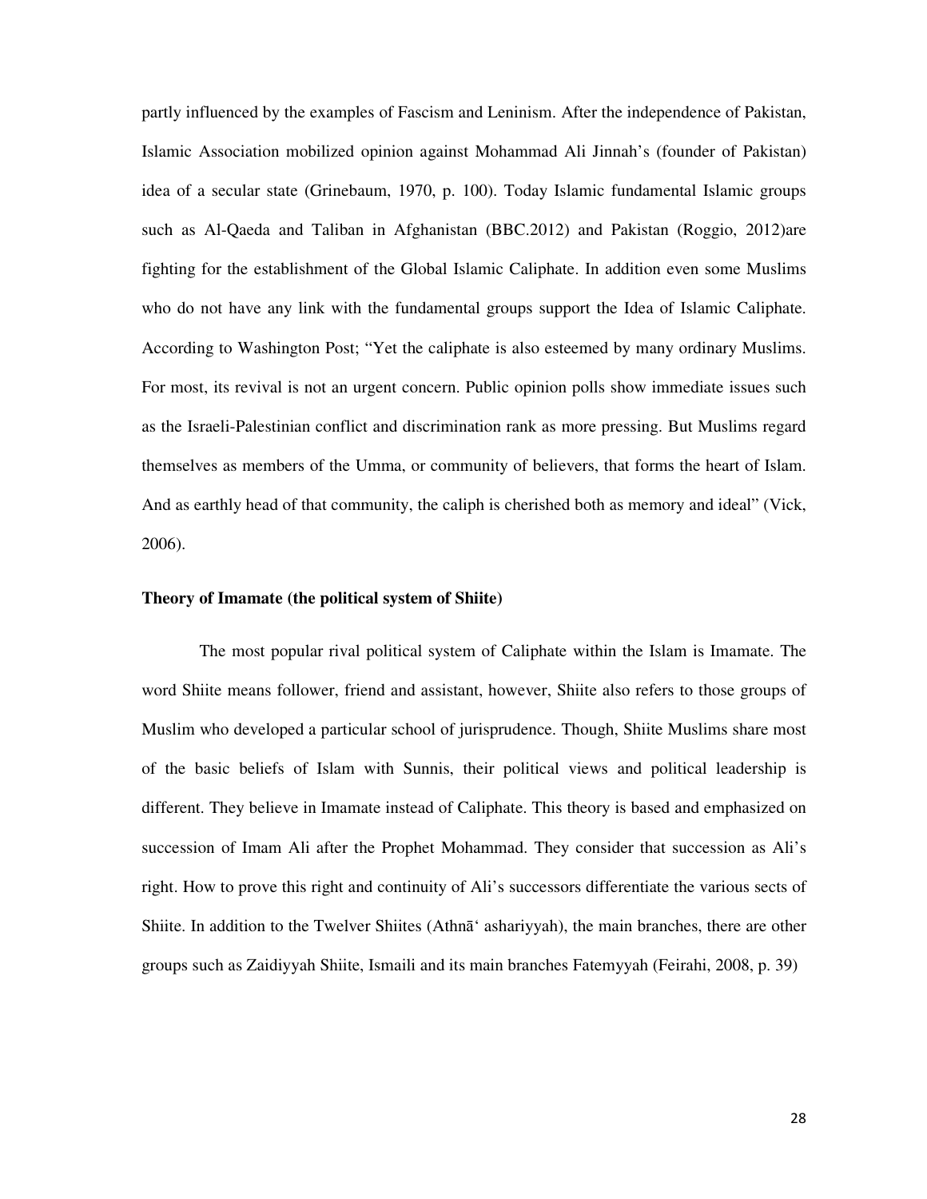partly influenced by the examples of Fascism and Leninism. After the independence of Pakistan, Islamic Association mobilized opinion against Mohammad Ali Jinnah's (founder of Pakistan) idea of a secular state (Grinebaum, 1970, p. 100). Today Islamic fundamental Islamic groups such as Al-Qaeda and Taliban in Afghanistan (BBC.2012) and Pakistan (Roggio, 2012)are fighting for the establishment of the Global Islamic Caliphate. In addition even some Muslims who do not have any link with the fundamental groups support the Idea of Islamic Caliphate. According to Washington Post; "Yet the caliphate is also esteemed by many ordinary Muslims. For most, its revival is not an urgent concern. Public opinion polls show immediate issues such as the Israeli-Palestinian conflict and discrimination rank as more pressing. But Muslims regard themselves as members of the Umma, or community of believers, that forms the heart of Islam. And as earthly head of that community, the caliph is cherished both as memory and ideal" (Vick, 2006).

**Theory of Imamate (the political system of Shiite)**

The most popular rival political system of Caliphate within the Islam is Imamate. The word Shiite means follower, friend and assistant, however, Shiite also refers to those groups of Muslim who developed a particular school of jurisprudence. Though, Shiite Muslims share most of the basic beliefs of Islam with Sunnis, their political views and political leadership is different. They believe in Imamate instead of Caliphate. This theory is based and emphasized on succession of Imam Ali after the Prophet Mohammad. They consider that succession as Ali's right. How to prove this right and continuity of Ali's successors differentiate the various sects of Shiite. In addition to the Twelver Shiites (Athnā' ashariyyah), the main branches, there are other groups such as Zaidiyyah Shiite, Ismaili and its main branches Fatemyyah (Feirahi, 2008, p. 39)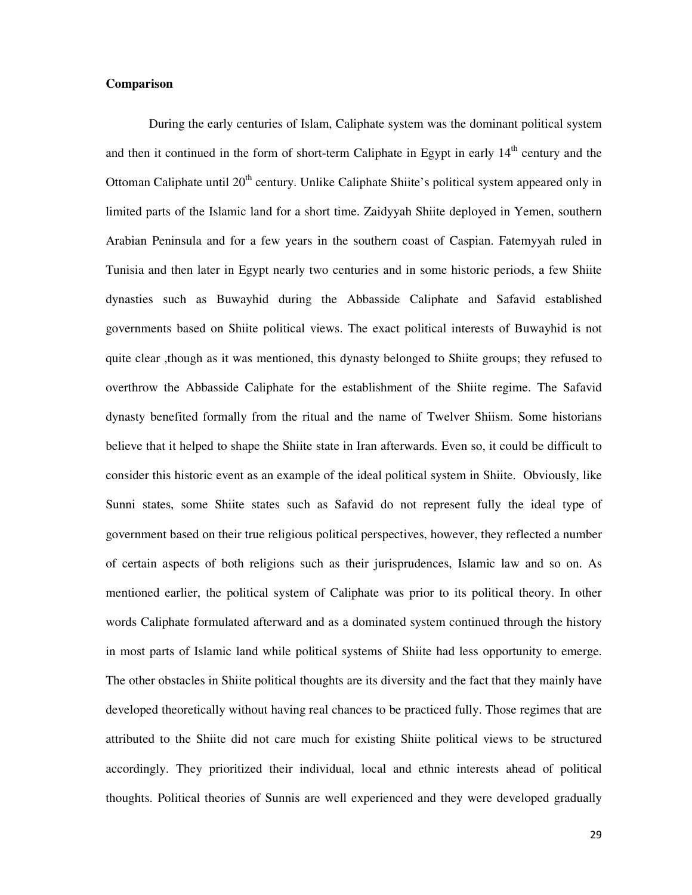**Comparison**

During the early centuries of Islam, Caliphate system was the dominant political system and then it continued in the form of short-term Caliphate in Egypt in early 14th century and the Ottoman Caliphate until 20th century. Unlike Caliphate Shiite's political system appeared only in limited parts of the Islamic land for a short time. Zaidyyah Shiite deployed in Yemen, southern Arabian Peninsula and for a few years in the southern coast of Caspian. Fatemyyah ruled in Tunisia and then later in Egypt nearly two centuries and in some historic periods, a few Shiite dynasties such as Buwayhid during the Abbasside Caliphate and Safavid established governments based on Shiite political views. The exact political interests of Buwayhid is not quite clear ,though as it was mentioned, this dynasty belonged to Shiite groups; they refused to overthrow the Abbasside Caliphate for the establishment of the Shiite regime. The Safavid dynasty benefited formally from the ritual and the name of Twelver Shiism. Some historians believe that it helped to shape the Shiite state in Iran afterwards. Even so, it could be difficult to consider this historic event as an example of the ideal political system in Shiite. Obviously, like Sunni states, some Shiite states such as Safavid do not represent fully the ideal type of government based on their true religious political perspectives, however, they reflected a number of certain aspects of both religions such as their jurisprudences, Islamic law and so on. As mentioned earlier, the political system of Caliphate was prior to its political theory. In other words Caliphate formulated afterward and as a dominated system continued through the history in most parts of Islamic land while political systems of Shiite had less opportunity to emerge. The other obstacles in Shiite political thoughts are its diversity and the fact that they mainly have developed theoretically without having real chances to be practiced fully. Those regimes that are attributed to the Shiite did not care much for existing Shiite political views to be structured accordingly. They prioritized their individual, local and ethnic interests ahead of political thoughts. Political theories of Sunnis are well experienced and they were developed gradually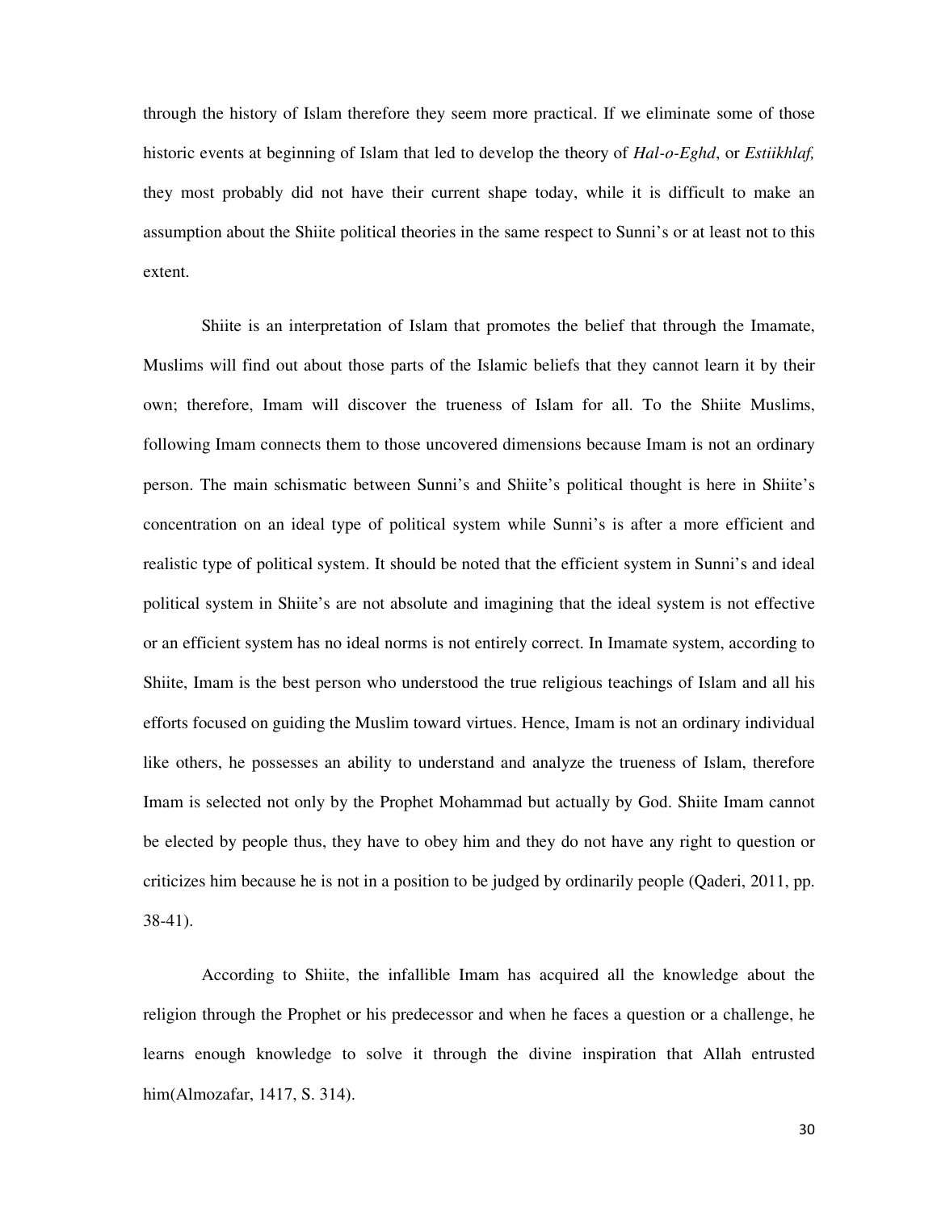through the history of Islam therefore they seem more practical. If we eliminate some of those historic events at beginning of Islam that led to develop the theory of *Hal-o-Eghd*, or *Estiikhlaf,* they most probably did not have their current shape today, while it is difficult to make an assumption about the Shiite political theories in the same respect to Sunni's or at least not to this extent.

Shiite is an interpretation of Islam that promotes the belief that through the Imamate, Muslims will find out about those parts of the Islamic beliefs that they cannot learn it by their own; therefore, Imam will discover the trueness of Islam for all. To the Shiite Muslims, following Imam connects them to those uncovered dimensions because Imam is not an ordinary person. The main schismatic between Sunni's and Shiite's political thought is here in Shiite's concentration on an ideal type of political system while Sunni's is after a more efficient and realistic type of political system. It should be noted that the efficient system in Sunni's and ideal political system in Shiite's are not absolute and imagining that the ideal system is not effective or an efficient system has no ideal norms is not entirely correct. In Imamate system, according to Shiite, Imam is the best person who understood the true religious teachings of Islam and all his efforts focused on guiding the Muslim toward virtues. Hence, Imam is not an ordinary individual like others, he possesses an ability to understand and analyze the trueness of Islam, therefore Imam is selected not only by the Prophet Mohammad but actually by God. Shiite Imam cannot be elected by people thus, they have to obey him and they do not have any right to question or criticizes him because he is not in a position to be judged by ordinarily people (Qaderi, 2011, pp. 38-41).

According to Shiite, the infallible Imam has acquired all the knowledge about the religion through the Prophet or his predecessor and when he faces a question or a challenge, he learns enough knowledge to solve it through the divine inspiration that Allah entrusted him(Almozafar, 1417, S. 314).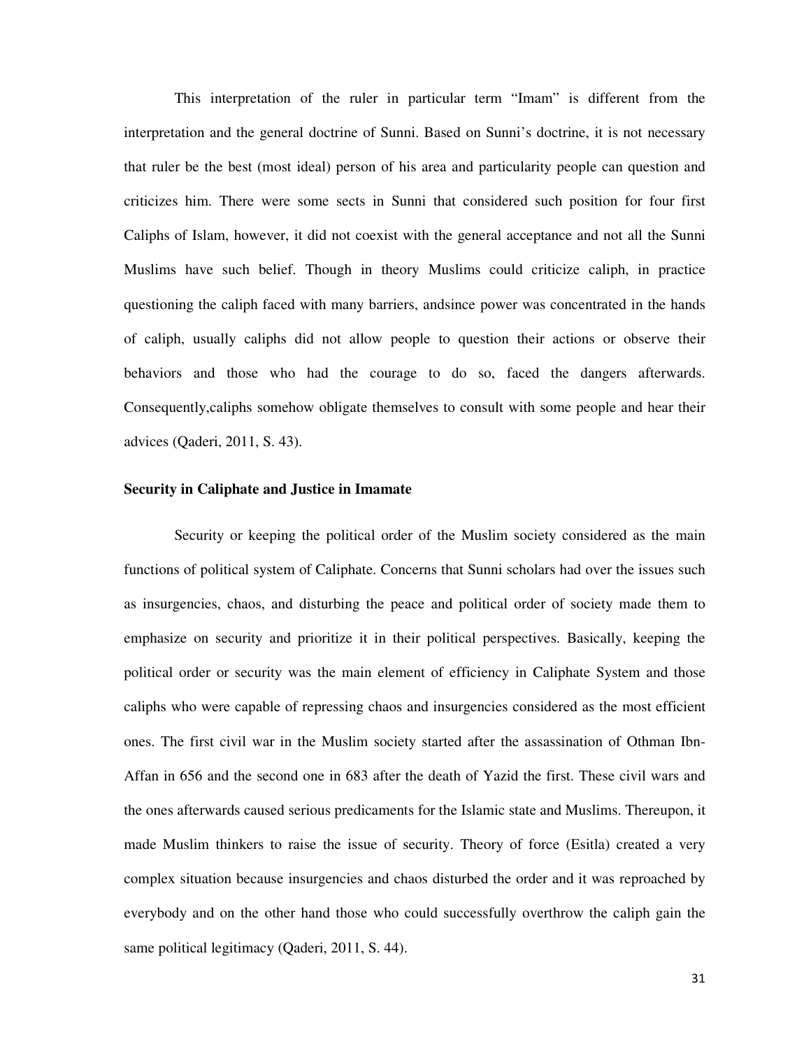This interpretation of the ruler in particular term "Imam" is different from the interpretation and the general doctrine of Sunni. Based on Sunni's doctrine, it is not necessary that ruler be the best (most ideal) person of his area and particularity people can question and criticizes him. There were some sects in Sunni that considered such position for four first Caliphs of Islam, however, it did not coexist with the general acceptance and not all the Sunni Muslims have such belief. Though in theory Muslims could criticize caliph, in practice questioning the caliph faced with many barriers, andsince power was concentrated in the hands of caliph, usually caliphs did not allow people to question their actions or observe their behaviors and those who had the courage to do so, faced the dangers afterwards. Consequently,caliphs somehow obligate themselves to consult with some people and hear their advices (Qaderi, 2011, S. 43).

**Security in Caliphate and Justice in Imamate**

Security or keeping the political order of the Muslim society considered as the main functions of political system of Caliphate. Concerns that Sunni scholars had over the issues such as insurgencies, chaos, and disturbing the peace and political order of society made them to emphasize on security and prioritize it in their political perspectives. Basically, keeping the political order or security was the main element of efficiency in Caliphate System and those caliphs who were capable of repressing chaos and insurgencies considered as the most efficient ones. The first civil war in the Muslim society started after the assassination of Othman Ibn-Affan in 656 and the second one in 683 after the death of Yazid the first. These civil wars and the ones afterwards caused serious predicaments for the Islamic state and Muslims. Thereupon, it made Muslim thinkers to raise the issue of security. Theory of force (Esitla) created a very complex situation because insurgencies and chaos disturbed the order and it was reproached by everybody and on the other hand those who could successfully overthrow the caliph gain the same political legitimacy (Qaderi, 2011, S. 44).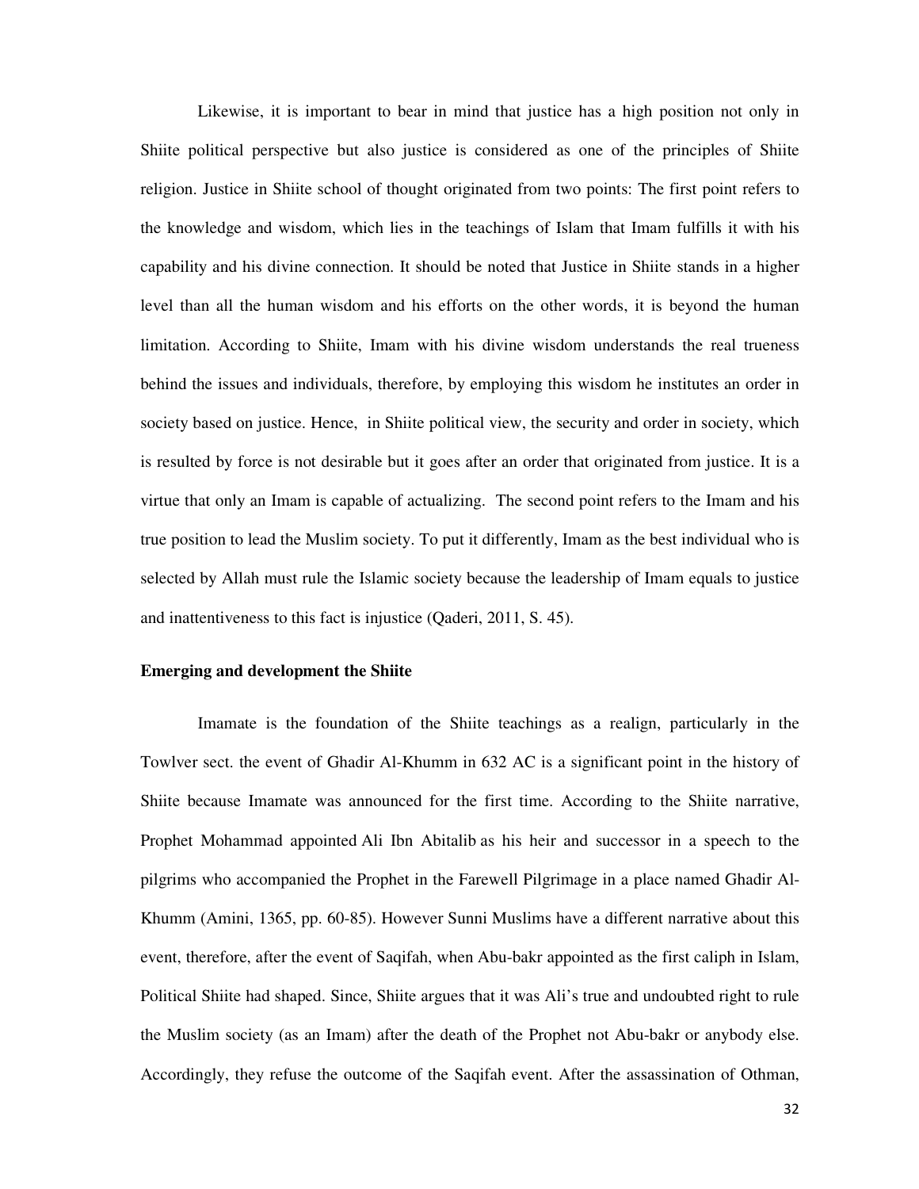Likewise, it is important to bear in mind that justice has a high position not only in Shiite political perspective but also justice is considered as one of the principles of Shiite religion. Justice in Shiite school of thought originated from two points: The first point refers to the knowledge and wisdom, which lies in the teachings of Islam that Imam fulfills it with his capability and his divine connection. It should be noted that Justice in Shiite stands in a higher level than all the human wisdom and his efforts on the other words, it is beyond the human limitation. According to Shiite, Imam with his divine wisdom understands the real trueness behind the issues and individuals, therefore, by employing this wisdom he institutes an order in society based on justice. Hence, in Shiite political view, the security and order in society, which is resulted by force is not desirable but it goes after an order that originated from justice. It is a virtue that only an Imam is capable of actualizing. The second point refers to the Imam and his true position to lead the Muslim society. To put it differently, Imam as the best individual who is selected by Allah must rule the Islamic society because the leadership of Imam equals to justice and inattentiveness to this fact is injustice (Qaderi, 2011, S. 45).

**Emerging and development the Shiite**

Imamate is the foundation of the Shiite teachings as a realign, particularly in the Towlver sect. the event of Ghadir Al-Khumm in 632 AC is a significant point in the history of Shiite because Imamate was announced for the first time. According to the Shiite narrative, Prophet Mohammad appointed Ali Ibn Abitalib as his heir and successor in a speech to the pilgrims who accompanied the Prophet in the Farewell Pilgrimage in a place named Ghadir Al-Khumm (Amini, 1365, pp. 60-85). However Sunni Muslims have a different narrative about this event, therefore, after the event of Saqifah, when Abu-bakr appointed as the first caliph in Islam, Political Shiite had shaped. Since, Shiite argues that it was Ali's true and undoubted right to rule the Muslim society (as an Imam) after the death of the Prophet not Abu-bakr or anybody else. Accordingly, they refuse the outcome of the Saqifah event. After the assassination of Othman,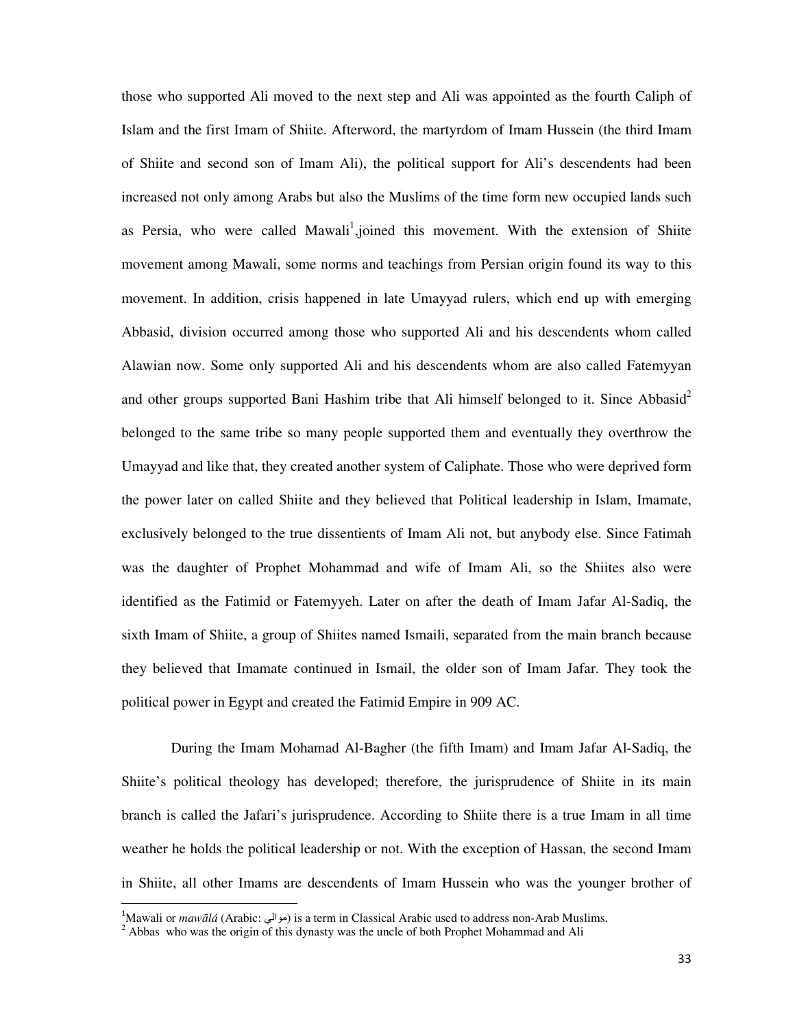those who supported Ali moved to the next step and Ali was appointed as the fourth Caliph of Islam and the first Imam of Shiite. Afterword, the martyrdom of Imam Hussein (the third Imam of Shiite and second son of Imam Ali), the political support for Ali's descendents had been increased not only among Arabs but also the Muslims of the time form new occupied lands such as Persia, who were called Mawali[1],joined this movement. With the extension of Shiite movement among Mawali, some norms and teachings from Persian origin found its way to this movement. In addition, crisis happened in late Umayyad rulers, which end up with emerging Abbasid, division occurred among those who supported Ali and his descendents whom called Alawian now. Some only supported Ali and his descendents whom are also called Fatemyyan and other groups supported Bani Hashim tribe that Ali himself belonged to it. Since Abbasid[2] belonged to the same tribe so many people supported them and eventually they overthrow the Umayyad and like that, they created another system of Caliphate. Those who were deprived form the power later on called Shiite and they believed that Political leadership in Islam, Imamate, exclusively belonged to the true dissentients of Imam Ali not, but anybody else. Since Fatimah was the daughter of Prophet Mohammad and wife of Imam Ali, so the Shiites also were identified as the Fatimid or Fatemyyeh. Later on after the death of Imam Jafar Al-Sadiq, the sixth Imam of Shiite, a group of Shiites named Ismaili, separated from the main branch because they believed that Imamate continued in Ismail, the older son of Imam Jafar. They took the political power in Egypt and created the Fatimid Empire in 909 AC.

During the Imam Mohamad Al-Bagher (the fifth Imam) and Imam Jafar Al-Sadiq, the Shiite's political theology has developed; therefore, the jurisprudence of Shiite in its main branch is called the Jafari's jurisprudence. According to Shiite there is a true Imam in all time weather he holds the political leadership or not. With the exception of Hassan, the second Imam in Shiite, all other Imams are descendents of Imam Hussein who was the younger brother of

---

[1]Mawali or *mawālá* (Arabic: موالي) is a term in Classical Arabic used to address non-Arab Muslims.

[2] Abbas who was the origin of this dynasty was the uncle of both Prophet Mohammad and Ali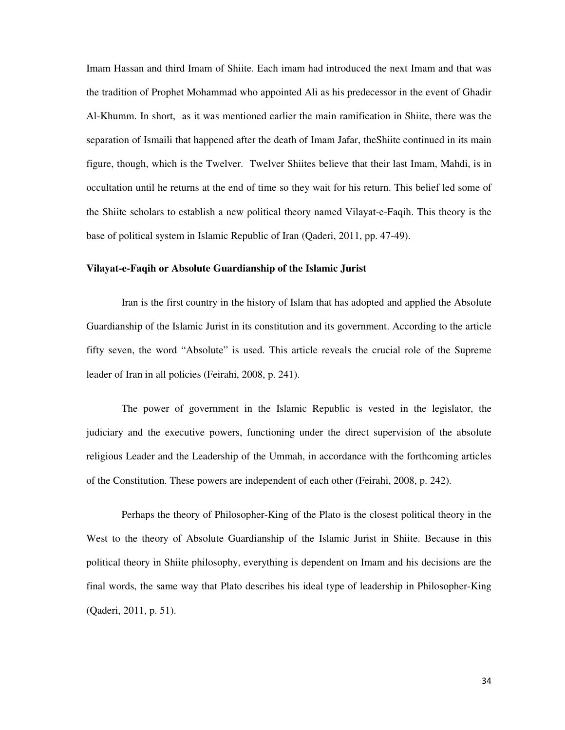Imam Hassan and third Imam of Shiite. Each imam had introduced the next Imam and that was the tradition of Prophet Mohammad who appointed Ali as his predecessor in the event of Ghadir Al-Khumm. In short, as it was mentioned earlier the main ramification in Shiite, there was the separation of Ismaili that happened after the death of Imam Jafar, theShiite continued in its main figure, though, which is the Twelver. Twelver Shiites believe that their last Imam, Mahdi, is in occultation until he returns at the end of time so they wait for his return. This belief led some of the Shiite scholars to establish a new political theory named Vilayat-e-Faqih. This theory is the base of political system in Islamic Republic of Iran (Qaderi, 2011, pp. 47-49).

**Vilayat-e-Faqih or Absolute Guardianship of the Islamic Jurist**

Iran is the first country in the history of Islam that has adopted and applied the Absolute Guardianship of the Islamic Jurist in its constitution and its government. According to the article fifty seven, the word “Absolute” is used. This article reveals the crucial role of the Supreme leader of Iran in all policies (Feirahi, 2008, p. 241).

The power of government in the Islamic Republic is vested in the legislator, the judiciary and the executive powers, functioning under the direct supervision of the absolute religious Leader and the Leadership of the Ummah, in accordance with the forthcoming articles of the Constitution. These powers are independent of each other (Feirahi, 2008, p. 242).

Perhaps the theory of Philosopher-King of the Plato is the closest political theory in the West to the theory of Absolute Guardianship of the Islamic Jurist in Shiite. Because in this political theory in Shiite philosophy, everything is dependent on Imam and his decisions are the final words, the same way that Plato describes his ideal type of leadership in Philosopher-King (Qaderi, 2011, p. 51).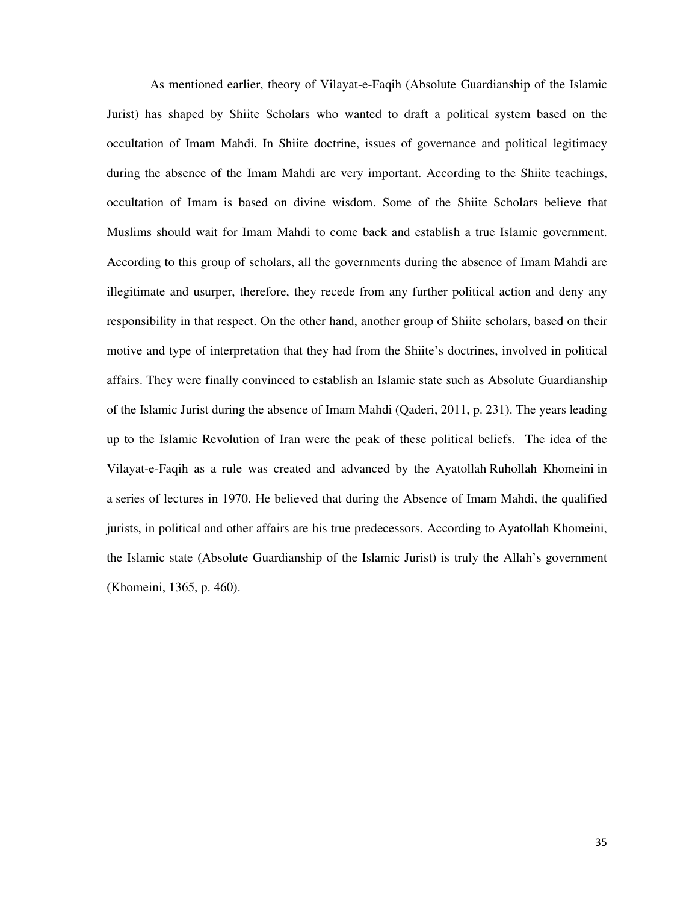As mentioned earlier, theory of Vilayat-e-Faqih (Absolute Guardianship of the Islamic Jurist) has shaped by Shiite Scholars who wanted to draft a political system based on the occultation of Imam Mahdi. In Shiite doctrine, issues of governance and political legitimacy during the absence of the Imam Mahdi are very important. According to the Shiite teachings, occultation of Imam is based on divine wisdom. Some of the Shiite Scholars believe that Muslims should wait for Imam Mahdi to come back and establish a true Islamic government. According to this group of scholars, all the governments during the absence of Imam Mahdi are illegitimate and usurper, therefore, they recede from any further political action and deny any responsibility in that respect. On the other hand, another group of Shiite scholars, based on their motive and type of interpretation that they had from the Shiite's doctrines, involved in political affairs. They were finally convinced to establish an Islamic state such as Absolute Guardianship of the Islamic Jurist during the absence of Imam Mahdi (Qaderi, 2011, p. 231). The years leading up to the Islamic Revolution of Iran were the peak of these political beliefs. The idea of the Vilayat-e-Faqih as a rule was created and advanced by the Ayatollah Ruhollah Khomeini in a series of lectures in 1970. He believed that during the Absence of Imam Mahdi, the qualified jurists, in political and other affairs are his true predecessors. According to Ayatollah Khomeini, the Islamic state (Absolute Guardianship of the Islamic Jurist) is truly the Allah's government (Khomeini, 1365, p. 460).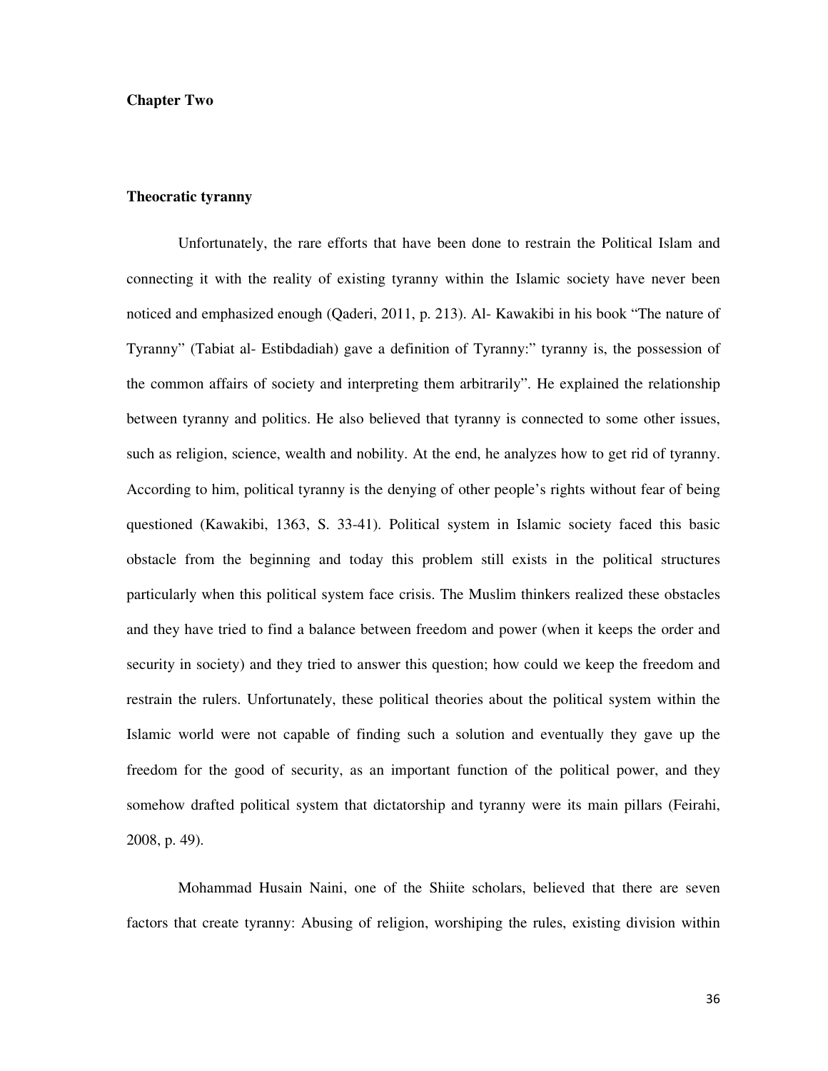# Chapter Two

## Theocratic tyranny

Unfortunately, the rare efforts that have been done to restrain the Political Islam and connecting it with the reality of existing tyranny within the Islamic society have never been noticed and emphasized enough (Qaderi, 2011, p. 213). Al- Kawakibi in his book "The nature of Tyranny" (Tabiat al- Estibdadiah) gave a definition of Tyranny:" tyranny is, the possession of the common affairs of society and interpreting them arbitrarily". He explained the relationship between tyranny and politics. He also believed that tyranny is connected to some other issues, such as religion, science, wealth and nobility. At the end, he analyzes how to get rid of tyranny. According to him, political tyranny is the denying of other people's rights without fear of being questioned (Kawakibi, 1363, S. 33-41). Political system in Islamic society faced this basic obstacle from the beginning and today this problem still exists in the political structures particularly when this political system face crisis. The Muslim thinkers realized these obstacles and they have tried to find a balance between freedom and power (when it keeps the order and security in society) and they tried to answer this question; how could we keep the freedom and restrain the rulers. Unfortunately, these political theories about the political system within the Islamic world were not capable of finding such a solution and eventually they gave up the freedom for the good of security, as an important function of the political power, and they somehow drafted political system that dictatorship and tyranny were its main pillars (Feirahi, 2008, p. 49).

Mohammad Husain Naini, one of the Shiite scholars, believed that there are seven factors that create tyranny: Abusing of religion, worshiping the rules, existing division within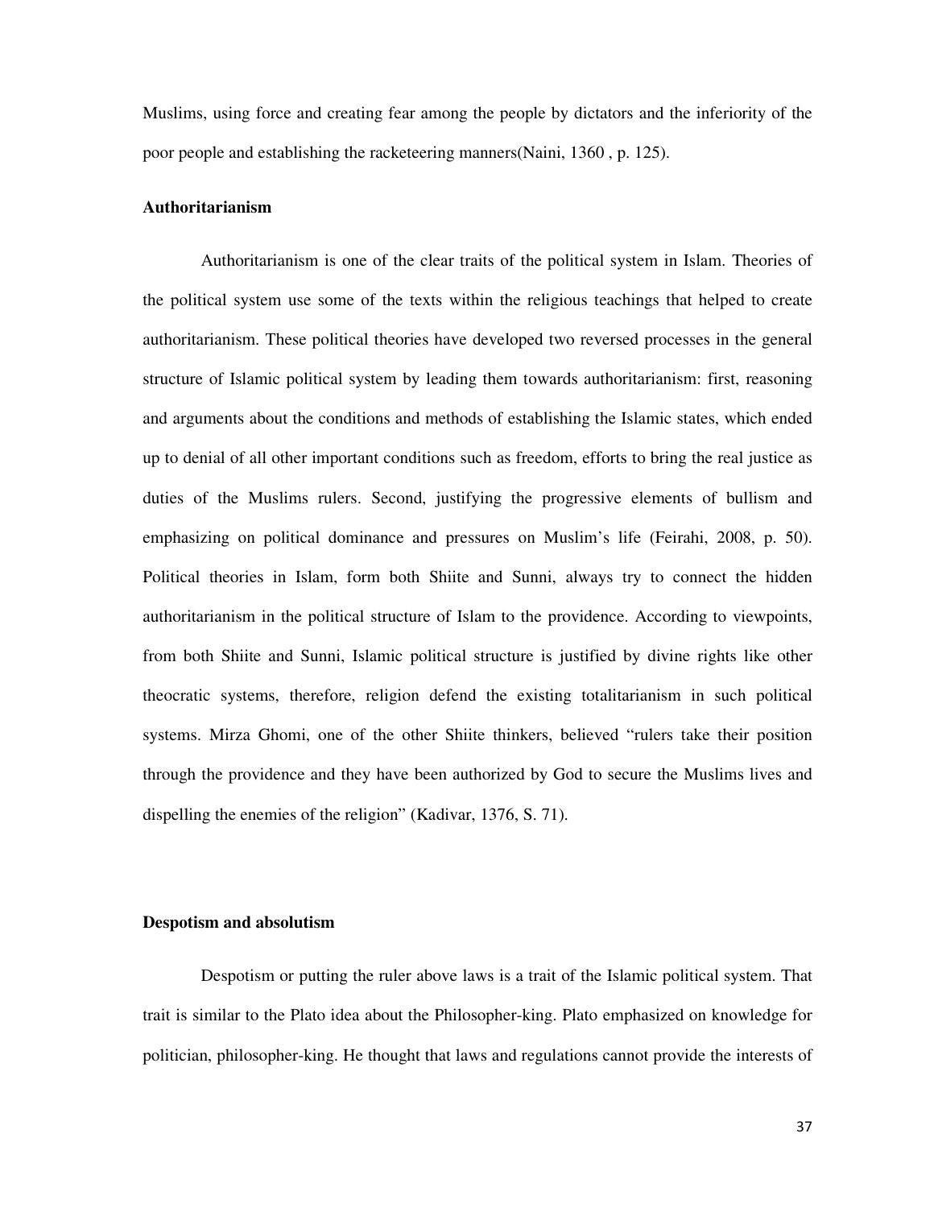Muslims, using force and creating fear among the people by dictators and the inferiority of the poor people and establishing the racketeering manners(Naini, 1360 , p. 125).

**Authoritarianism**

Authoritarianism is one of the clear traits of the political system in Islam. Theories of the political system use some of the texts within the religious teachings that helped to create authoritarianism. These political theories have developed two reversed processes in the general structure of Islamic political system by leading them towards authoritarianism: first, reasoning and arguments about the conditions and methods of establishing the Islamic states, which ended up to denial of all other important conditions such as freedom, efforts to bring the real justice as duties of the Muslims rulers. Second, justifying the progressive elements of bullism and emphasizing on political dominance and pressures on Muslim's life (Feirahi, 2008, p. 50). Political theories in Islam, form both Shiite and Sunni, always try to connect the hidden authoritarianism in the political structure of Islam to the providence. According to viewpoints, from both Shiite and Sunni, Islamic political structure is justified by divine rights like other theocratic systems, therefore, religion defend the existing totalitarianism in such political systems. Mirza Ghomi, one of the other Shiite thinkers, believed "rulers take their position through the providence and they have been authorized by God to secure the Muslims lives and dispelling the enemies of the religion" (Kadivar, 1376, S. 71).

**Despotism and absolutism**

Despotism or putting the ruler above laws is a trait of the Islamic political system. That trait is similar to the Plato idea about the Philosopher-king. Plato emphasized on knowledge for politician, philosopher-king. He thought that laws and regulations cannot provide the interests of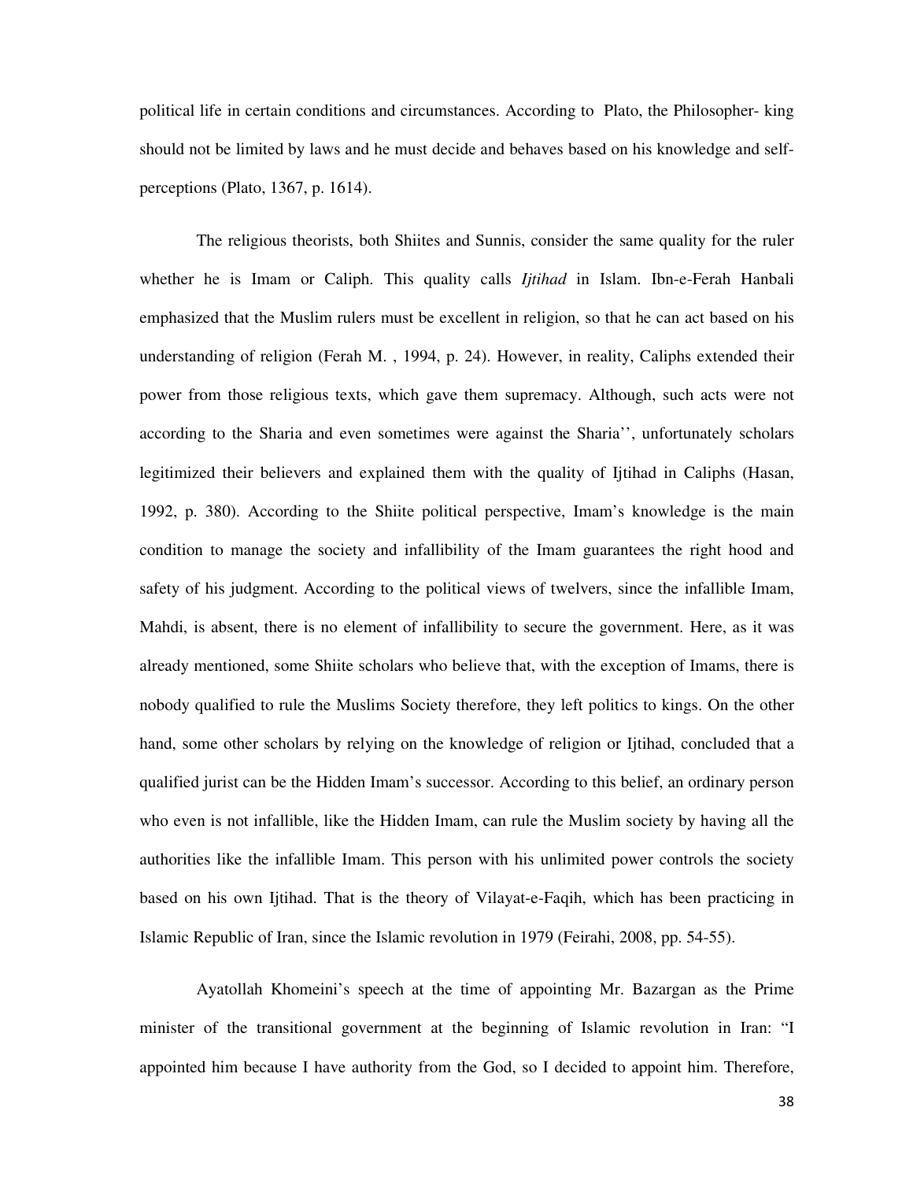political life in certain conditions and circumstances. According to Plato, the Philosopher- king should not be limited by laws and he must decide and behaves based on his knowledge and self-perceptions (Plato, 1367, p. 1614).

The religious theorists, both Shiites and Sunnis, consider the same quality for the ruler whether he is Imam or Caliph. This quality calls *Ijtihad* in Islam. Ibn-e-Ferah Hanbali emphasized that the Muslim rulers must be excellent in religion, so that he can act based on his understanding of religion (Ferah M. , 1994, p. 24). However, in reality, Caliphs extended their power from those religious texts, which gave them supremacy. Although, such acts were not according to the Sharia and even sometimes were against the Sharia'', unfortunately scholars legitimized their believers and explained them with the quality of Ijtihad in Caliphs (Hasan, 1992, p. 380). According to the Shiite political perspective, Imam's knowledge is the main condition to manage the society and infallibility of the Imam guarantees the right hood and safety of his judgment. According to the political views of twelvers, since the infallible Imam, Mahdi, is absent, there is no element of infallibility to secure the government. Here, as it was already mentioned, some Shiite scholars who believe that, with the exception of Imams, there is nobody qualified to rule the Muslims Society therefore, they left politics to kings. On the other hand, some other scholars by relying on the knowledge of religion or Ijtihad, concluded that a qualified jurist can be the Hidden Imam's successor. According to this belief, an ordinary person who even is not infallible, like the Hidden Imam, can rule the Muslim society by having all the authorities like the infallible Imam. This person with his unlimited power controls the society based on his own Ijtihad. That is the theory of Vilayat-e-Faqih, which has been practicing in Islamic Republic of Iran, since the Islamic revolution in 1979 (Feirahi, 2008, pp. 54-55).

Ayatollah Khomeini's speech at the time of appointing Mr. Bazargan as the Prime minister of the transitional government at the beginning of Islamic revolution in Iran: "I appointed him because I have authority from the God, so I decided to appoint him. Therefore,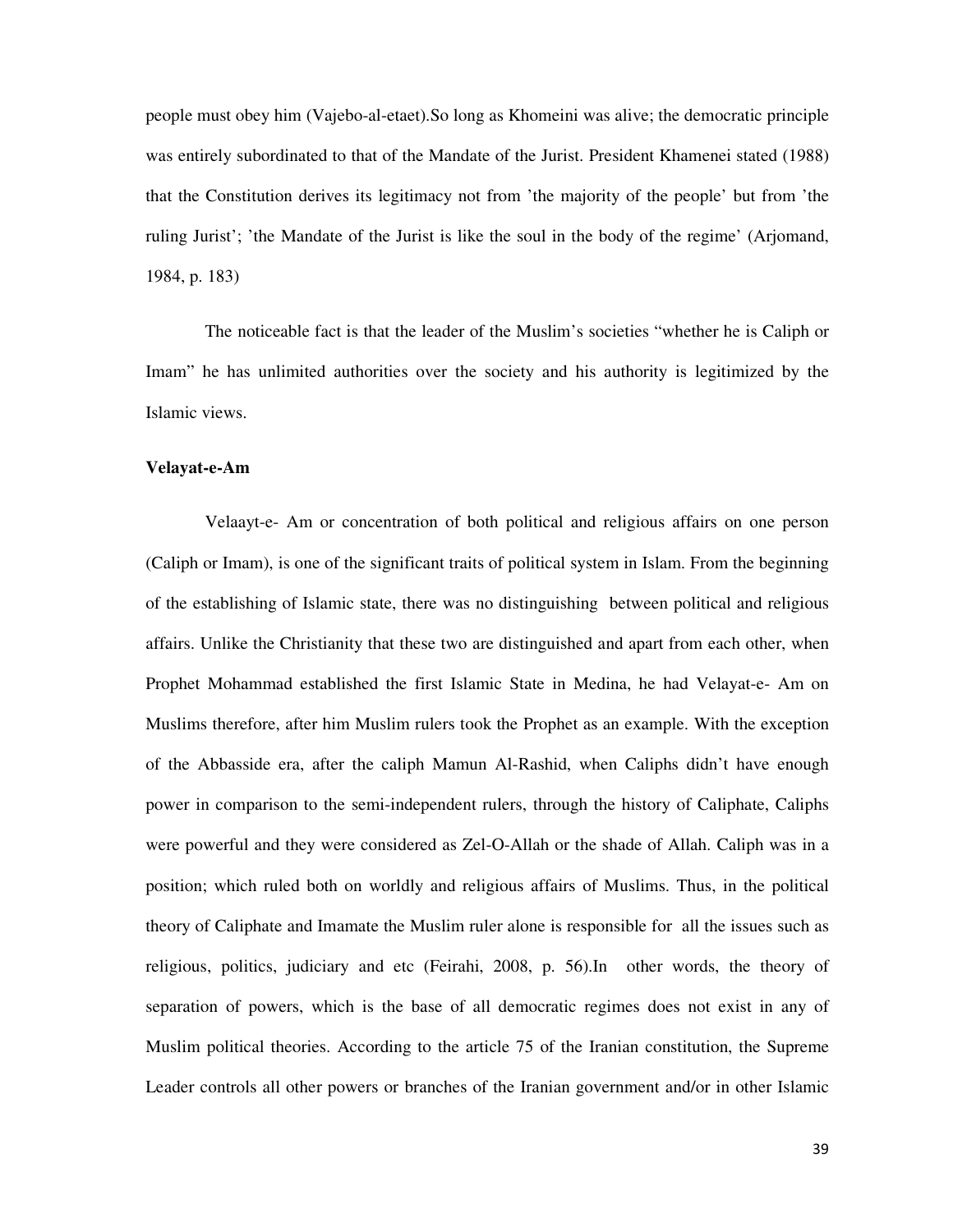people must obey him (Vajebo-al-etaet).So long as Khomeini was alive; the democratic principle was entirely subordinated to that of the Mandate of the Jurist. President Khamenei stated (1988) that the Constitution derives its legitimacy not from ’the majority of the people’ but from ’the ruling Jurist’; ’the Mandate of the Jurist is like the soul in the body of the regime’ (Arjomand, 1984, p. 183)

The noticeable fact is that the leader of the Muslim’s societies “whether he is Caliph or Imam” he has unlimited authorities over the society and his authority is legitimized by the Islamic views.

**Velayat-e-Am**

Velaayt-e- Am or concentration of both political and religious affairs on one person (Caliph or Imam), is one of the significant traits of political system in Islam. From the beginning of the establishing of Islamic state, there was no distinguishing between political and religious affairs. Unlike the Christianity that these two are distinguished and apart from each other, when Prophet Mohammad established the first Islamic State in Medina, he had Velayat-e- Am on Muslims therefore, after him Muslim rulers took the Prophet as an example. With the exception of the Abbasside era, after the caliph Mamun Al-Rashid, when Caliphs didn’t have enough power in comparison to the semi-independent rulers, through the history of Caliphate, Caliphs were powerful and they were considered as Zel-O-Allah or the shade of Allah. Caliph was in a position; which ruled both on worldly and religious affairs of Muslims. Thus, in the political theory of Caliphate and Imamate the Muslim ruler alone is responsible for all the issues such as religious, politics, judiciary and etc (Feirahi, 2008, p. 56).In other words, the theory of separation of powers, which is the base of all democratic regimes does not exist in any of Muslim political theories. According to the article 75 of the Iranian constitution, the Supreme Leader controls all other powers or branches of the Iranian government and/or in other Islamic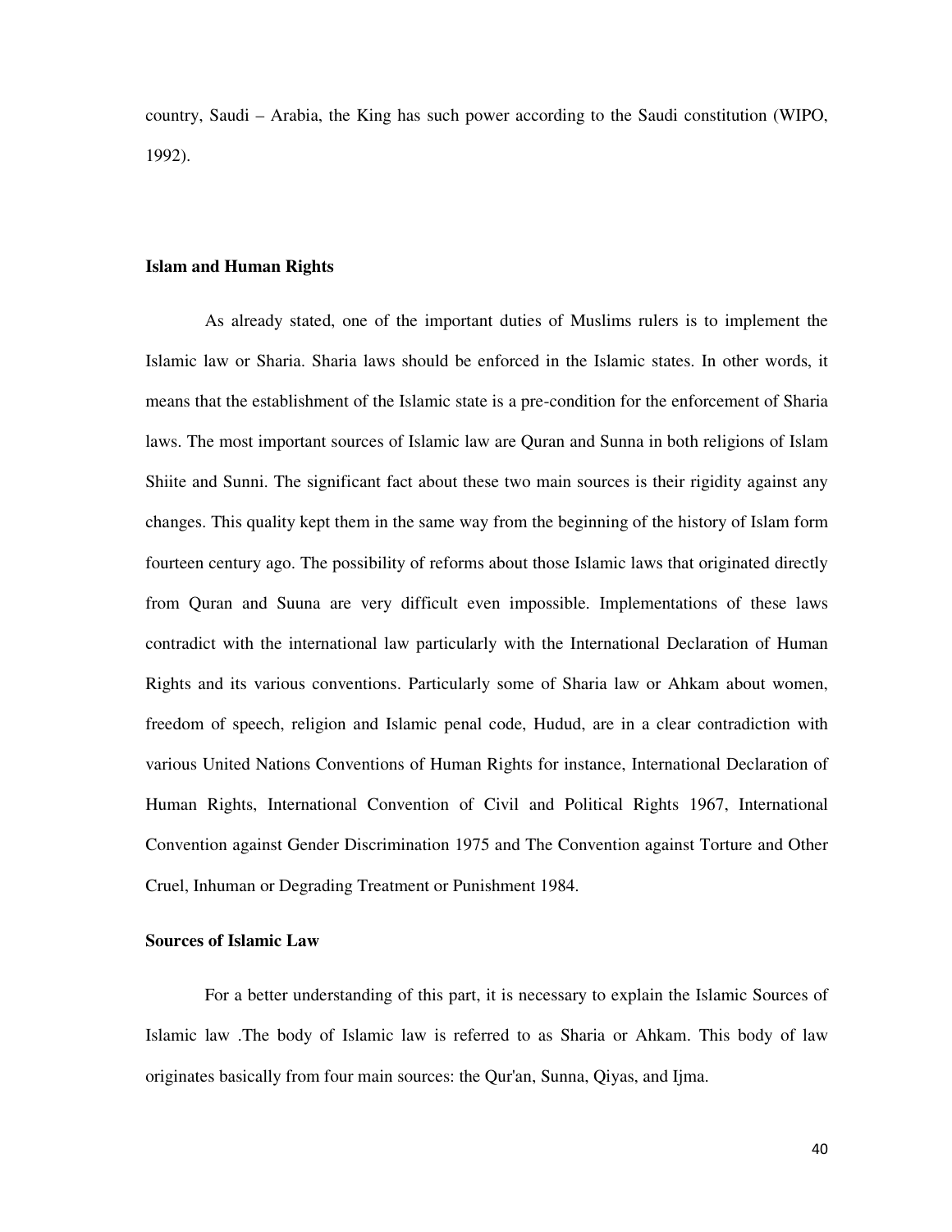country, Saudi – Arabia, the King has such power according to the Saudi constitution (WIPO, 1992).

**Islam and Human Rights**

As already stated, one of the important duties of Muslims rulers is to implement the Islamic law or Sharia. Sharia laws should be enforced in the Islamic states. In other words, it means that the establishment of the Islamic state is a pre-condition for the enforcement of Sharia laws. The most important sources of Islamic law are Quran and Sunna in both religions of Islam Shiite and Sunni. The significant fact about these two main sources is their rigidity against any changes. This quality kept them in the same way from the beginning of the history of Islam form fourteen century ago. The possibility of reforms about those Islamic laws that originated directly from Quran and Suuna are very difficult even impossible. Implementations of these laws contradict with the international law particularly with the International Declaration of Human Rights and its various conventions. Particularly some of Sharia law or Ahkam about women, freedom of speech, religion and Islamic penal code, Hudud, are in a clear contradiction with various United Nations Conventions of Human Rights for instance, International Declaration of Human Rights, International Convention of Civil and Political Rights 1967, International Convention against Gender Discrimination 1975 and The Convention against Torture and Other Cruel, Inhuman or Degrading Treatment or Punishment 1984.

**Sources of Islamic Law**

For a better understanding of this part, it is necessary to explain the Islamic Sources of Islamic law .The body of Islamic law is referred to as Sharia or Ahkam. This body of law originates basically from four main sources: the Qur'an, Sunna, Qiyas, and Ijma.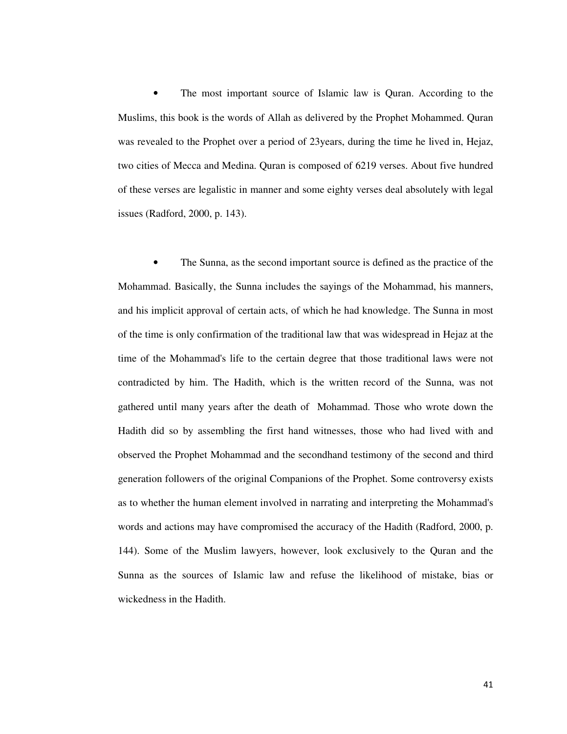- The most important source of Islamic law is Quran. According to the Muslims, this book is the words of Allah as delivered by the Prophet Mohammed. Quran was revealed to the Prophet over a period of 23years, during the time he lived in, Hejaz, two cities of Mecca and Medina. Quran is composed of 6219 verses. About five hundred of these verses are legalistic in manner and some eighty verses deal absolutely with legal issues (Radford, 2000, p. 143).

- The Sunna, as the second important source is defined as the practice of the Mohammad. Basically, the Sunna includes the sayings of the Mohammad, his manners, and his implicit approval of certain acts, of which he had knowledge. The Sunna in most of the time is only confirmation of the traditional law that was widespread in Hejaz at the time of the Mohammad's life to the certain degree that those traditional laws were not contradicted by him. The Hadith, which is the written record of the Sunna, was not gathered until many years after the death of Mohammad. Those who wrote down the Hadith did so by assembling the first hand witnesses, those who had lived with and observed the Prophet Mohammad and the secondhand testimony of the second and third generation followers of the original Companions of the Prophet. Some controversy exists as to whether the human element involved in narrating and interpreting the Mohammad's words and actions may have compromised the accuracy of the Hadith (Radford, 2000, p. 144). Some of the Muslim lawyers, however, look exclusively to the Quran and the Sunna as the sources of Islamic law and refuse the likelihood of mistake, bias or wickedness in the Hadith.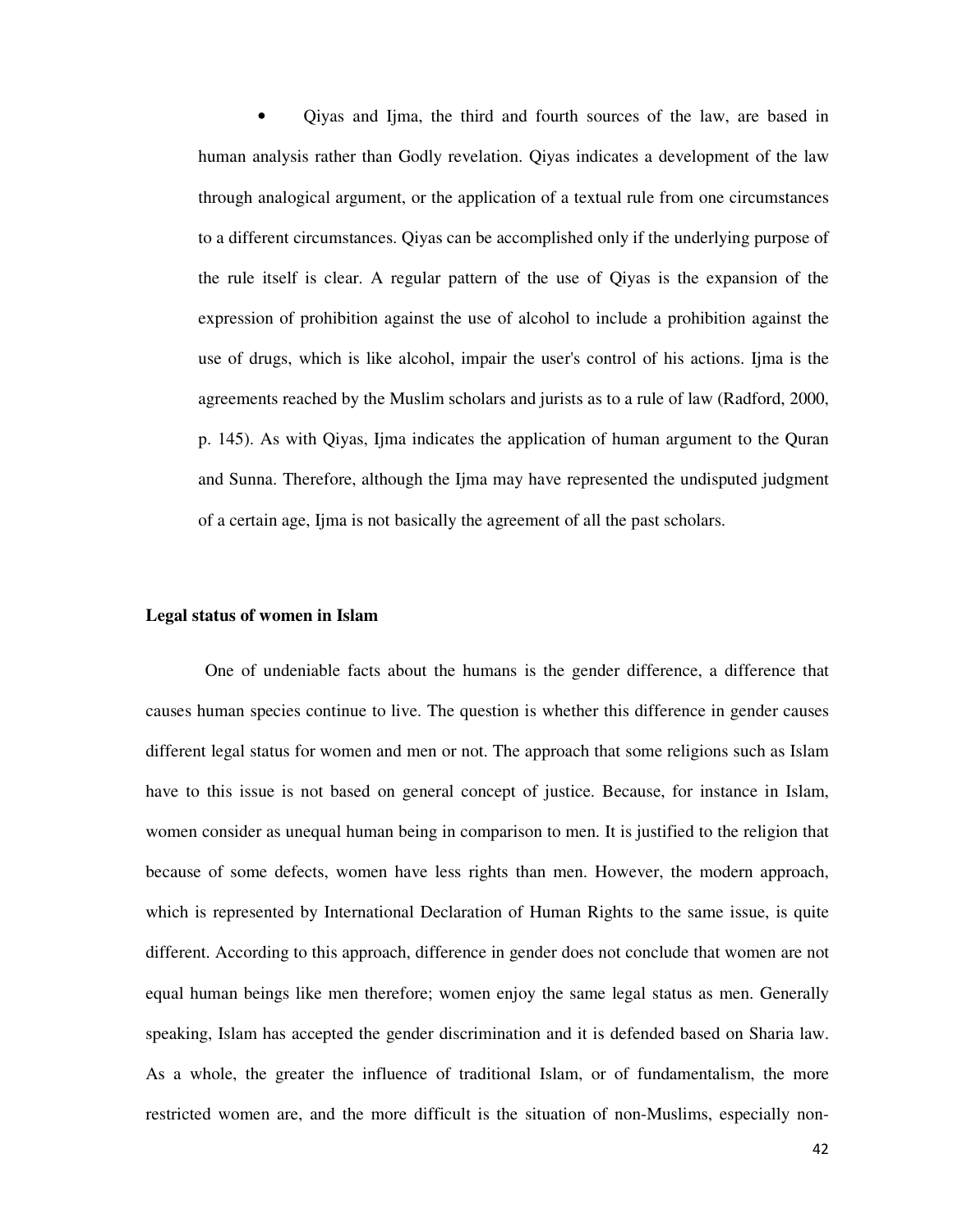- Qiyas and Ijma, the third and fourth sources of the law, are based in human analysis rather than Godly revelation. Qiyas indicates a development of the law through analogical argument, or the application of a textual rule from one circumstances to a different circumstances. Qiyas can be accomplished only if the underlying purpose of the rule itself is clear. A regular pattern of the use of Qiyas is the expansion of the expression of prohibition against the use of alcohol to include a prohibition against the use of drugs, which is like alcohol, impair the user's control of his actions. Ijma is the agreements reached by the Muslim scholars and jurists as to a rule of law (Radford, 2000, p. 145). As with Qiyas, Ijma indicates the application of human argument to the Quran and Sunna. Therefore, although the Ijma may have represented the undisputed judgment of a certain age, Ijma is not basically the agreement of all the past scholars.

**Legal status of women in Islam**

One of undeniable facts about the humans is the gender difference, a difference that causes human species continue to live. The question is whether this difference in gender causes different legal status for women and men or not. The approach that some religions such as Islam have to this issue is not based on general concept of justice. Because, for instance in Islam, women consider as unequal human being in comparison to men. It is justified to the religion that because of some defects, women have less rights than men. However, the modern approach, which is represented by International Declaration of Human Rights to the same issue, is quite different. According to this approach, difference in gender does not conclude that women are not equal human beings like men therefore; women enjoy the same legal status as men. Generally speaking, Islam has accepted the gender discrimination and it is defended based on Sharia law. As a whole, the greater the influence of traditional Islam, or of fundamentalism, the more restricted women are, and the more difficult is the situation of non-Muslims, especially non-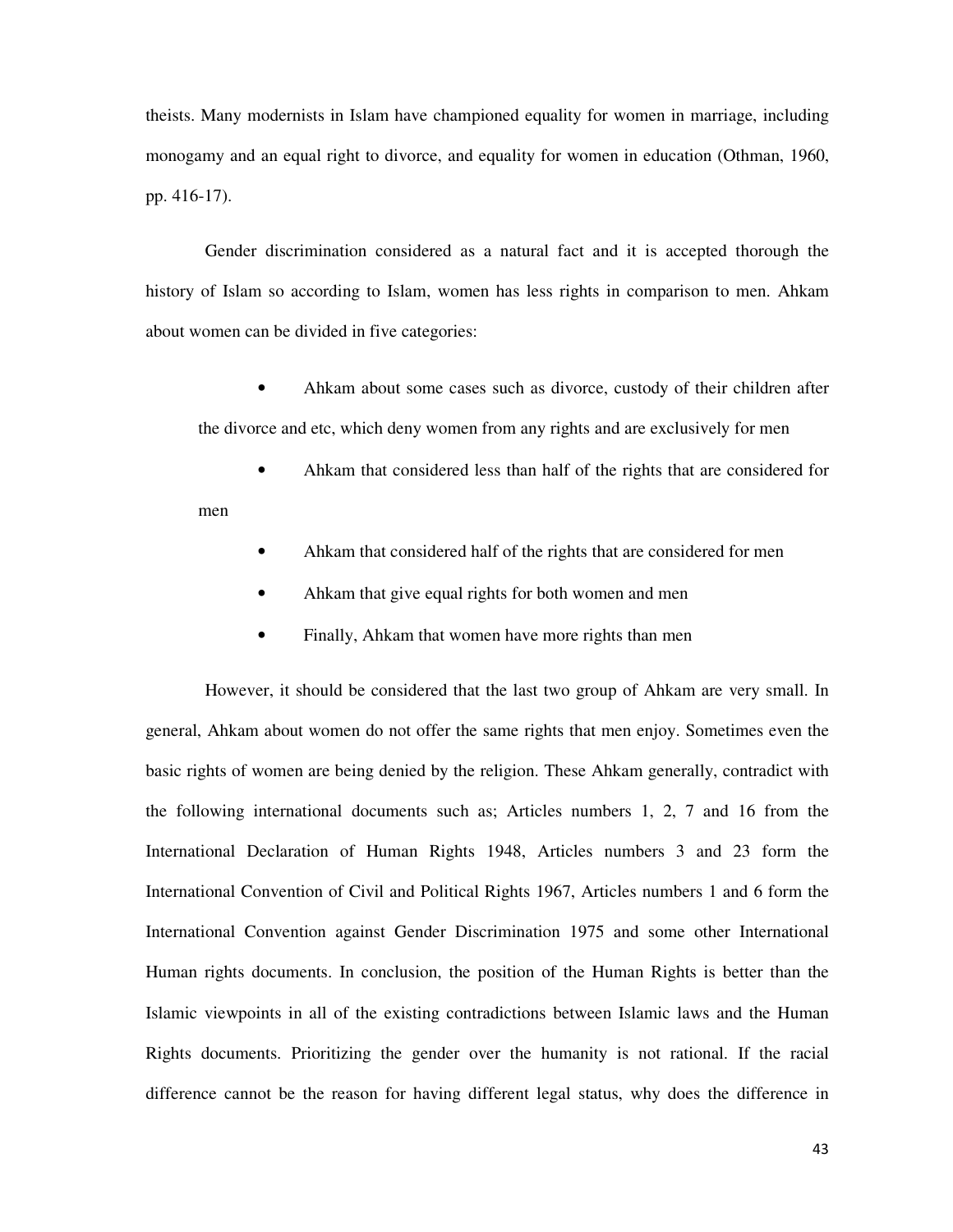theists. Many modernists in Islam have championed equality for women in marriage, including monogamy and an equal right to divorce, and equality for women in education (Othman, 1960, pp. 416-17).

Gender discrimination considered as a natural fact and it is accepted thorough the history of Islam so according to Islam, women has less rights in comparison to men. Ahkam about women can be divided in five categories:

- Ahkam about some cases such as divorce, custody of their children after the divorce and etc, which deny women from any rights and are exclusively for men
- Ahkam that considered less than half of the rights that are considered for men
- Ahkam that considered half of the rights that are considered for men
- Ahkam that give equal rights for both women and men
- Finally, Ahkam that women have more rights than men

However, it should be considered that the last two group of Ahkam are very small. In general, Ahkam about women do not offer the same rights that men enjoy. Sometimes even the basic rights of women are being denied by the religion. These Ahkam generally, contradict with the following international documents such as; Articles numbers 1, 2, 7 and 16 from the International Declaration of Human Rights 1948, Articles numbers 3 and 23 form the International Convention of Civil and Political Rights 1967, Articles numbers 1 and 6 form the International Convention against Gender Discrimination 1975 and some other International Human rights documents. In conclusion, the position of the Human Rights is better than the Islamic viewpoints in all of the existing contradictions between Islamic laws and the Human Rights documents. Prioritizing the gender over the humanity is not rational. If the racial difference cannot be the reason for having different legal status, why does the difference in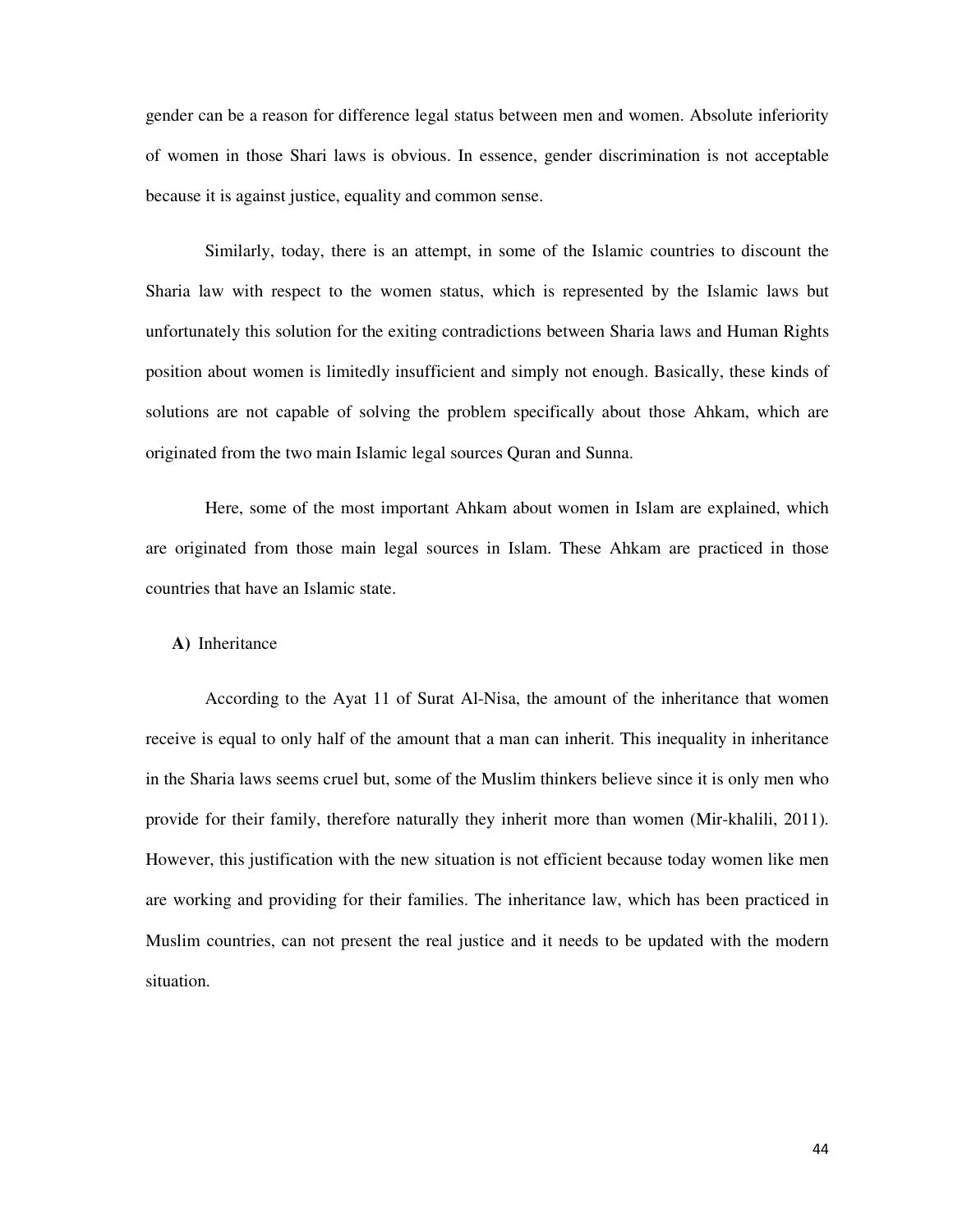gender can be a reason for difference legal status between men and women. Absolute inferiority of women in those Shari laws is obvious. In essence, gender discrimination is not acceptable because it is against justice, equality and common sense.

Similarly, today, there is an attempt, in some of the Islamic countries to discount the Sharia law with respect to the women status, which is represented by the Islamic laws but unfortunately this solution for the exiting contradictions between Sharia laws and Human Rights position about women is limitedly insufficient and simply not enough. Basically, these kinds of solutions are not capable of solving the problem specifically about those Ahkam, which are originated from the two main Islamic legal sources Quran and Sunna.

Here, some of the most important Ahkam about women in Islam are explained, which are originated from those main legal sources in Islam. These Ahkam are practiced in those countries that have an Islamic state.

**A)** Inheritance

According to the Ayat 11 of Surat Al-Nisa, the amount of the inheritance that women receive is equal to only half of the amount that a man can inherit. This inequality in inheritance in the Sharia laws seems cruel but, some of the Muslim thinkers believe since it is only men who provide for their family, therefore naturally they inherit more than women (Mir-khalili, 2011). However, this justification with the new situation is not efficient because today women like men are working and providing for their families. The inheritance law, which has been practiced in Muslim countries, can not present the real justice and it needs to be updated with the modern situation.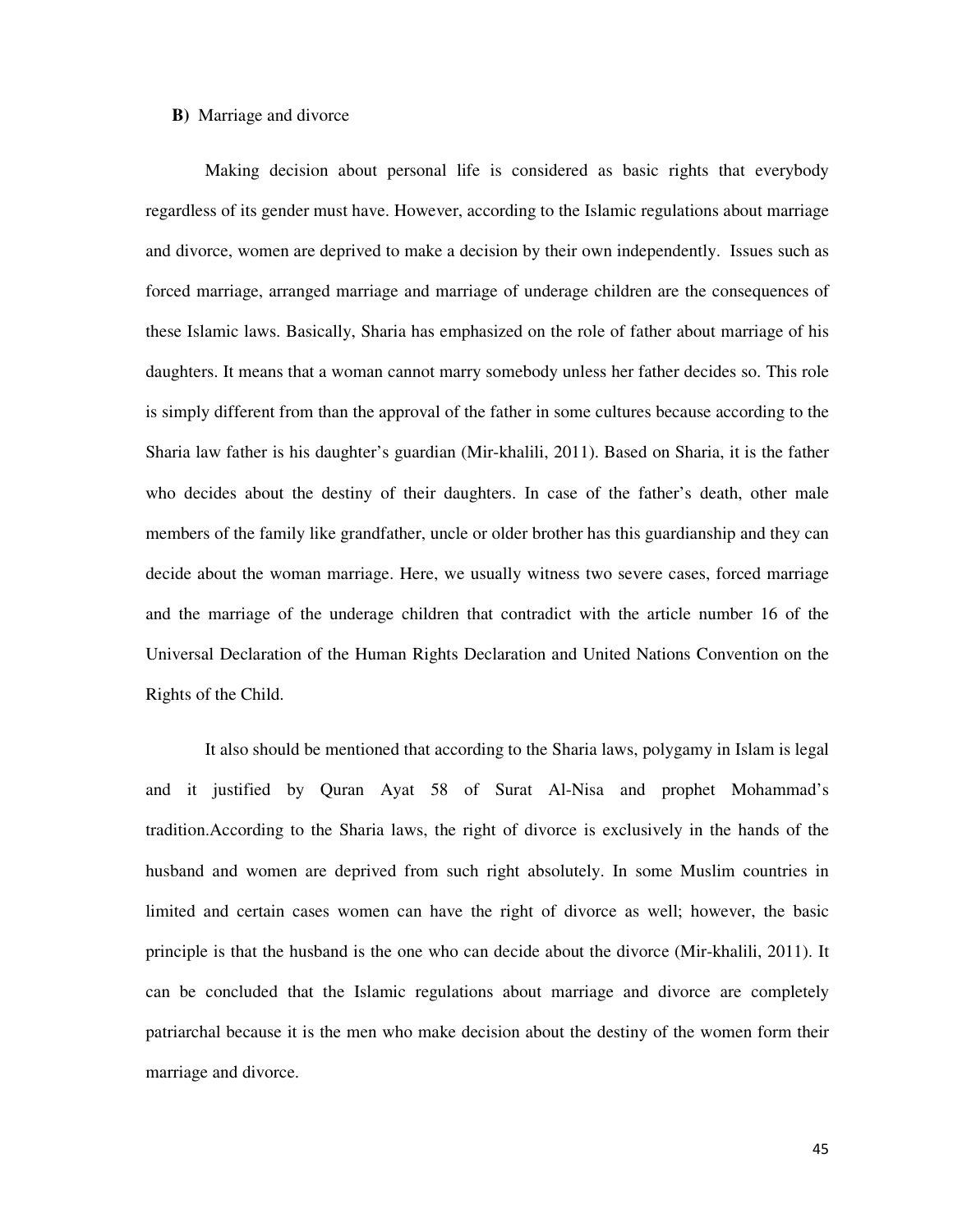**B)** Marriage and divorce

Making decision about personal life is considered as basic rights that everybody regardless of its gender must have. However, according to the Islamic regulations about marriage and divorce, women are deprived to make a decision by their own independently. Issues such as forced marriage, arranged marriage and marriage of underage children are the consequences of these Islamic laws. Basically, Sharia has emphasized on the role of father about marriage of his daughters. It means that a woman cannot marry somebody unless her father decides so. This role is simply different from than the approval of the father in some cultures because according to the Sharia law father is his daughter's guardian (Mir-khalili, 2011). Based on Sharia, it is the father who decides about the destiny of their daughters. In case of the father's death, other male members of the family like grandfather, uncle or older brother has this guardianship and they can decide about the woman marriage. Here, we usually witness two severe cases, forced marriage and the marriage of the underage children that contradict with the article number 16 of the Universal Declaration of the Human Rights Declaration and United Nations Convention on the Rights of the Child.

It also should be mentioned that according to the Sharia laws, polygamy in Islam is legal and it justified by Quran Ayat 58 of Surat Al-Nisa and prophet Mohammad's tradition.According to the Sharia laws, the right of divorce is exclusively in the hands of the husband and women are deprived from such right absolutely. In some Muslim countries in limited and certain cases women can have the right of divorce as well; however, the basic principle is that the husband is the one who can decide about the divorce (Mir-khalili, 2011). It can be concluded that the Islamic regulations about marriage and divorce are completely patriarchal because it is the men who make decision about the destiny of the women form their marriage and divorce.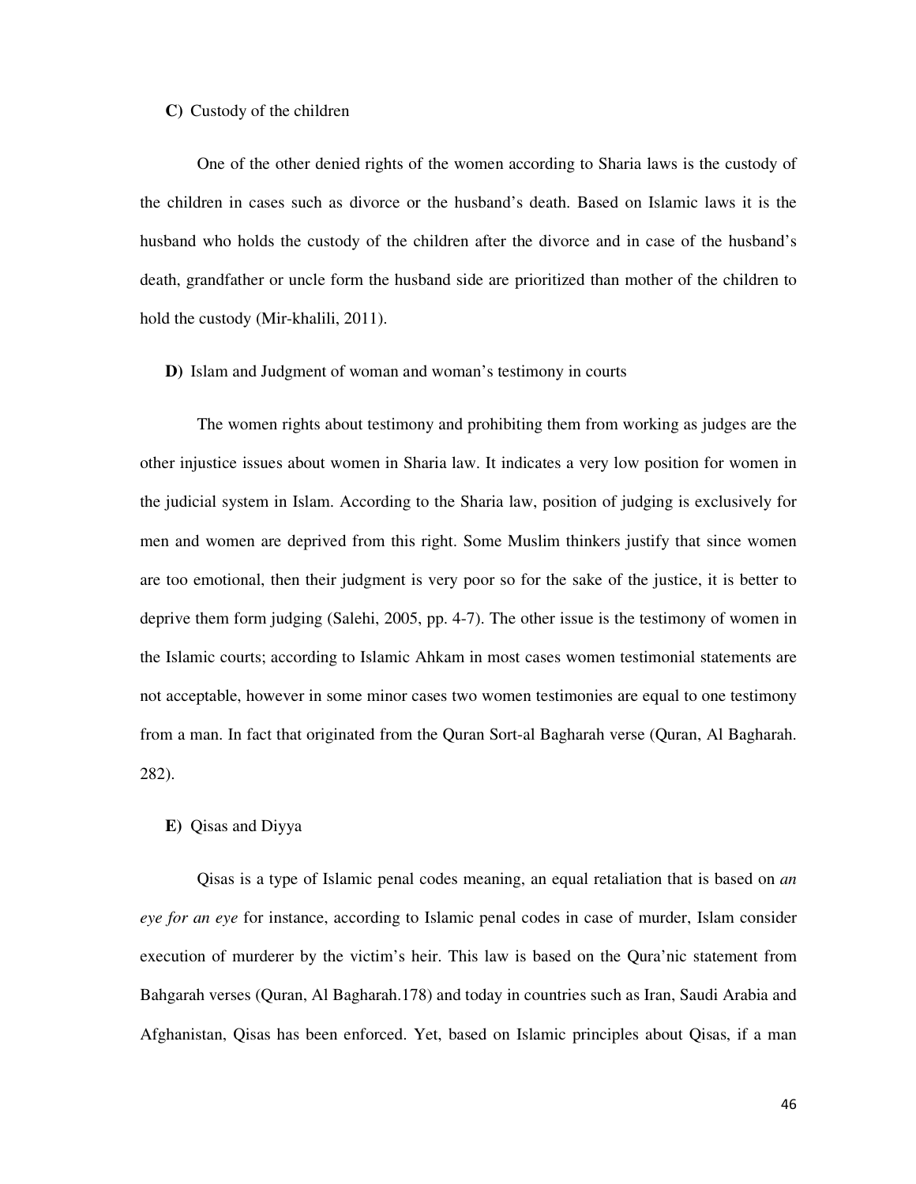**C)** Custody of the children

One of the other denied rights of the women according to Sharia laws is the custody of the children in cases such as divorce or the husband's death. Based on Islamic laws it is the husband who holds the custody of the children after the divorce and in case of the husband's death, grandfather or uncle form the husband side are prioritized than mother of the children to hold the custody (Mir-khalili, 2011).

**D)** Islam and Judgment of woman and woman's testimony in courts

The women rights about testimony and prohibiting them from working as judges are the other injustice issues about women in Sharia law. It indicates a very low position for women in the judicial system in Islam. According to the Sharia law, position of judging is exclusively for men and women are deprived from this right. Some Muslim thinkers justify that since women are too emotional, then their judgment is very poor so for the sake of the justice, it is better to deprive them form judging (Salehi, 2005, pp. 4-7). The other issue is the testimony of women in the Islamic courts; according to Islamic Ahkam in most cases women testimonial statements are not acceptable, however in some minor cases two women testimonies are equal to one testimony from a man. In fact that originated from the Quran Sort-al Bagharah verse (Quran, Al Bagharah. 282).

**E)** Qisas and Diyya

Qisas is a type of Islamic penal codes meaning, an equal retaliation that is based on *an eye for an eye* for instance, according to Islamic penal codes in case of murder, Islam consider execution of murderer by the victim's heir. This law is based on the Qura'nic statement from Bahgarah verses (Quran, Al Bagharah.178) and today in countries such as Iran, Saudi Arabia and Afghanistan, Qisas has been enforced. Yet, based on Islamic principles about Qisas, if a man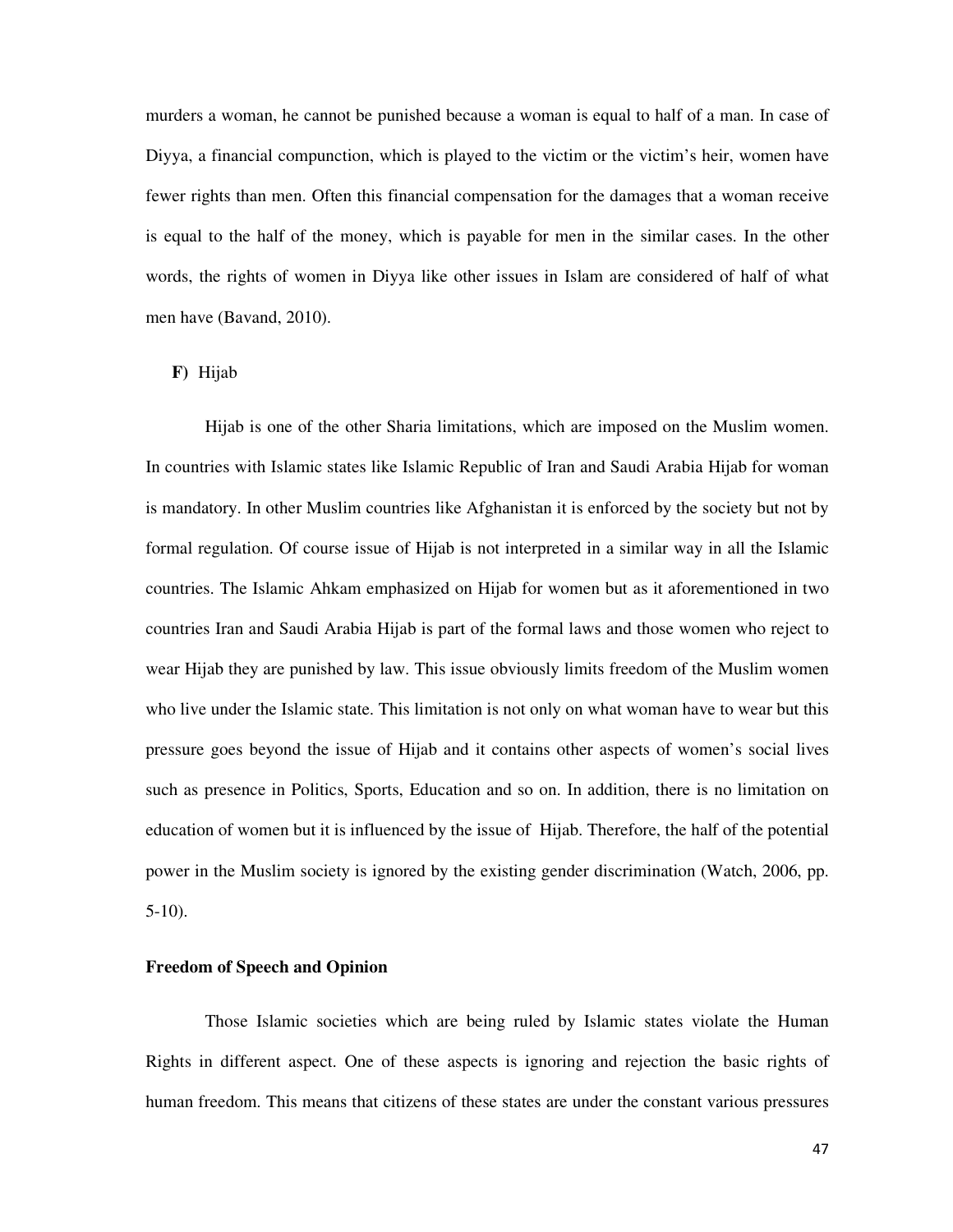murders a woman, he cannot be punished because a woman is equal to half of a man. In case of Diyya, a financial compunction, which is played to the victim or the victim's heir, women have fewer rights than men. Often this financial compensation for the damages that a woman receive is equal to the half of the money, which is payable for men in the similar cases. In the other words, the rights of women in Diyya like other issues in Islam are considered of half of what men have (Bavand, 2010).

**F)** Hijab

Hijab is one of the other Sharia limitations, which are imposed on the Muslim women. In countries with Islamic states like Islamic Republic of Iran and Saudi Arabia Hijab for woman is mandatory. In other Muslim countries like Afghanistan it is enforced by the society but not by formal regulation. Of course issue of Hijab is not interpreted in a similar way in all the Islamic countries. The Islamic Ahkam emphasized on Hijab for women but as it aforementioned in two countries Iran and Saudi Arabia Hijab is part of the formal laws and those women who reject to wear Hijab they are punished by law. This issue obviously limits freedom of the Muslim women who live under the Islamic state. This limitation is not only on what woman have to wear but this pressure goes beyond the issue of Hijab and it contains other aspects of women's social lives such as presence in Politics, Sports, Education and so on. In addition, there is no limitation on education of women but it is influenced by the issue of Hijab. Therefore, the half of the potential power in the Muslim society is ignored by the existing gender discrimination (Watch, 2006, pp. 5-10).

**Freedom of Speech and Opinion**

Those Islamic societies which are being ruled by Islamic states violate the Human Rights in different aspect. One of these aspects is ignoring and rejection the basic rights of human freedom. This means that citizens of these states are under the constant various pressures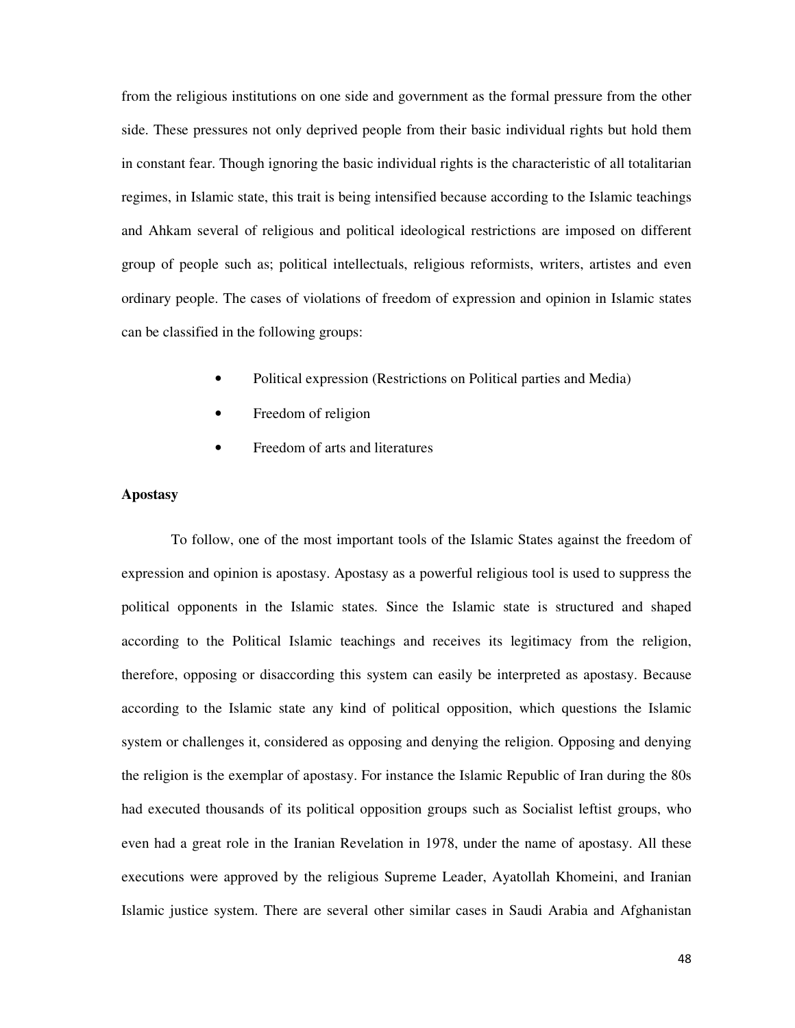from the religious institutions on one side and government as the formal pressure from the other side. These pressures not only deprived people from their basic individual rights but hold them in constant fear. Though ignoring the basic individual rights is the characteristic of all totalitarian regimes, in Islamic state, this trait is being intensified because according to the Islamic teachings and Ahkam several of religious and political ideological restrictions are imposed on different group of people such as; political intellectuals, religious reformists, writers, artistes and even ordinary people. The cases of violations of freedom of expression and opinion in Islamic states can be classified in the following groups:

- Political expression (Restrictions on Political parties and Media)
- Freedom of religion
- Freedom of arts and literatures

**Apostasy**

To follow, one of the most important tools of the Islamic States against the freedom of expression and opinion is apostasy. Apostasy as a powerful religious tool is used to suppress the political opponents in the Islamic states. Since the Islamic state is structured and shaped according to the Political Islamic teachings and receives its legitimacy from the religion, therefore, opposing or disaccording this system can easily be interpreted as apostasy. Because according to the Islamic state any kind of political opposition, which questions the Islamic system or challenges it, considered as opposing and denying the religion. Opposing and denying the religion is the exemplar of apostasy. For instance the Islamic Republic of Iran during the 80s had executed thousands of its political opposition groups such as Socialist leftist groups, who even had a great role in the Iranian Revelation in 1978, under the name of apostasy. All these executions were approved by the religious Supreme Leader, Ayatollah Khomeini, and Iranian Islamic justice system. There are several other similar cases in Saudi Arabia and Afghanistan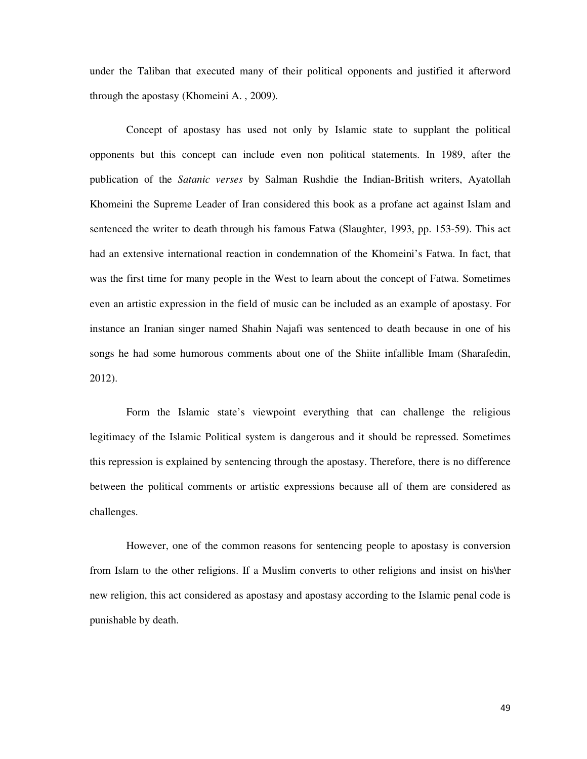under the Taliban that executed many of their political opponents and justified it afterword through the apostasy (Khomeini A. , 2009).

Concept of apostasy has used not only by Islamic state to supplant the political opponents but this concept can include even non political statements. In 1989, after the publication of the *Satanic verses* by Salman Rushdie the Indian-British writers, Ayatollah Khomeini the Supreme Leader of Iran considered this book as a profane act against Islam and sentenced the writer to death through his famous Fatwa (Slaughter, 1993, pp. 153-59). This act had an extensive international reaction in condemnation of the Khomeini's Fatwa. In fact, that was the first time for many people in the West to learn about the concept of Fatwa. Sometimes even an artistic expression in the field of music can be included as an example of apostasy. For instance an Iranian singer named Shahin Najafi was sentenced to death because in one of his songs he had some humorous comments about one of the Shiite infallible Imam (Sharafedin, 2012).

Form the Islamic state's viewpoint everything that can challenge the religious legitimacy of the Islamic Political system is dangerous and it should be repressed. Sometimes this repression is explained by sentencing through the apostasy. Therefore, there is no difference between the political comments or artistic expressions because all of them are considered as challenges.

However, one of the common reasons for sentencing people to apostasy is conversion from Islam to the other religions. If a Muslim converts to other religions and insist on his\her new religion, this act considered as apostasy and apostasy according to the Islamic penal code is punishable by death.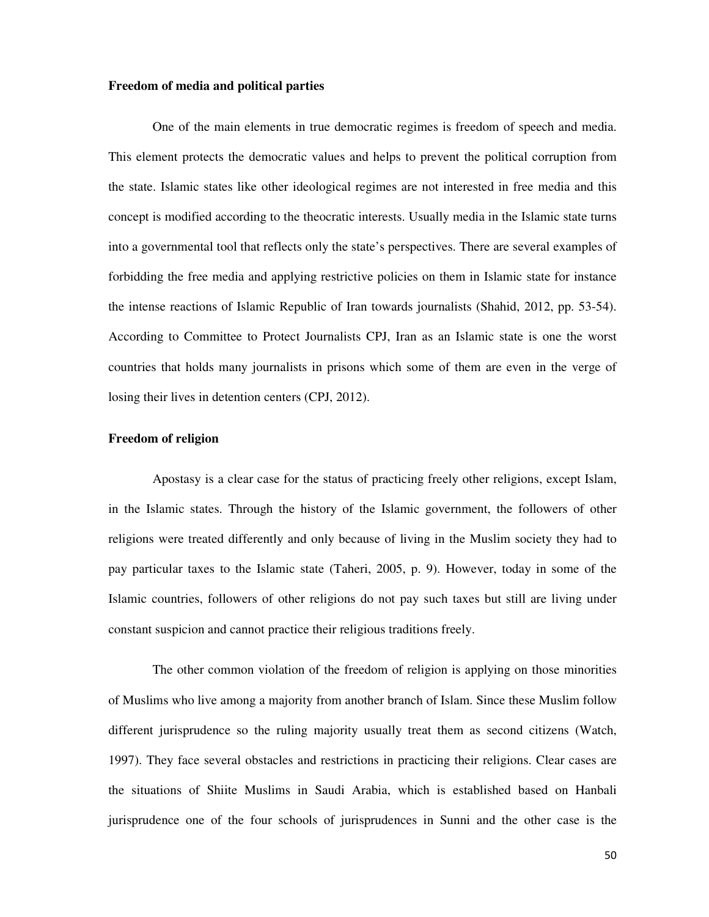**Freedom of media and political parties**

One of the main elements in true democratic regimes is freedom of speech and media. This element protects the democratic values and helps to prevent the political corruption from the state. Islamic states like other ideological regimes are not interested in free media and this concept is modified according to the theocratic interests. Usually media in the Islamic state turns into a governmental tool that reflects only the state's perspectives. There are several examples of forbidding the free media and applying restrictive policies on them in Islamic state for instance the intense reactions of Islamic Republic of Iran towards journalists (Shahid, 2012, pp. 53-54). According to Committee to Protect Journalists CPJ, Iran as an Islamic state is one the worst countries that holds many journalists in prisons which some of them are even in the verge of losing their lives in detention centers (CPJ, 2012).

**Freedom of religion**

Apostasy is a clear case for the status of practicing freely other religions, except Islam, in the Islamic states. Through the history of the Islamic government, the followers of other religions were treated differently and only because of living in the Muslim society they had to pay particular taxes to the Islamic state (Taheri, 2005, p. 9). However, today in some of the Islamic countries, followers of other religions do not pay such taxes but still are living under constant suspicion and cannot practice their religious traditions freely.

The other common violation of the freedom of religion is applying on those minorities of Muslims who live among a majority from another branch of Islam. Since these Muslim follow different jurisprudence so the ruling majority usually treat them as second citizens (Watch, 1997). They face several obstacles and restrictions in practicing their religions. Clear cases are the situations of Shiite Muslims in Saudi Arabia, which is established based on Hanbali jurisprudence one of the four schools of jurisprudences in Sunni and the other case is the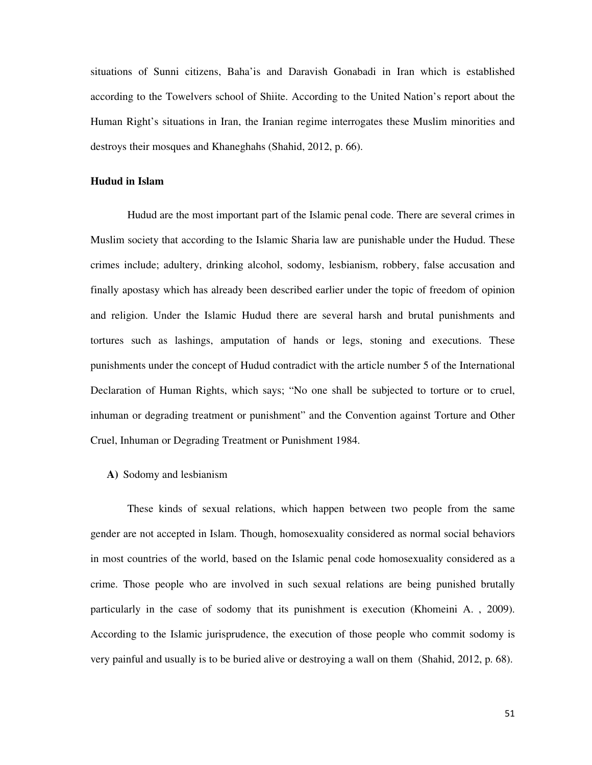situations of Sunni citizens, Baha'is and Daravish Gonabadi in Iran which is established according to the Towelvers school of Shiite. According to the United Nation's report about the Human Right's situations in Iran, the Iranian regime interrogates these Muslim minorities and destroys their mosques and Khaneghahs (Shahid, 2012, p. 66).

### Hudud in Islam

Hudud are the most important part of the Islamic penal code. There are several crimes in Muslim society that according to the Islamic Sharia law are punishable under the Hudud. These crimes include; adultery, drinking alcohol, sodomy, lesbianism, robbery, false accusation and finally apostasy which has already been described earlier under the topic of freedom of opinion and religion. Under the Islamic Hudud there are several harsh and brutal punishments and tortures such as lashings, amputation of hands or legs, stoning and executions. These punishments under the concept of Hudud contradict with the article number 5 of the International Declaration of Human Rights, which says; "No one shall be subjected to torture or to cruel, inhuman or degrading treatment or punishment" and the Convention against Torture and Other Cruel, Inhuman or Degrading Treatment or Punishment 1984.

**A)** Sodomy and lesbianism

These kinds of sexual relations, which happen between two people from the same gender are not accepted in Islam. Though, homosexuality considered as normal social behaviors in most countries of the world, based on the Islamic penal code homosexuality considered as a crime. Those people who are involved in such sexual relations are being punished brutally particularly in the case of sodomy that its punishment is execution (Khomeini A. , 2009). According to the Islamic jurisprudence, the execution of those people who commit sodomy is very painful and usually is to be buried alive or destroying a wall on them (Shahid, 2012, p. 68).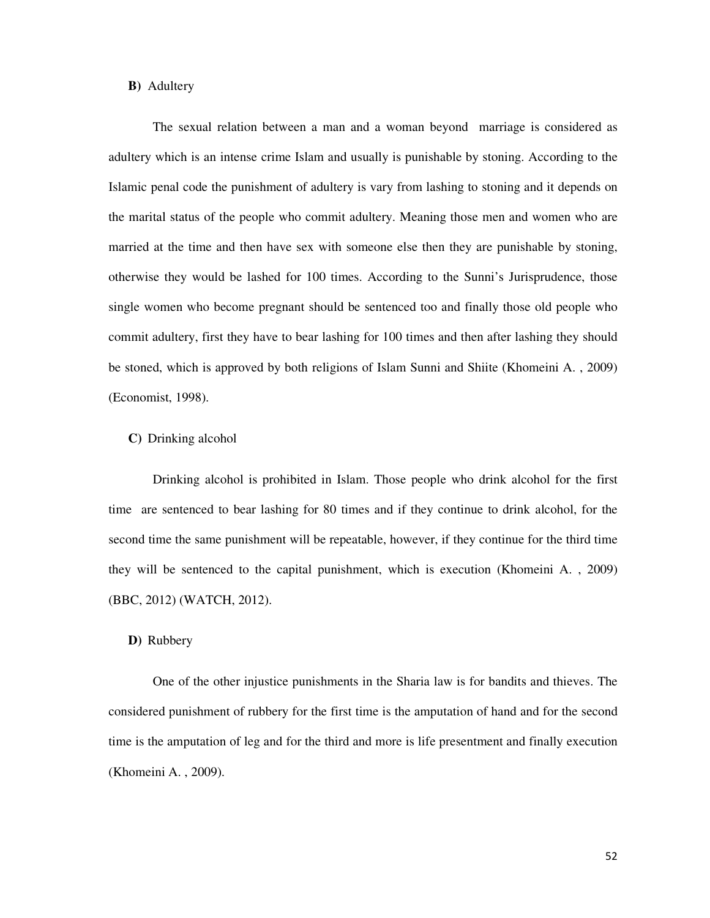**B)** Adultery

The sexual relation between a man and a woman beyond  marriage is considered as adultery which is an intense crime Islam and usually is punishable by stoning. According to the Islamic penal code the punishment of adultery is vary from lashing to stoning and it depends on the marital status of the people who commit adultery. Meaning those men and women who are married at the time and then have sex with someone else then they are punishable by stoning, otherwise they would be lashed for 100 times. According to the Sunni's Jurisprudence, those single women who become pregnant should be sentenced too and finally those old people who commit adultery, first they have to bear lashing for 100 times and then after lashing they should be stoned, which is approved by both religions of Islam Sunni and Shiite (Khomeini A. , 2009) (Economist, 1998).

**C)** Drinking alcohol

Drinking alcohol is prohibited in Islam. Those people who drink alcohol for the first time  are sentenced to bear lashing for 80 times and if they continue to drink alcohol, for the second time the same punishment will be repeatable, however, if they continue for the third time they will be sentenced to the capital punishment, which is execution (Khomeini A. , 2009) (BBC, 2012) (WATCH, 2012).

**D)** Rubbery

One of the other injustice punishments in the Sharia law is for bandits and thieves. The considered punishment of rubbery for the first time is the amputation of hand and for the second time is the amputation of leg and for the third and more is life presentment and finally execution (Khomeini A. , 2009).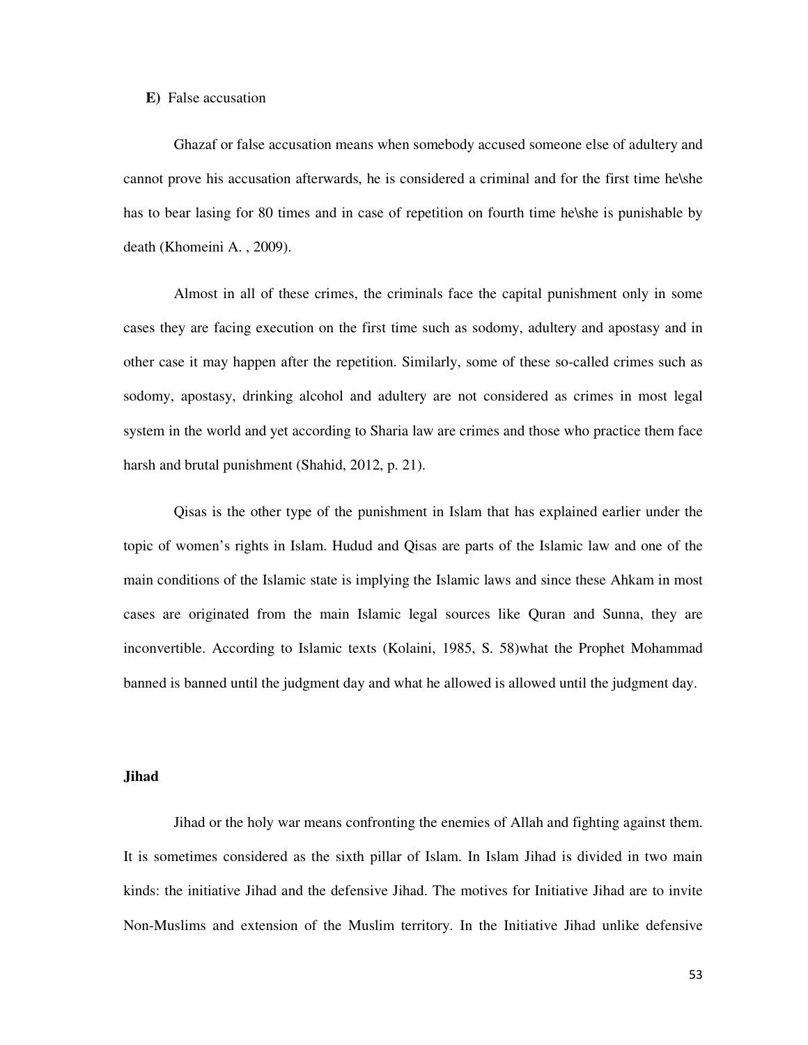**E)** False accusation

Ghazaf or false accusation means when somebody accused someone else of adultery and cannot prove his accusation afterwards, he is considered a criminal and for the first time he\she has to bear lasing for 80 times and in case of repetition on fourth time he\she is punishable by death (Khomeini A. , 2009).

Almost in all of these crimes, the criminals face the capital punishment only in some cases they are facing execution on the first time such as sodomy, adultery and apostasy and in other case it may happen after the repetition. Similarly, some of these so-called crimes such as sodomy, apostasy, drinking alcohol and adultery are not considered as crimes in most legal system in the world and yet according to Sharia law are crimes and those who practice them face harsh and brutal punishment (Shahid, 2012, p. 21).

Qisas is the other type of the punishment in Islam that has explained earlier under the topic of women's rights in Islam. Hudud and Qisas are parts of the Islamic law and one of the main conditions of the Islamic state is implying the Islamic laws and since these Ahkam in most cases are originated from the main Islamic legal sources like Quran and Sunna, they are inconvertible. According to Islamic texts (Kolaini, 1985, S. 58)what the Prophet Mohammad banned is banned until the judgment day and what he allowed is allowed until the judgment day.

**Jihad**

Jihad or the holy war means confronting the enemies of Allah and fighting against them. It is sometimes considered as the sixth pillar of Islam. In Islam Jihad is divided in two main kinds: the initiative Jihad and the defensive Jihad. The motives for Initiative Jihad are to invite Non-Muslims and extension of the Muslim territory. In the Initiative Jihad unlike defensive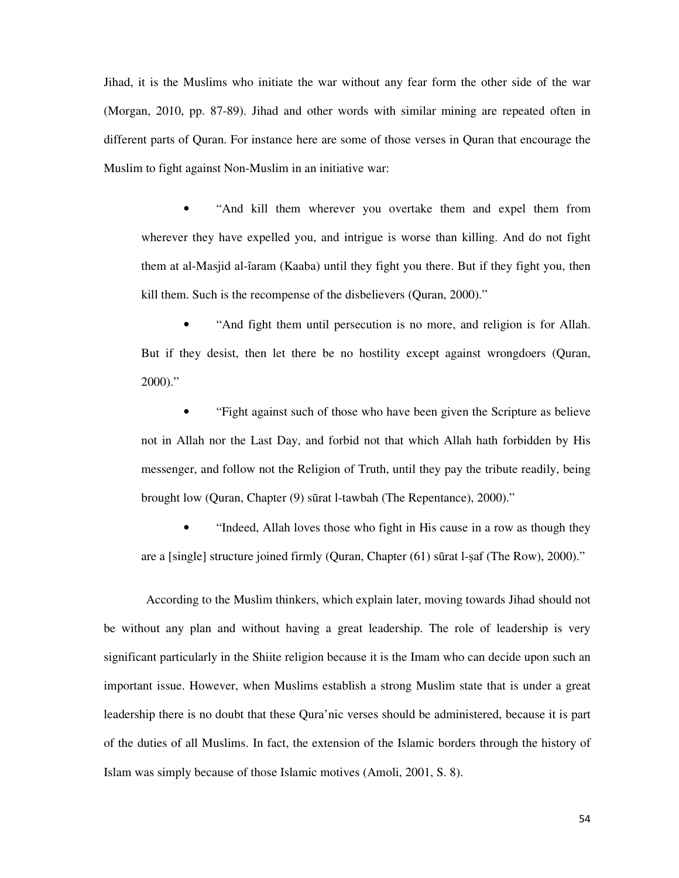Jihad, it is the Muslims who initiate the war without any fear form the other side of the war (Morgan, 2010, pp. 87-89). Jihad and other words with similar mining are repeated often in different parts of Quran. For instance here are some of those verses in Quran that encourage the Muslim to fight against Non-Muslim in an initiative war:

- "And kill them wherever you overtake them and expel them from wherever they have expelled you, and intrigue is worse than killing. And do not fight them at al-Masjid al-îaram (Kaaba) until they fight you there. But if they fight you, then kill them. Such is the recompense of the disbelievers (Quran, 2000)."

- "And fight them until persecution is no more, and religion is for Allah. But if they desist, then let there be no hostility except against wrongdoers (Quran, 2000)."

- "Fight against such of those who have been given the Scripture as believe not in Allah nor the Last Day, and forbid not that which Allah hath forbidden by His messenger, and follow not the Religion of Truth, until they pay the tribute readily, being brought low (Quran, Chapter (9) sūrat l-tawbah (The Repentance), 2000)."

- "Indeed, Allah loves those who fight in His cause in a row as though they are a [single] structure joined firmly (Quran, Chapter (61) sūrat l-ṣaf (The Row), 2000)."

According to the Muslim thinkers, which explain later, moving towards Jihad should not be without any plan and without having a great leadership. The role of leadership is very significant particularly in the Shiite religion because it is the Imam who can decide upon such an important issue. However, when Muslims establish a strong Muslim state that is under a great leadership there is no doubt that these Qura'nic verses should be administered, because it is part of the duties of all Muslims. In fact, the extension of the Islamic borders through the history of Islam was simply because of those Islamic motives (Amoli, 2001, S. 8).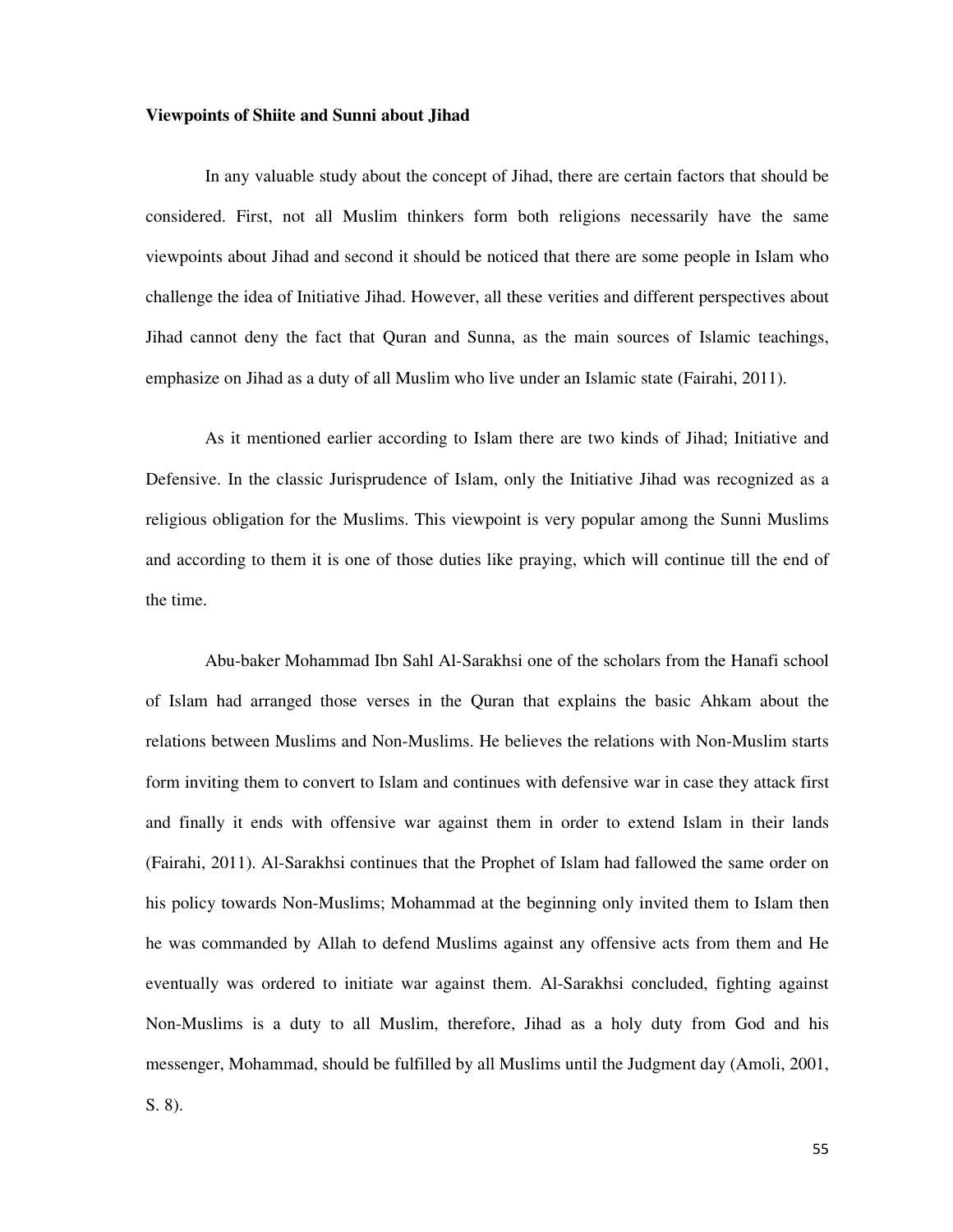**Viewpoints of Shiite and Sunni about Jihad**

In any valuable study about the concept of Jihad, there are certain factors that should be considered. First, not all Muslim thinkers form both religions necessarily have the same viewpoints about Jihad and second it should be noticed that there are some people in Islam who challenge the idea of Initiative Jihad. However, all these verities and different perspectives about Jihad cannot deny the fact that Quran and Sunna, as the main sources of Islamic teachings, emphasize on Jihad as a duty of all Muslim who live under an Islamic state (Fairahi, 2011).

As it mentioned earlier according to Islam there are two kinds of Jihad; Initiative and Defensive. In the classic Jurisprudence of Islam, only the Initiative Jihad was recognized as a religious obligation for the Muslims. This viewpoint is very popular among the Sunni Muslims and according to them it is one of those duties like praying, which will continue till the end of the time.

Abu-baker Mohammad Ibn Sahl Al-Sarakhsi one of the scholars from the Hanafi school of Islam had arranged those verses in the Quran that explains the basic Ahkam about the relations between Muslims and Non-Muslims. He believes the relations with Non-Muslim starts form inviting them to convert to Islam and continues with defensive war in case they attack first and finally it ends with offensive war against them in order to extend Islam in their lands (Fairahi, 2011). Al-Sarakhsi continues that the Prophet of Islam had fallowed the same order on his policy towards Non-Muslims; Mohammad at the beginning only invited them to Islam then he was commanded by Allah to defend Muslims against any offensive acts from them and He eventually was ordered to initiate war against them. Al-Sarakhsi concluded, fighting against Non-Muslims is a duty to all Muslim, therefore, Jihad as a holy duty from God and his messenger, Mohammad, should be fulfilled by all Muslims until the Judgment day (Amoli, 2001, S. 8).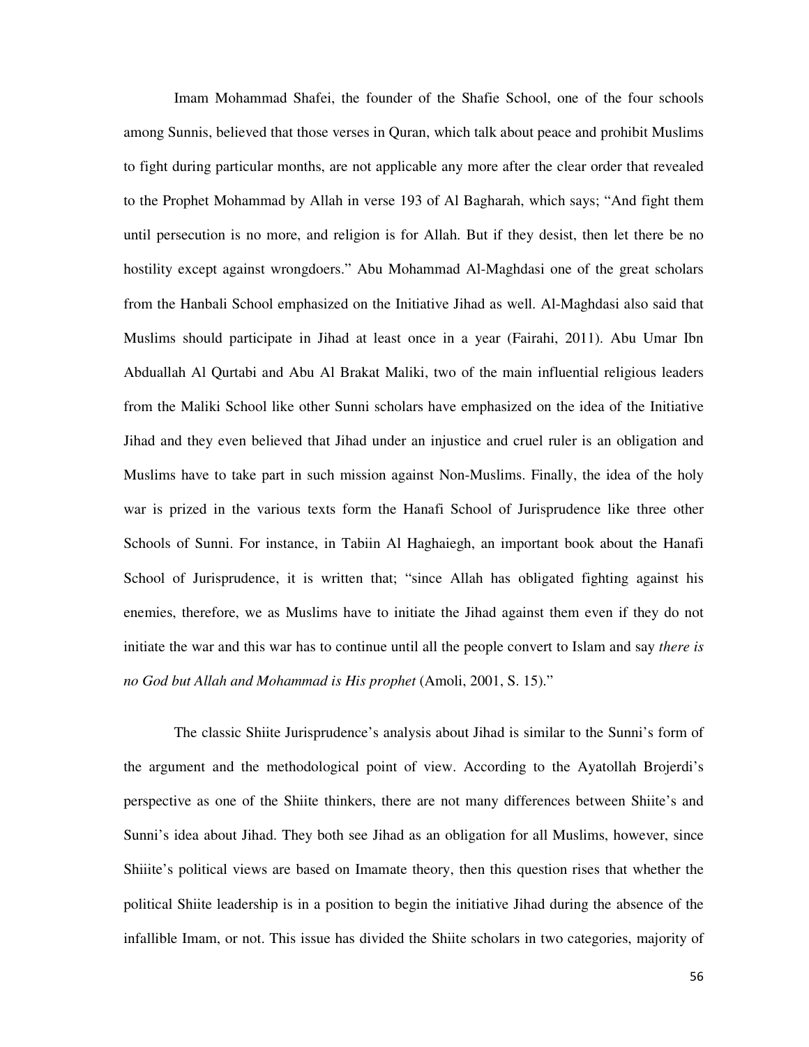Imam Mohammad Shafei, the founder of the Shafie School, one of the four schools among Sunnis, believed that those verses in Quran, which talk about peace and prohibit Muslims to fight during particular months, are not applicable any more after the clear order that revealed to the Prophet Mohammad by Allah in verse 193 of Al Bagharah, which says; "And fight them until persecution is no more, and religion is for Allah. But if they desist, then let there be no hostility except against wrongdoers." Abu Mohammad Al-Maghdasi one of the great scholars from the Hanbali School emphasized on the Initiative Jihad as well. Al-Maghdasi also said that Muslims should participate in Jihad at least once in a year (Fairahi, 2011). Abu Umar Ibn Abduallah Al Qurtabi and Abu Al Brakat Maliki, two of the main influential religious leaders from the Maliki School like other Sunni scholars have emphasized on the idea of the Initiative Jihad and they even believed that Jihad under an injustice and cruel ruler is an obligation and Muslims have to take part in such mission against Non-Muslims. Finally, the idea of the holy war is prized in the various texts form the Hanafi School of Jurisprudence like three other Schools of Sunni. For instance, in Tabiin Al Haghaiegh, an important book about the Hanafi School of Jurisprudence, it is written that; "since Allah has obligated fighting against his enemies, therefore, we as Muslims have to initiate the Jihad against them even if they do not initiate the war and this war has to continue until all the people convert to Islam and say *there is no God but Allah and Mohammad is His prophet* (Amoli, 2001, S. 15)."

The classic Shiite Jurisprudence's analysis about Jihad is similar to the Sunni's form of the argument and the methodological point of view. According to the Ayatollah Brojerdi's perspective as one of the Shiite thinkers, there are not many differences between Shiite's and Sunni's idea about Jihad. They both see Jihad as an obligation for all Muslims, however, since Shiite's political views are based on Imamate theory, then this question rises that whether the political Shiite leadership is in a position to begin the initiative Jihad during the absence of the infallible Imam, or not. This issue has divided the Shiite scholars in two categories, majority of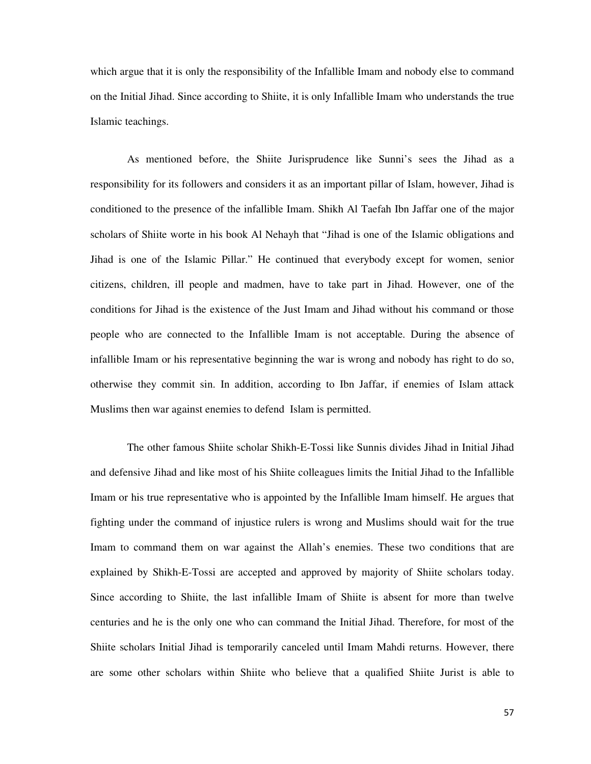which argue that it is only the responsibility of the Infallible Imam and nobody else to command on the Initial Jihad. Since according to Shiite, it is only Infallible Imam who understands the true Islamic teachings.

As mentioned before, the Shiite Jurisprudence like Sunni's sees the Jihad as a responsibility for its followers and considers it as an important pillar of Islam, however, Jihad is conditioned to the presence of the infallible Imam. Shikh Al Taefah Ibn Jaffar one of the major scholars of Shiite worte in his book Al Nehayh that "Jihad is one of the Islamic obligations and Jihad is one of the Islamic Pillar." He continued that everybody except for women, senior citizens, children, ill people and madmen, have to take part in Jihad. However, one of the conditions for Jihad is the existence of the Just Imam and Jihad without his command or those people who are connected to the Infallible Imam is not acceptable. During the absence of infallible Imam or his representative beginning the war is wrong and nobody has right to do so, otherwise they commit sin. In addition, according to Ibn Jaffar, if enemies of Islam attack Muslims then war against enemies to defend Islam is permitted.

The other famous Shiite scholar Shikh-E-Tossi like Sunnis divides Jihad in Initial Jihad and defensive Jihad and like most of his Shiite colleagues limits the Initial Jihad to the Infallible Imam or his true representative who is appointed by the Infallible Imam himself. He argues that fighting under the command of injustice rulers is wrong and Muslims should wait for the true Imam to command them on war against the Allah's enemies. These two conditions that are explained by Shikh-E-Tossi are accepted and approved by majority of Shiite scholars today. Since according to Shiite, the last infallible Imam of Shiite is absent for more than twelve centuries and he is the only one who can command the Initial Jihad. Therefore, for most of the Shiite scholars Initial Jihad is temporarily canceled until Imam Mahdi returns. However, there are some other scholars within Shiite who believe that a qualified Shiite Jurist is able to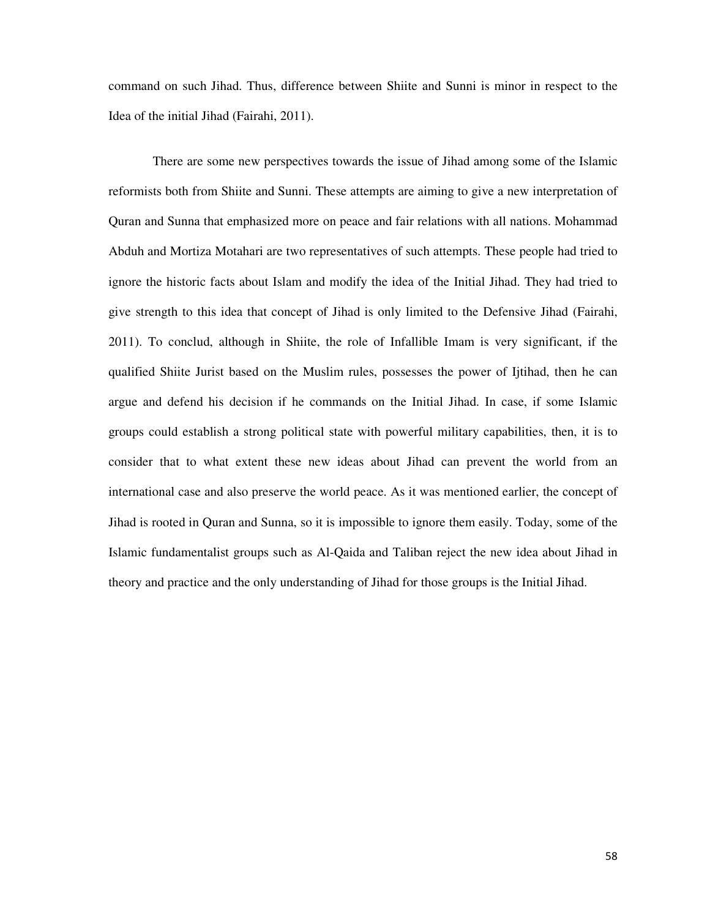command on such Jihad. Thus, difference between Shiite and Sunni is minor in respect to the Idea of the initial Jihad (Fairahi, 2011).

There are some new perspectives towards the issue of Jihad among some of the Islamic reformists both from Shiite and Sunni. These attempts are aiming to give a new interpretation of Quran and Sunna that emphasized more on peace and fair relations with all nations. Mohammad Abduh and Mortiza Motahari are two representatives of such attempts. These people had tried to ignore the historic facts about Islam and modify the idea of the Initial Jihad. They had tried to give strength to this idea that concept of Jihad is only limited to the Defensive Jihad (Fairahi, 2011). To conclud, although in Shiite, the role of Infallible Imam is very significant, if the qualified Shiite Jurist based on the Muslim rules, possesses the power of Ijtihad, then he can argue and defend his decision if he commands on the Initial Jihad. In case, if some Islamic groups could establish a strong political state with powerful military capabilities, then, it is to consider that to what extent these new ideas about Jihad can prevent the world from an international case and also preserve the world peace. As it was mentioned earlier, the concept of Jihad is rooted in Quran and Sunna, so it is impossible to ignore them easily. Today, some of the Islamic fundamentalist groups such as Al-Qaida and Taliban reject the new idea about Jihad in theory and practice and the only understanding of Jihad for those groups is the Initial Jihad.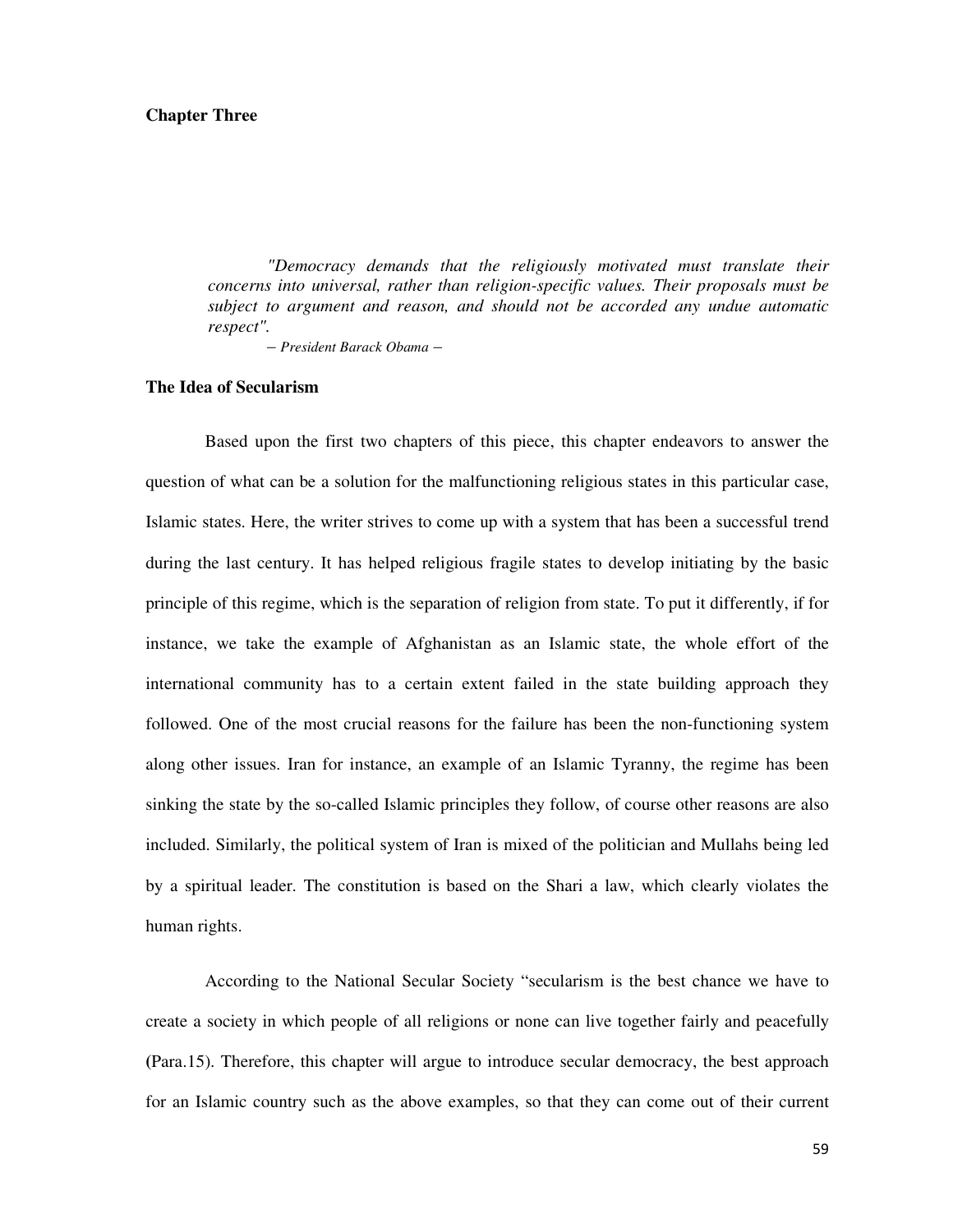# Chapter Three

> *"Democracy demands that the religiously motivated must translate their concerns into universal, rather than religion-specific values. Their proposals must be subject to argument and reason, and should not be accorded any undue automatic respect".*
>
> *– President Barack Obama –*

## The Idea of Secularism

Based upon the first two chapters of this piece, this chapter endeavors to answer the question of what can be a solution for the malfunctioning religious states in this particular case, Islamic states. Here, the writer strives to come up with a system that has been a successful trend during the last century. It has helped religious fragile states to develop initiating by the basic principle of this regime, which is the separation of religion from state. To put it differently, if for instance, we take the example of Afghanistan as an Islamic state, the whole effort of the international community has to a certain extent failed in the state building approach they followed. One of the most crucial reasons for the failure has been the non-functioning system along other issues. Iran for instance, an example of an Islamic Tyranny, the regime has been sinking the state by the so-called Islamic principles they follow, of course other reasons are also included. Similarly, the political system of Iran is mixed of the politician and Mullahs being led by a spiritual leader. The constitution is based on the Shari a law, which clearly violates the human rights.

According to the National Secular Society "secularism is the best chance we have to create a society in which people of all religions or none can live together fairly and peacefully (Para.15). Therefore, this chapter will argue to introduce secular democracy, the best approach for an Islamic country such as the above examples, so that they can come out of their current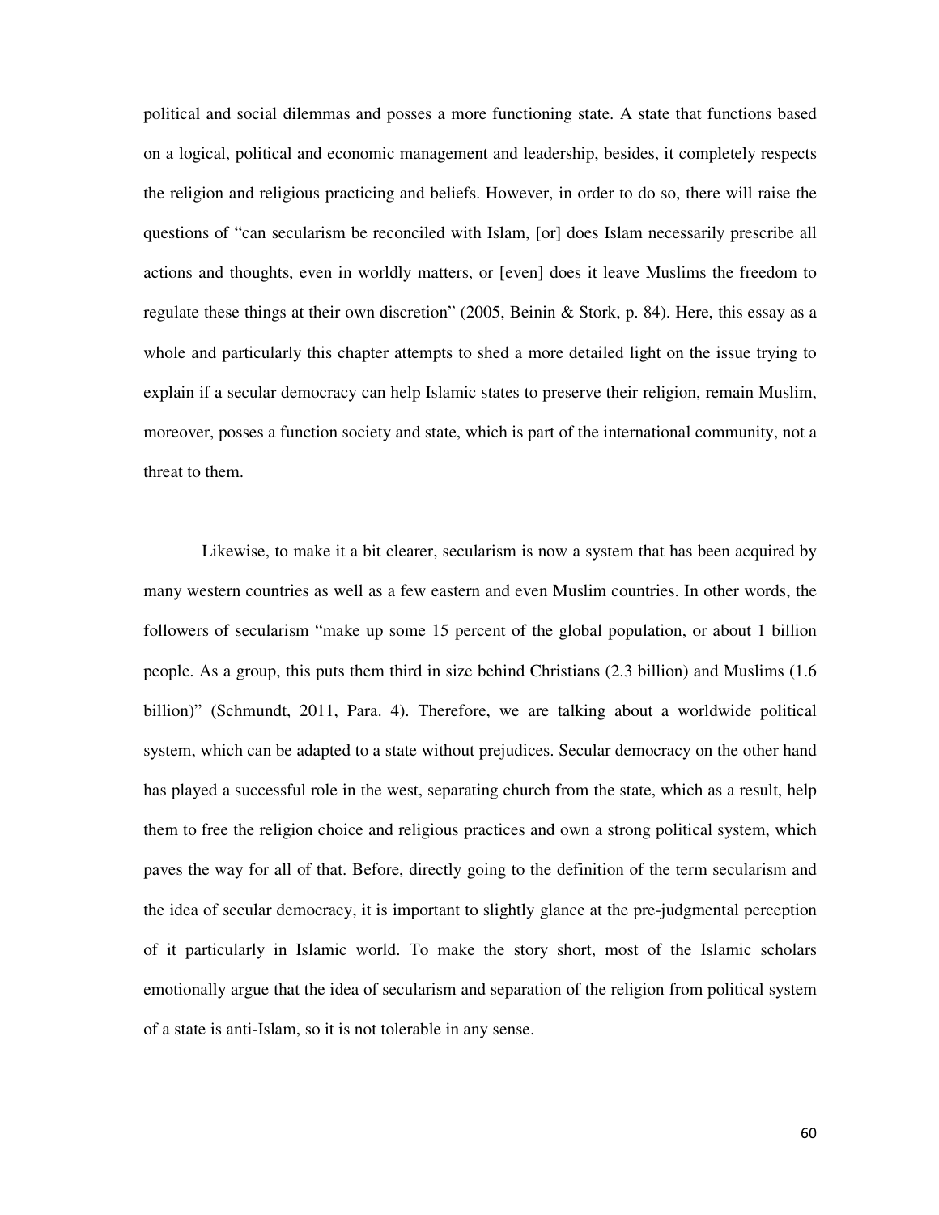political and social dilemmas and posses a more functioning state. A state that functions based on a logical, political and economic management and leadership, besides, it completely respects the religion and religious practicing and beliefs. However, in order to do so, there will raise the questions of "can secularism be reconciled with Islam, [or] does Islam necessarily prescribe all actions and thoughts, even in worldly matters, or [even] does it leave Muslims the freedom to regulate these things at their own discretion" (2005, Beinin & Stork, p. 84). Here, this essay as a whole and particularly this chapter attempts to shed a more detailed light on the issue trying to explain if a secular democracy can help Islamic states to preserve their religion, remain Muslim, moreover, posses a function society and state, which is part of the international community, not a threat to them.

Likewise, to make it a bit clearer, secularism is now a system that has been acquired by many western countries as well as a few eastern and even Muslim countries. In other words, the followers of secularism "make up some 15 percent of the global population, or about 1 billion people. As a group, this puts them third in size behind Christians (2.3 billion) and Muslims (1.6 billion)" (Schmundt, 2011, Para. 4). Therefore, we are talking about a worldwide political system, which can be adapted to a state without prejudices. Secular democracy on the other hand has played a successful role in the west, separating church from the state, which as a result, help them to free the religion choice and religious practices and own a strong political system, which paves the way for all of that. Before, directly going to the definition of the term secularism and the idea of secular democracy, it is important to slightly glance at the pre-judgmental perception of it particularly in Islamic world. To make the story short, most of the Islamic scholars emotionally argue that the idea of secularism and separation of the religion from political system of a state is anti-Islam, so it is not tolerable in any sense.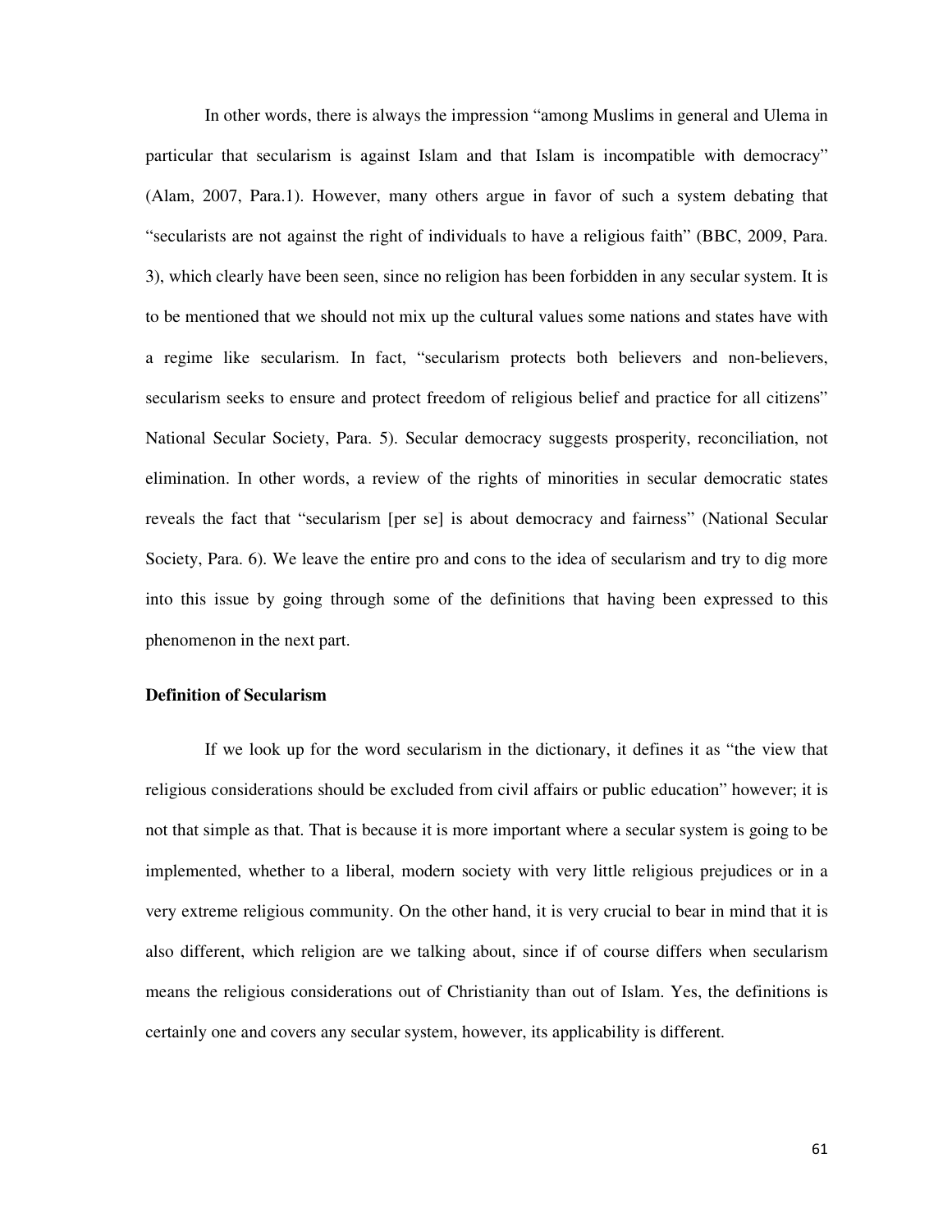In other words, there is always the impression "among Muslims in general and Ulema in particular that secularism is against Islam and that Islam is incompatible with democracy" (Alam, 2007, Para.1). However, many others argue in favor of such a system debating that "secularists are not against the right of individuals to have a religious faith" (BBC, 2009, Para. 3), which clearly have been seen, since no religion has been forbidden in any secular system. It is to be mentioned that we should not mix up the cultural values some nations and states have with a regime like secularism. In fact, "secularism protects both believers and non-believers, secularism seeks to ensure and protect freedom of religious belief and practice for all citizens" National Secular Society, Para. 5). Secular democracy suggests prosperity, reconciliation, not elimination. In other words, a review of the rights of minorities in secular democratic states reveals the fact that "secularism [per se] is about democracy and fairness" (National Secular Society, Para. 6). We leave the entire pro and cons to the idea of secularism and try to dig more into this issue by going through some of the definitions that having been expressed to this phenomenon in the next part.

**Definition of Secularism**

If we look up for the word secularism in the dictionary, it defines it as "the view that religious considerations should be excluded from civil affairs or public education" however; it is not that simple as that. That is because it is more important where a secular system is going to be implemented, whether to a liberal, modern society with very little religious prejudices or in a very extreme religious community. On the other hand, it is very crucial to bear in mind that it is also different, which religion are we talking about, since if of course differs when secularism means the religious considerations out of Christianity than out of Islam. Yes, the definitions is certainly one and covers any secular system, however, its applicability is different.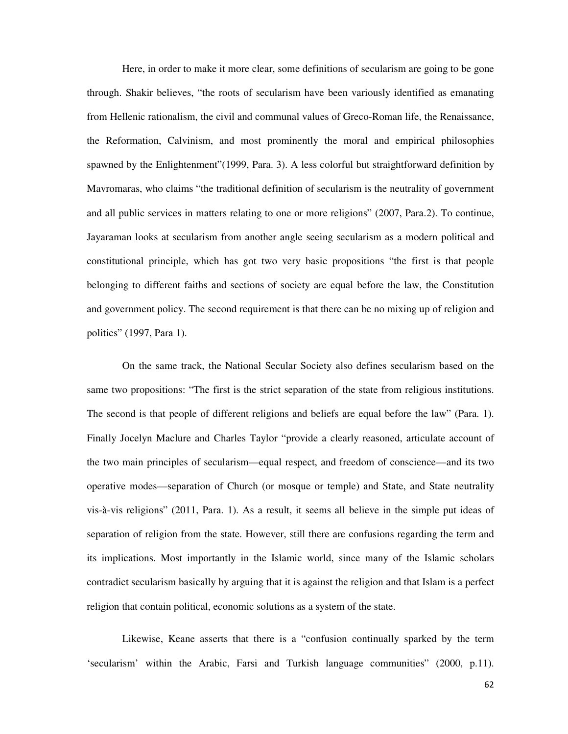Here, in order to make it more clear, some definitions of secularism are going to be gone through. Shakir believes, “the roots of secularism have been variously identified as emanating from Hellenic rationalism, the civil and communal values of Greco-Roman life, the Renaissance, the Reformation, Calvinism, and most prominently the moral and empirical philosophies spawned by the Enlightenment”(1999, Para. 3). A less colorful but straightforward definition by Mavromaras, who claims “the traditional definition of secularism is the neutrality of government and all public services in matters relating to one or more religions” (2007, Para.2). To continue, Jayaraman looks at secularism from another angle seeing secularism as a modern political and constitutional principle, which has got two very basic propositions “the first is that people belonging to different faiths and sections of society are equal before the law, the Constitution and government policy. The second requirement is that there can be no mixing up of religion and politics” (1997, Para 1).

On the same track, the National Secular Society also defines secularism based on the same two propositions: “The first is the strict separation of the state from religious institutions. The second is that people of different religions and beliefs are equal before the law” (Para. 1). Finally Jocelyn Maclure and Charles Taylor “provide a clearly reasoned, articulate account of the two main principles of secularism—equal respect, and freedom of conscience—and its two operative modes—separation of Church (or mosque or temple) and State, and State neutrality vis-à-vis religions” (2011, Para. 1). As a result, it seems all believe in the simple put ideas of separation of religion from the state. However, still there are confusions regarding the term and its implications. Most importantly in the Islamic world, since many of the Islamic scholars contradict secularism basically by arguing that it is against the religion and that Islam is a perfect religion that contain political, economic solutions as a system of the state.

Likewise, Keane asserts that there is a “confusion continually sparked by the term ‘secularism’ within the Arabic, Farsi and Turkish language communities” (2000, p.11).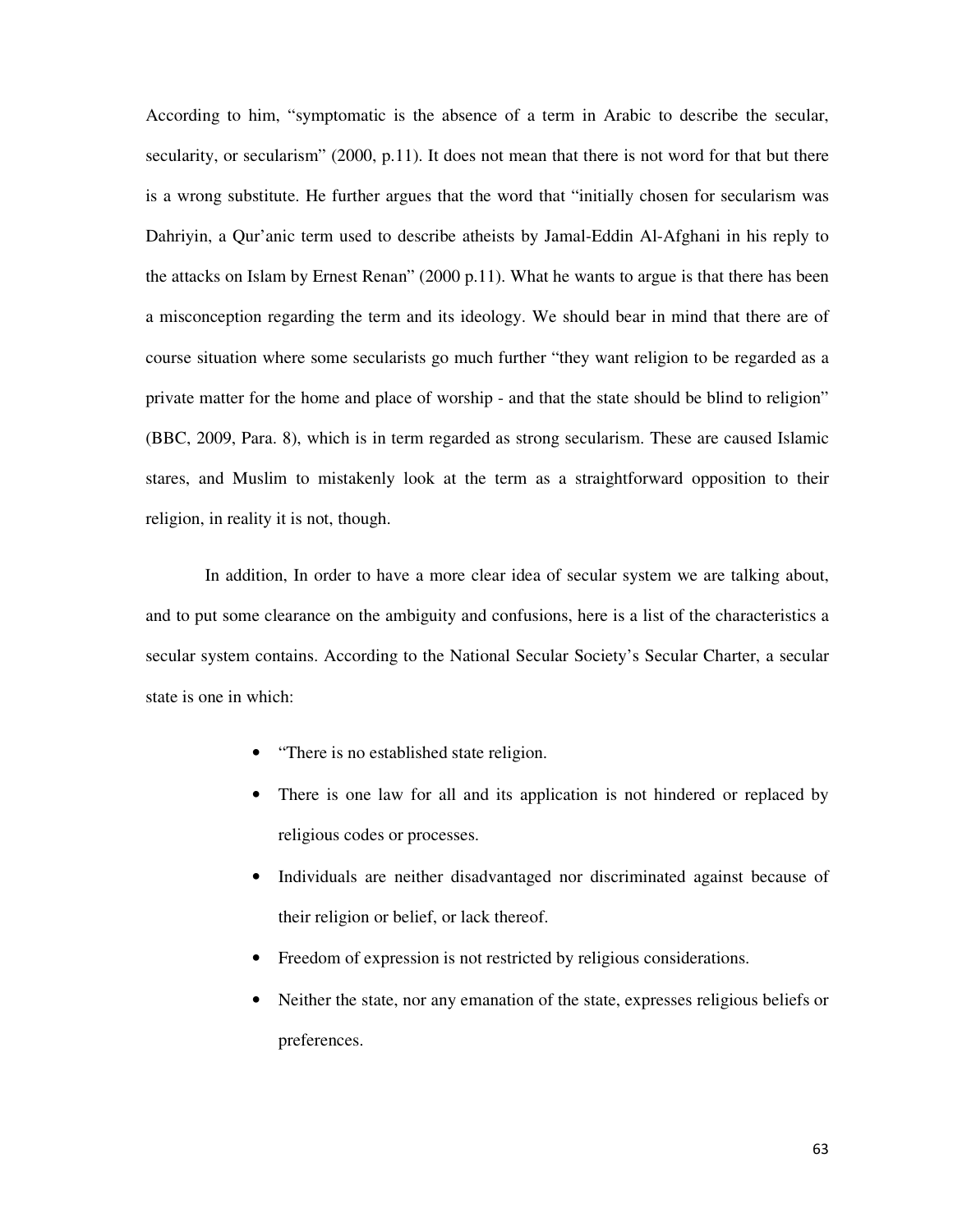According to him, “symptomatic is the absence of a term in Arabic to describe the secular, secularity, or secularism” (2000, p.11). It does not mean that there is not word for that but there is a wrong substitute. He further argues that the word that “initially chosen for secularism was Dahriyin, a Qur’anic term used to describe atheists by Jamal-Eddin Al-Afghani in his reply to the attacks on Islam by Ernest Renan” (2000 p.11). What he wants to argue is that there has been a misconception regarding the term and its ideology. We should bear in mind that there are of course situation where some secularists go much further “they want religion to be regarded as a private matter for the home and place of worship - and that the state should be blind to religion” (BBC, 2009, Para. 8), which is in term regarded as strong secularism. These are caused Islamic stares, and Muslim to mistakenly look at the term as a straightforward opposition to their religion, in reality it is not, though.

In addition, In order to have a more clear idea of secular system we are talking about, and to put some clearance on the ambiguity and confusions, here is a list of the characteristics a secular system contains. According to the National Secular Society’s Secular Charter, a secular state is one in which:

- “There is no established state religion.
- There is one law for all and its application is not hindered or replaced by religious codes or processes.
- Individuals are neither disadvantaged nor discriminated against because of their religion or belief, or lack thereof.
- Freedom of expression is not restricted by religious considerations.
- Neither the state, nor any emanation of the state, expresses religious beliefs or preferences.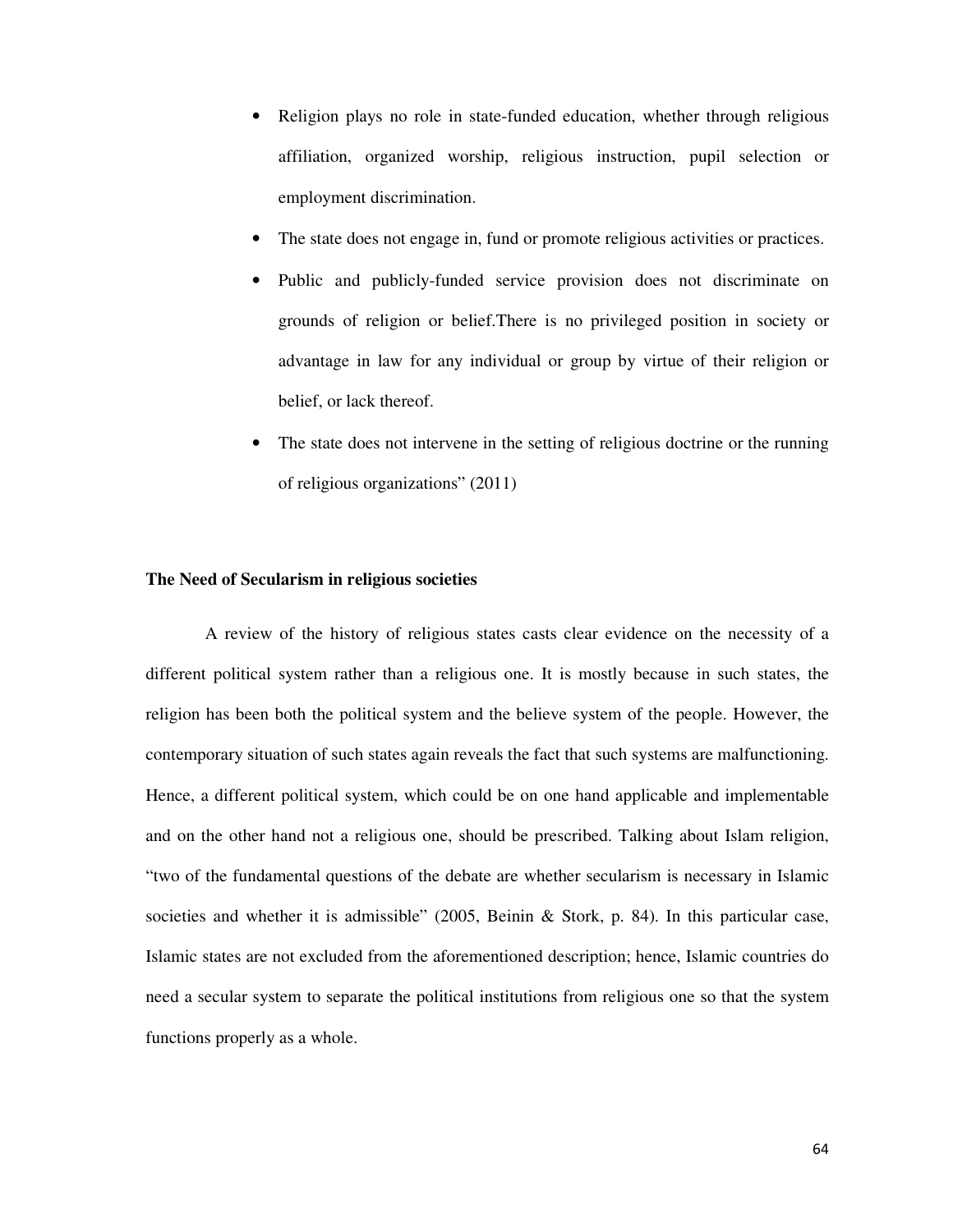- Religion plays no role in state-funded education, whether through religious affiliation, organized worship, religious instruction, pupil selection or employment discrimination.
- The state does not engage in, fund or promote religious activities or practices.
- Public and publicly-funded service provision does not discriminate on grounds of religion or belief.There is no privileged position in society or advantage in law for any individual or group by virtue of their religion or belief, or lack thereof.
- The state does not intervene in the setting of religious doctrine or the running of religious organizations" (2011)

**The Need of Secularism in religious societies**

A review of the history of religious states casts clear evidence on the necessity of a different political system rather than a religious one. It is mostly because in such states, the religion has been both the political system and the believe system of the people. However, the contemporary situation of such states again reveals the fact that such systems are malfunctioning. Hence, a different political system, which could be on one hand applicable and implementable and on the other hand not a religious one, should be prescribed. Talking about Islam religion, "two of the fundamental questions of the debate are whether secularism is necessary in Islamic societies and whether it is admissible" (2005, Beinin & Stork, p. 84). In this particular case, Islamic states are not excluded from the aforementioned description; hence, Islamic countries do need a secular system to separate the political institutions from religious one so that the system functions properly as a whole.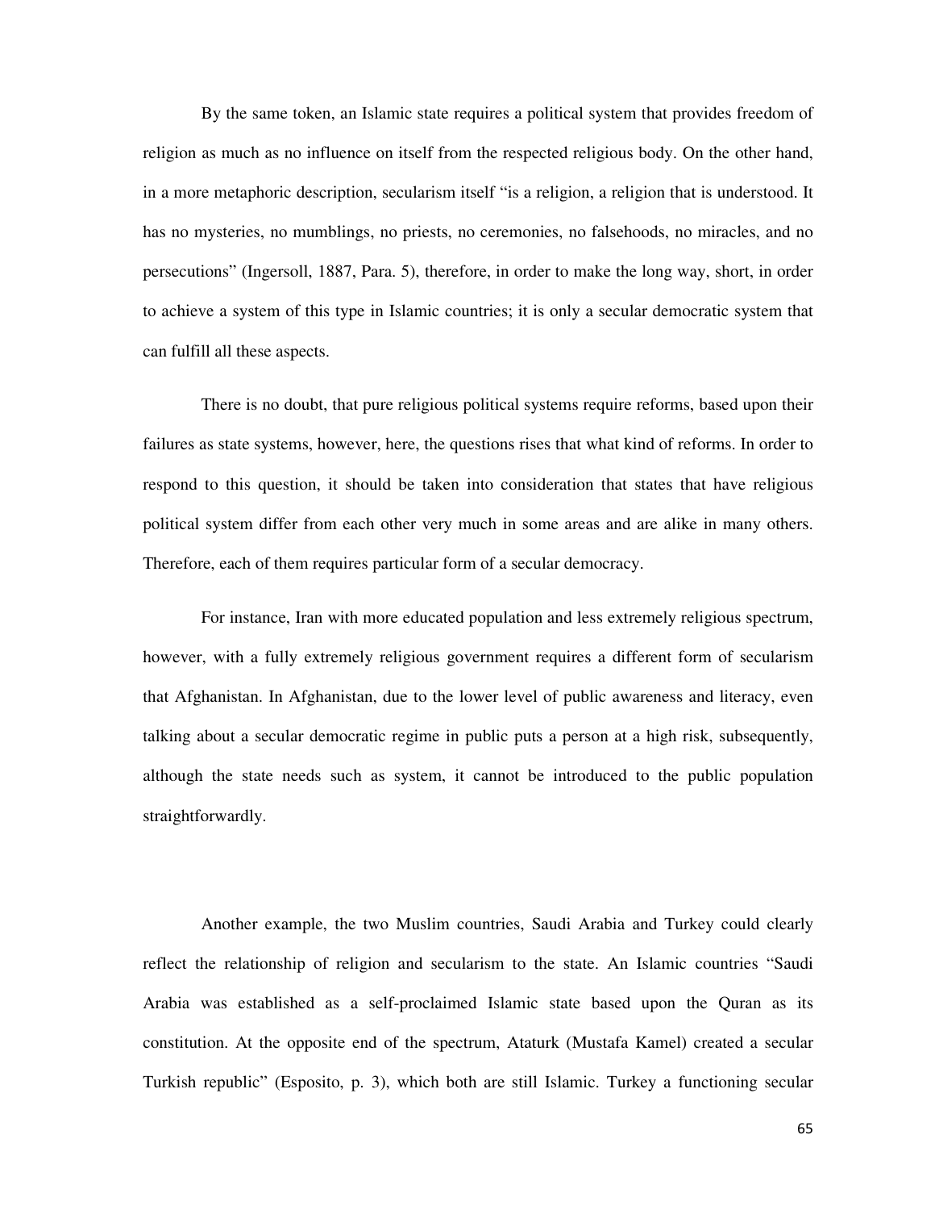By the same token, an Islamic state requires a political system that provides freedom of religion as much as no influence on itself from the respected religious body. On the other hand, in a more metaphoric description, secularism itself "is a religion, a religion that is understood. It has no mysteries, no mumblings, no priests, no ceremonies, no falsehoods, no miracles, and no persecutions" (Ingersoll, 1887, Para. 5), therefore, in order to make the long way, short, in order to achieve a system of this type in Islamic countries; it is only a secular democratic system that can fulfill all these aspects.

There is no doubt, that pure religious political systems require reforms, based upon their failures as state systems, however, here, the questions rises that what kind of reforms. In order to respond to this question, it should be taken into consideration that states that have religious political system differ from each other very much in some areas and are alike in many others. Therefore, each of them requires particular form of a secular democracy.

For instance, Iran with more educated population and less extremely religious spectrum, however, with a fully extremely religious government requires a different form of secularism that Afghanistan. In Afghanistan, due to the lower level of public awareness and literacy, even talking about a secular democratic regime in public puts a person at a high risk, subsequently, although the state needs such as system, it cannot be introduced to the public population straightforwardly.

Another example, the two Muslim countries, Saudi Arabia and Turkey could clearly reflect the relationship of religion and secularism to the state. An Islamic countries "Saudi Arabia was established as a self-proclaimed Islamic state based upon the Quran as its constitution. At the opposite end of the spectrum, Ataturk (Mustafa Kamel) created a secular Turkish republic" (Esposito, p. 3), which both are still Islamic. Turkey a functioning secular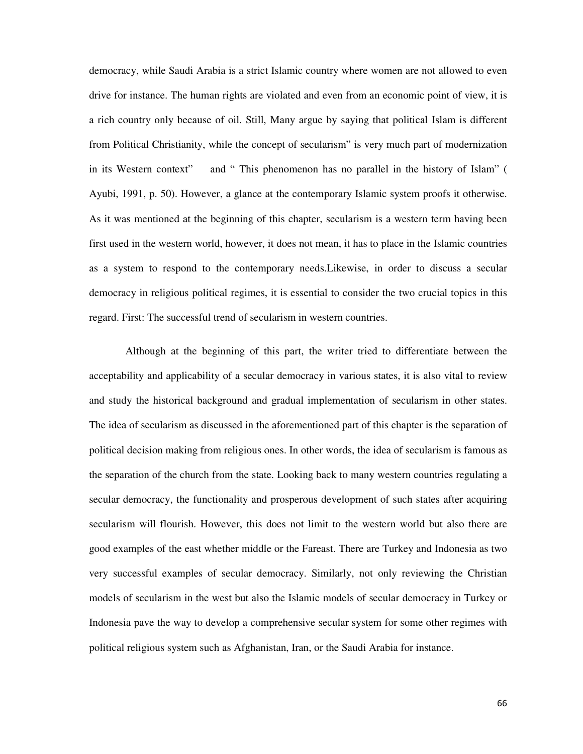democracy, while Saudi Arabia is a strict Islamic country where women are not allowed to even drive for instance. The human rights are violated and even from an economic point of view, it is a rich country only because of oil. Still, Many argue by saying that political Islam is different from Political Christianity, while the concept of secularism" is very much part of modernization in its Western context" and " This phenomenon has no parallel in the history of Islam" ( Ayubi, 1991, p. 50). However, a glance at the contemporary Islamic system proofs it otherwise. As it was mentioned at the beginning of this chapter, secularism is a western term having been first used in the western world, however, it does not mean, it has to place in the Islamic countries as a system to respond to the contemporary needs.Likewise, in order to discuss a secular democracy in religious political regimes, it is essential to consider the two crucial topics in this regard. First: The successful trend of secularism in western countries.

Although at the beginning of this part, the writer tried to differentiate between the acceptability and applicability of a secular democracy in various states, it is also vital to review and study the historical background and gradual implementation of secularism in other states. The idea of secularism as discussed in the aforementioned part of this chapter is the separation of political decision making from religious ones. In other words, the idea of secularism is famous as the separation of the church from the state. Looking back to many western countries regulating a secular democracy, the functionality and prosperous development of such states after acquiring secularism will flourish. However, this does not limit to the western world but also there are good examples of the east whether middle or the Fareast. There are Turkey and Indonesia as two very successful examples of secular democracy. Similarly, not only reviewing the Christian models of secularism in the west but also the Islamic models of secular democracy in Turkey or Indonesia pave the way to develop a comprehensive secular system for some other regimes with political religious system such as Afghanistan, Iran, or the Saudi Arabia for instance.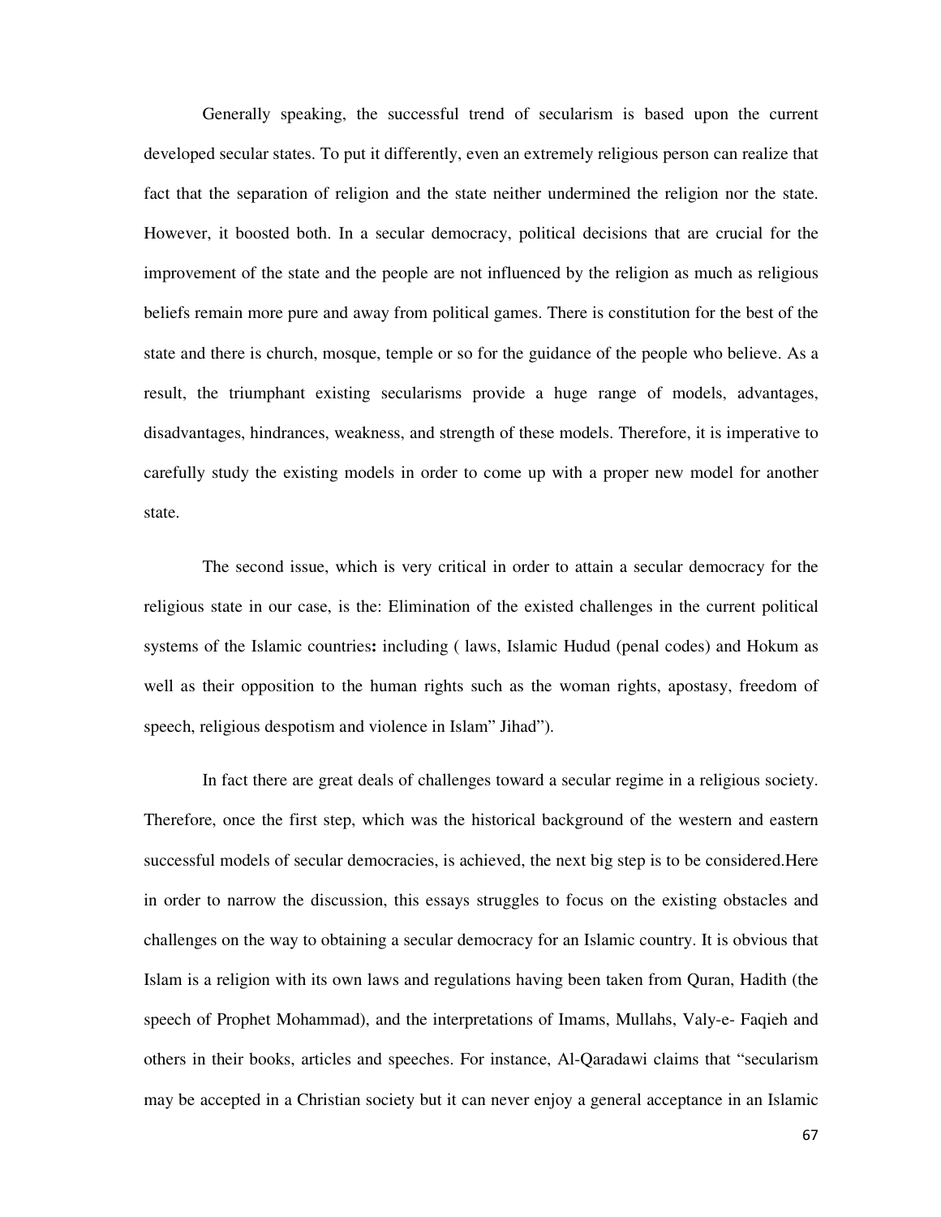Generally speaking, the successful trend of secularism is based upon the current developed secular states. To put it differently, even an extremely religious person can realize that fact that the separation of religion and the state neither undermined the religion nor the state. However, it boosted both. In a secular democracy, political decisions that are crucial for the improvement of the state and the people are not influenced by the religion as much as religious beliefs remain more pure and away from political games. There is constitution for the best of the state and there is church, mosque, temple or so for the guidance of the people who believe. As a result, the triumphant existing secularisms provide a huge range of models, advantages, disadvantages, hindrances, weakness, and strength of these models. Therefore, it is imperative to carefully study the existing models in order to come up with a proper new model for another state.

The second issue, which is very critical in order to attain a secular democracy for the religious state in our case, is the: Elimination of the existed challenges in the current political systems of the Islamic countries**:** including ( laws, Islamic Hudud (penal codes) and Hokum as well as their opposition to the human rights such as the woman rights, apostasy, freedom of speech, religious despotism and violence in Islam" Jihad").

In fact there are great deals of challenges toward a secular regime in a religious society. Therefore, once the first step, which was the historical background of the western and eastern successful models of secular democracies, is achieved, the next big step is to be considered.Here in order to narrow the discussion, this essays struggles to focus on the existing obstacles and challenges on the way to obtaining a secular democracy for an Islamic country. It is obvious that Islam is a religion with its own laws and regulations having been taken from Quran, Hadith (the speech of Prophet Mohammad), and the interpretations of Imams, Mullahs, Valy-e- Faqieh and others in their books, articles and speeches. For instance, Al-Qaradawi claims that "secularism may be accepted in a Christian society but it can never enjoy a general acceptance in an Islamic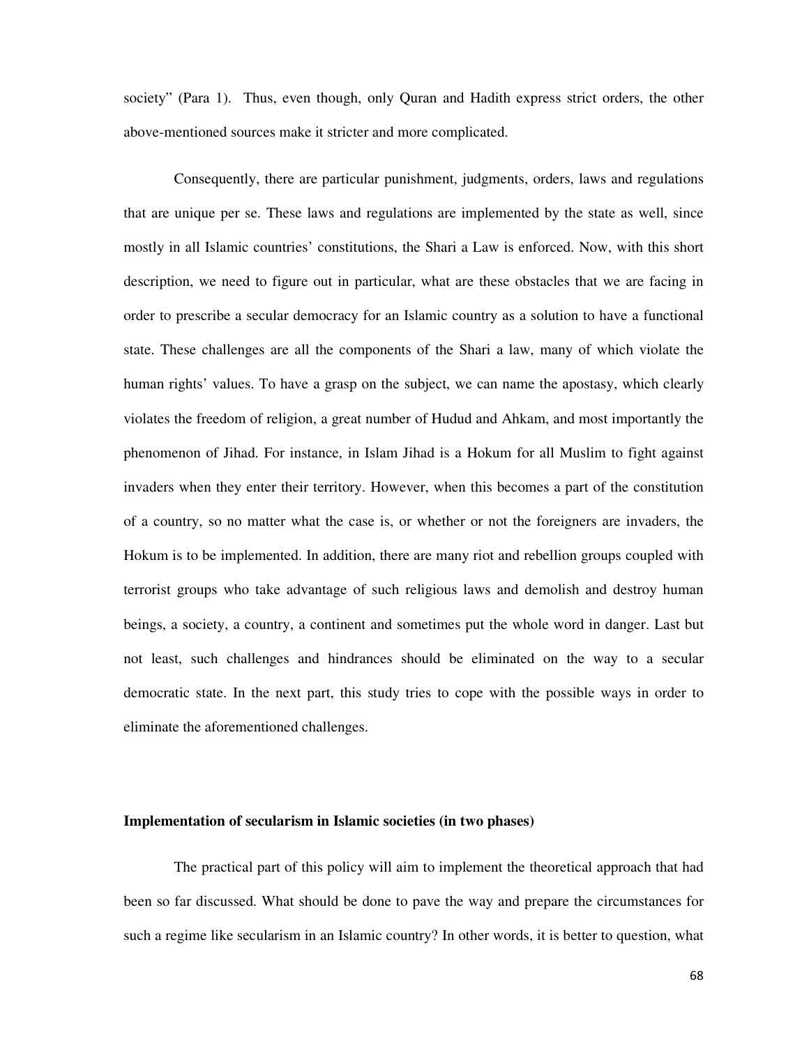society" (Para 1). Thus, even though, only Quran and Hadith express strict orders, the other above-mentioned sources make it stricter and more complicated.

Consequently, there are particular punishment, judgments, orders, laws and regulations that are unique per se. These laws and regulations are implemented by the state as well, since mostly in all Islamic countries' constitutions, the Shari a Law is enforced. Now, with this short description, we need to figure out in particular, what are these obstacles that we are facing in order to prescribe a secular democracy for an Islamic country as a solution to have a functional state. These challenges are all the components of the Shari a law, many of which violate the human rights' values. To have a grasp on the subject, we can name the apostasy, which clearly violates the freedom of religion, a great number of Hudud and Ahkam, and most importantly the phenomenon of Jihad. For instance, in Islam Jihad is a Hokum for all Muslim to fight against invaders when they enter their territory. However, when this becomes a part of the constitution of a country, so no matter what the case is, or whether or not the foreigners are invaders, the Hokum is to be implemented. In addition, there are many riot and rebellion groups coupled with terrorist groups who take advantage of such religious laws and demolish and destroy human beings, a society, a country, a continent and sometimes put the whole word in danger. Last but not least, such challenges and hindrances should be eliminated on the way to a secular democratic state. In the next part, this study tries to cope with the possible ways in order to eliminate the aforementioned challenges.

**Implementation of secularism in Islamic societies (in two phases)**

The practical part of this policy will aim to implement the theoretical approach that had been so far discussed. What should be done to pave the way and prepare the circumstances for such a regime like secularism in an Islamic country? In other words, it is better to question, what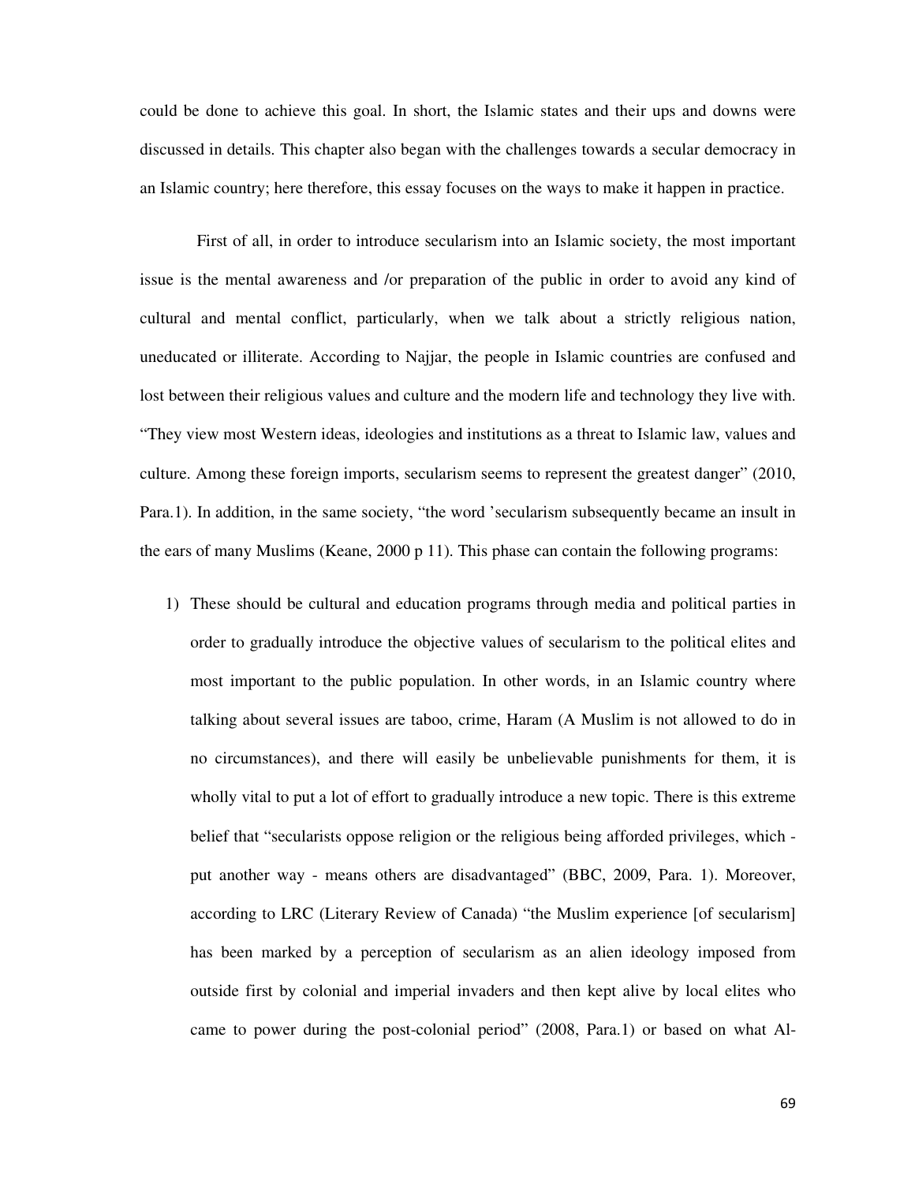could be done to achieve this goal. In short, the Islamic states and their ups and downs were discussed in details. This chapter also began with the challenges towards a secular democracy in an Islamic country; here therefore, this essay focuses on the ways to make it happen in practice.

First of all, in order to introduce secularism into an Islamic society, the most important issue is the mental awareness and /or preparation of the public in order to avoid any kind of cultural and mental conflict, particularly, when we talk about a strictly religious nation, uneducated or illiterate. According to Najjar, the people in Islamic countries are confused and lost between their religious values and culture and the modern life and technology they live with. "They view most Western ideas, ideologies and institutions as a threat to Islamic law, values and culture. Among these foreign imports, secularism seems to represent the greatest danger" (2010, Para.1). In addition, in the same society, "the word 'secularism subsequently became an insult in the ears of many Muslims (Keane, 2000 p 11). This phase can contain the following programs:

1) These should be cultural and education programs through media and political parties in order to gradually introduce the objective values of secularism to the political elites and most important to the public population. In other words, in an Islamic country where talking about several issues are taboo, crime, Haram (A Muslim is not allowed to do in no circumstances), and there will easily be unbelievable punishments for them, it is wholly vital to put a lot of effort to gradually introduce a new topic. There is this extreme belief that "secularists oppose religion or the religious being afforded privileges, which - put another way - means others are disadvantaged" (BBC, 2009, Para. 1). Moreover, according to LRC (Literary Review of Canada) "the Muslim experience [of secularism] has been marked by a perception of secularism as an alien ideology imposed from outside first by colonial and imperial invaders and then kept alive by local elites who came to power during the post-colonial period" (2008, Para.1) or based on what Al-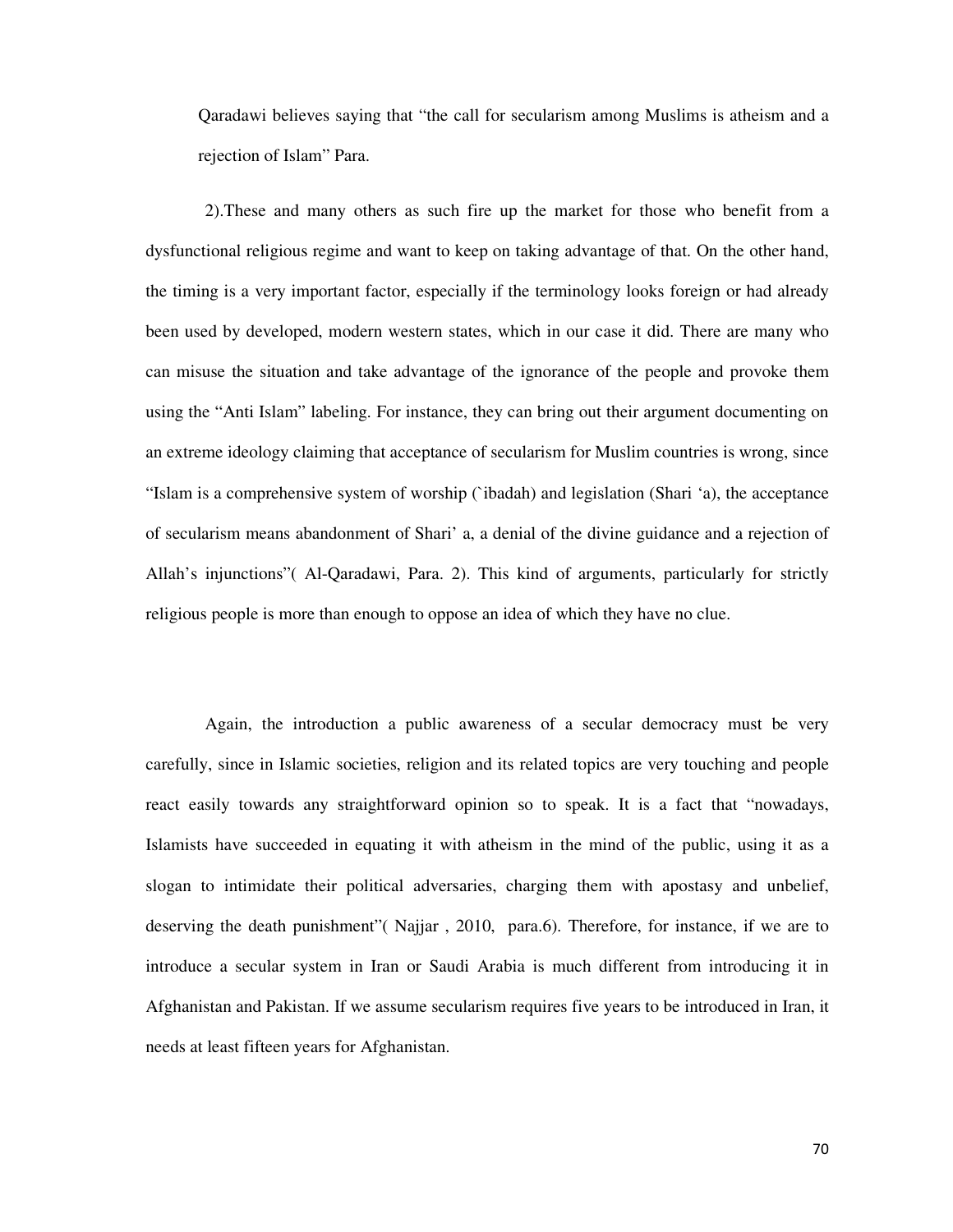Qaradawi believes saying that "the call for secularism among Muslims is atheism and a rejection of Islam" Para.

2).These and many others as such fire up the market for those who benefit from a dysfunctional religious regime and want to keep on taking advantage of that. On the other hand, the timing is a very important factor, especially if the terminology looks foreign or had already been used by developed, modern western states, which in our case it did. There are many who can misuse the situation and take advantage of the ignorance of the people and provoke them using the "Anti Islam" labeling. For instance, they can bring out their argument documenting on an extreme ideology claiming that acceptance of secularism for Muslim countries is wrong, since "Islam is a comprehensive system of worship (`ibadah) and legislation (Shari 'a), the acceptance of secularism means abandonment of Shari' a, a denial of the divine guidance and a rejection of Allah's injunctions"( Al-Qaradawi, Para. 2). This kind of arguments, particularly for strictly religious people is more than enough to oppose an idea of which they have no clue.

Again, the introduction a public awareness of a secular democracy must be very carefully, since in Islamic societies, religion and its related topics are very touching and people react easily towards any straightforward opinion so to speak. It is a fact that "nowadays, Islamists have succeeded in equating it with atheism in the mind of the public, using it as a slogan to intimidate their political adversaries, charging them with apostasy and unbelief, deserving the death punishment"( Najjar , 2010, para.6). Therefore, for instance, if we are to introduce a secular system in Iran or Saudi Arabia is much different from introducing it in Afghanistan and Pakistan. If we assume secularism requires five years to be introduced in Iran, it needs at least fifteen years for Afghanistan.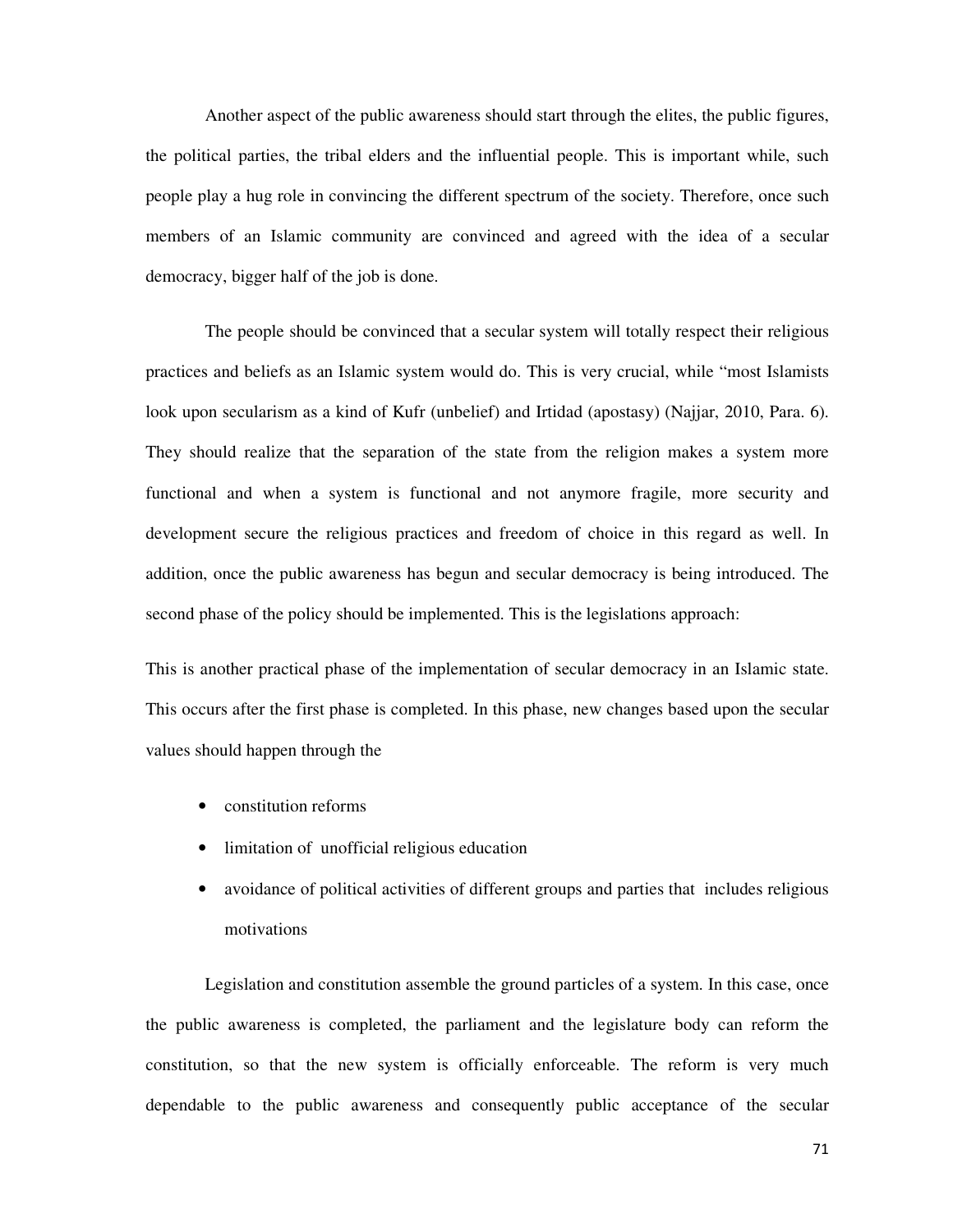Another aspect of the public awareness should start through the elites, the public figures, the political parties, the tribal elders and the influential people. This is important while, such people play a hug role in convincing the different spectrum of the society. Therefore, once such members of an Islamic community are convinced and agreed with the idea of a secular democracy, bigger half of the job is done.

The people should be convinced that a secular system will totally respect their religious practices and beliefs as an Islamic system would do. This is very crucial, while "most Islamists look upon secularism as a kind of Kufr (unbelief) and Irtidad (apostasy) (Najjar, 2010, Para. 6). They should realize that the separation of the state from the religion makes a system more functional and when a system is functional and not anymore fragile, more security and development secure the religious practices and freedom of choice in this regard as well. In addition, once the public awareness has begun and secular democracy is being introduced. The second phase of the policy should be implemented. This is the legislations approach:

This is another practical phase of the implementation of secular democracy in an Islamic state. This occurs after the first phase is completed. In this phase, new changes based upon the secular values should happen through the

- constitution reforms
- limitation of unofficial religious education
- avoidance of political activities of different groups and parties that includes religious motivations

Legislation and constitution assemble the ground particles of a system. In this case, once the public awareness is completed, the parliament and the legislature body can reform the constitution, so that the new system is officially enforceable. The reform is very much dependable to the public awareness and consequently public acceptance of the secular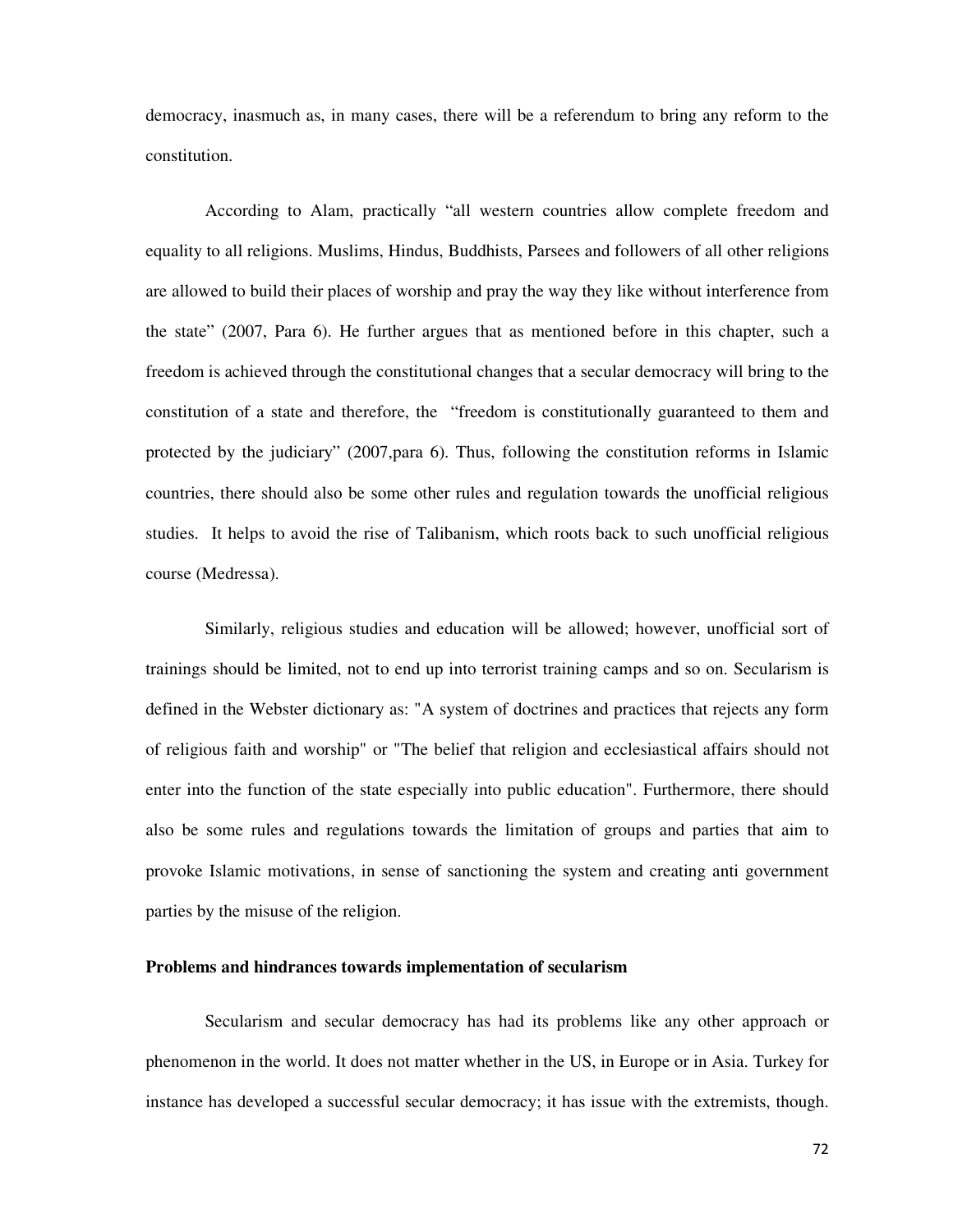democracy, inasmuch as, in many cases, there will be a referendum to bring any reform to the constitution.

According to Alam, practically "all western countries allow complete freedom and equality to all religions. Muslims, Hindus, Buddhists, Parsees and followers of all other religions are allowed to build their places of worship and pray the way they like without interference from the state" (2007, Para 6). He further argues that as mentioned before in this chapter, such a freedom is achieved through the constitutional changes that a secular democracy will bring to the constitution of a state and therefore, the "freedom is constitutionally guaranteed to them and protected by the judiciary" (2007,para 6). Thus, following the constitution reforms in Islamic countries, there should also be some other rules and regulation towards the unofficial religious studies. It helps to avoid the rise of Talibanism, which roots back to such unofficial religious course (Medressa).

Similarly, religious studies and education will be allowed; however, unofficial sort of trainings should be limited, not to end up into terrorist training camps and so on. Secularism is defined in the Webster dictionary as: "A system of doctrines and practices that rejects any form of religious faith and worship" or "The belief that religion and ecclesiastical affairs should not enter into the function of the state especially into public education". Furthermore, there should also be some rules and regulations towards the limitation of groups and parties that aim to provoke Islamic motivations, in sense of sanctioning the system and creating anti government parties by the misuse of the religion.

**Problems and hindrances towards implementation of secularism**

Secularism and secular democracy has had its problems like any other approach or phenomenon in the world. It does not matter whether in the US, in Europe or in Asia. Turkey for instance has developed a successful secular democracy; it has issue with the extremists, though.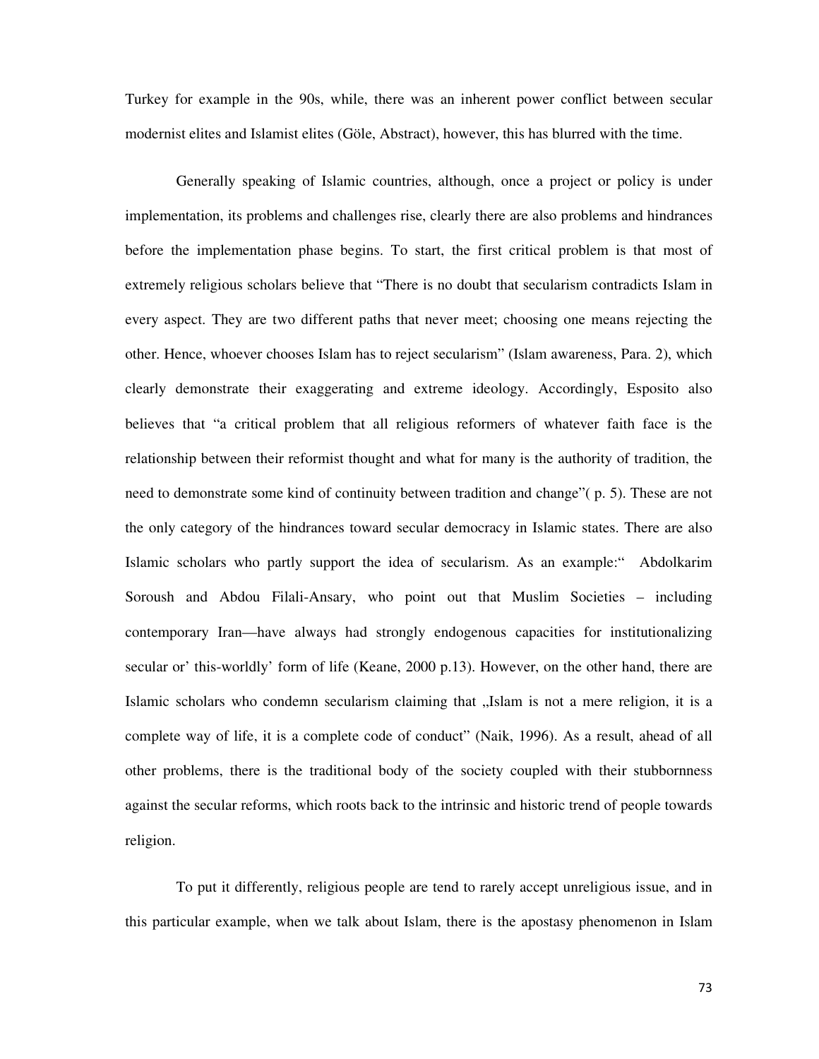Turkey for example in the 90s, while, there was an inherent power conflict between secular modernist elites and Islamist elites (Göle, Abstract), however, this has blurred with the time.

Generally speaking of Islamic countries, although, once a project or policy is under implementation, its problems and challenges rise, clearly there are also problems and hindrances before the implementation phase begins. To start, the first critical problem is that most of extremely religious scholars believe that "There is no doubt that secularism contradicts Islam in every aspect. They are two different paths that never meet; choosing one means rejecting the other. Hence, whoever chooses Islam has to reject secularism" (Islam awareness, Para. 2), which clearly demonstrate their exaggerating and extreme ideology. Accordingly, Esposito also believes that "a critical problem that all religious reformers of whatever faith face is the relationship between their reformist thought and what for many is the authority of tradition, the need to demonstrate some kind of continuity between tradition and change"( p. 5). These are not the only category of the hindrances toward secular democracy in Islamic states. There are also Islamic scholars who partly support the idea of secularism. As an example:" Abdolkarim Soroush and Abdou Filali-Ansary, who point out that Muslim Societies – including contemporary Iran—have always had strongly endogenous capacities for institutionalizing secular or' this-worldly' form of life (Keane, 2000 p.13). However, on the other hand, there are Islamic scholars who condemn secularism claiming that „Islam is not a mere religion, it is a complete way of life, it is a complete code of conduct" (Naik, 1996). As a result, ahead of all other problems, there is the traditional body of the society coupled with their stubbornness against the secular reforms, which roots back to the intrinsic and historic trend of people towards religion.

To put it differently, religious people are tend to rarely accept unreligious issue, and in this particular example, when we talk about Islam, there is the apostasy phenomenon in Islam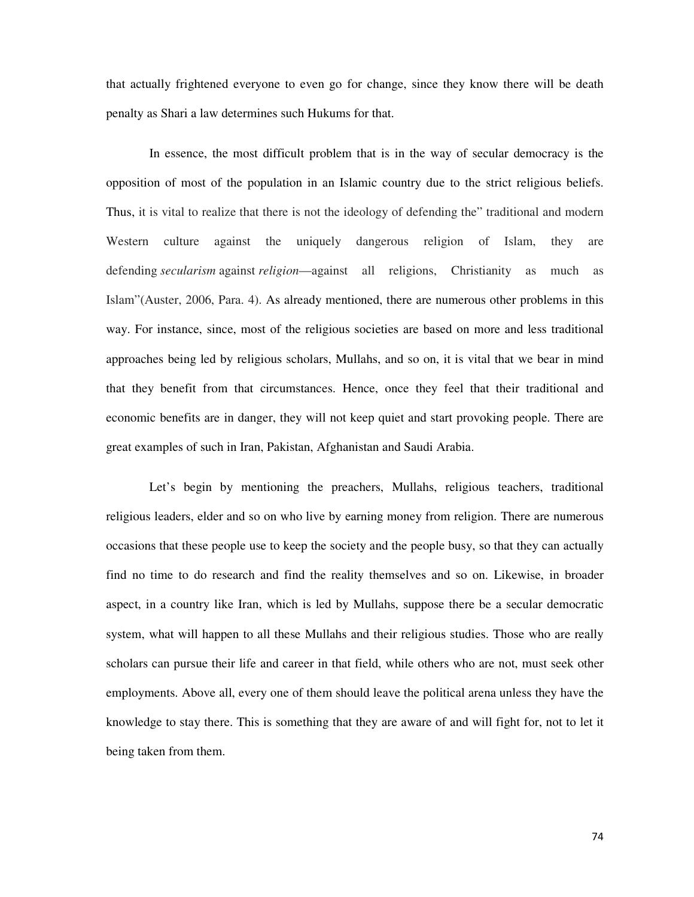that actually frightened everyone to even go for change, since they know there will be death penalty as Shari a law determines such Hukums for that.

In essence, the most difficult problem that is in the way of secular democracy is the opposition of most of the population in an Islamic country due to the strict religious beliefs. Thus, it is vital to realize that there is not the ideology of defending the" traditional and modern Western culture against the uniquely dangerous religion of Islam, they are defending *secularism* against *religion*—against all religions, Christianity as much as Islam"(Auster, 2006, Para. 4). As already mentioned, there are numerous other problems in this way. For instance, since, most of the religious societies are based on more and less traditional approaches being led by religious scholars, Mullahs, and so on, it is vital that we bear in mind that they benefit from that circumstances. Hence, once they feel that their traditional and economic benefits are in danger, they will not keep quiet and start provoking people. There are great examples of such in Iran, Pakistan, Afghanistan and Saudi Arabia.

Let's begin by mentioning the preachers, Mullahs, religious teachers, traditional religious leaders, elder and so on who live by earning money from religion. There are numerous occasions that these people use to keep the society and the people busy, so that they can actually find no time to do research and find the reality themselves and so on. Likewise, in broader aspect, in a country like Iran, which is led by Mullahs, suppose there be a secular democratic system, what will happen to all these Mullahs and their religious studies. Those who are really scholars can pursue their life and career in that field, while others who are not, must seek other employments. Above all, every one of them should leave the political arena unless they have the knowledge to stay there. This is something that they are aware of and will fight for, not to let it being taken from them.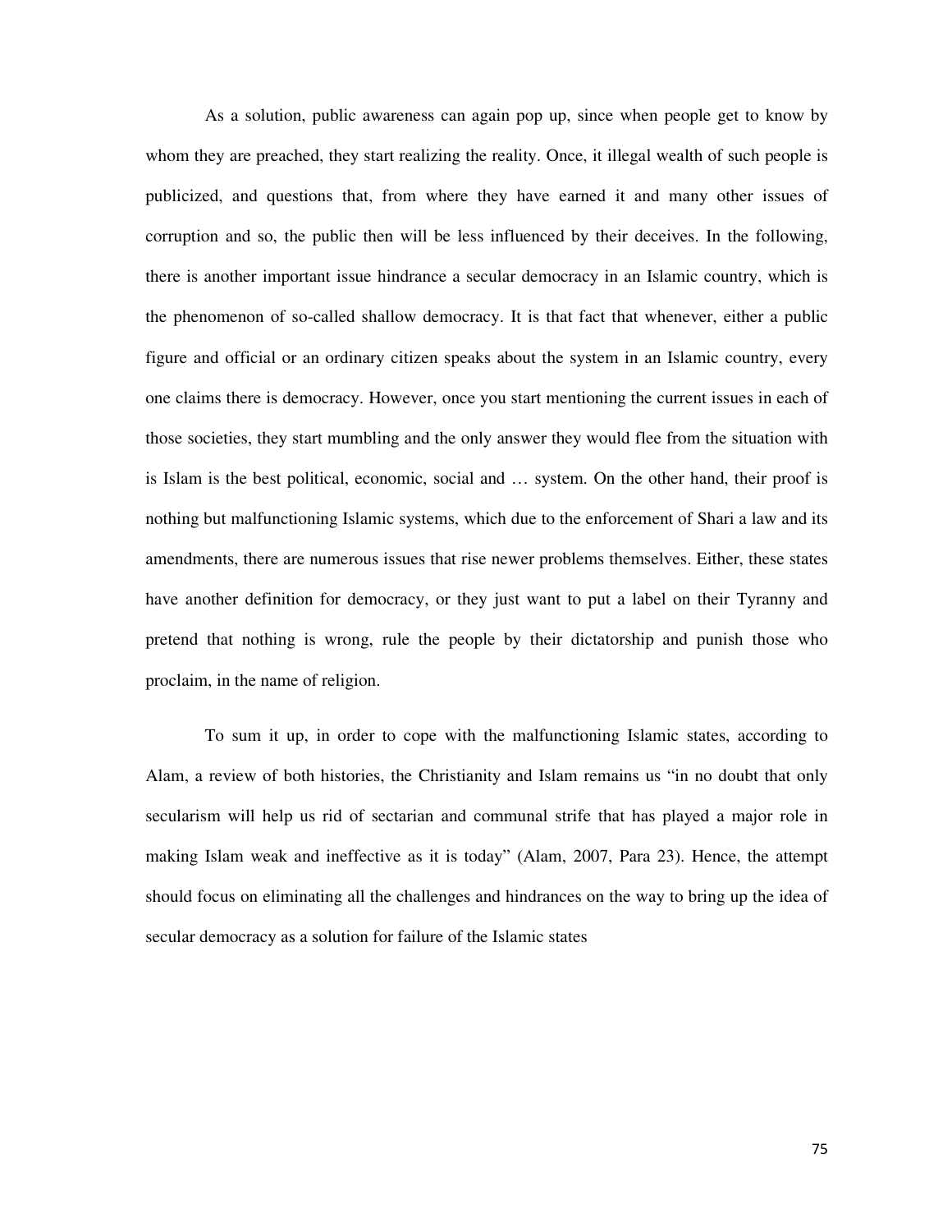As a solution, public awareness can again pop up, since when people get to know by whom they are preached, they start realizing the reality. Once, it illegal wealth of such people is publicized, and questions that, from where they have earned it and many other issues of corruption and so, the public then will be less influenced by their deceives. In the following, there is another important issue hindrance a secular democracy in an Islamic country, which is the phenomenon of so-called shallow democracy. It is that fact that whenever, either a public figure and official or an ordinary citizen speaks about the system in an Islamic country, every one claims there is democracy. However, once you start mentioning the current issues in each of those societies, they start mumbling and the only answer they would flee from the situation with is Islam is the best political, economic, social and … system. On the other hand, their proof is nothing but malfunctioning Islamic systems, which due to the enforcement of Shari a law and its amendments, there are numerous issues that rise newer problems themselves. Either, these states have another definition for democracy, or they just want to put a label on their Tyranny and pretend that nothing is wrong, rule the people by their dictatorship and punish those who proclaim, in the name of religion.

To sum it up, in order to cope with the malfunctioning Islamic states, according to Alam, a review of both histories, the Christianity and Islam remains us "in no doubt that only secularism will help us rid of sectarian and communal strife that has played a major role in making Islam weak and ineffective as it is today" (Alam, 2007, Para 23). Hence, the attempt should focus on eliminating all the challenges and hindrances on the way to bring up the idea of secular democracy as a solution for failure of the Islamic states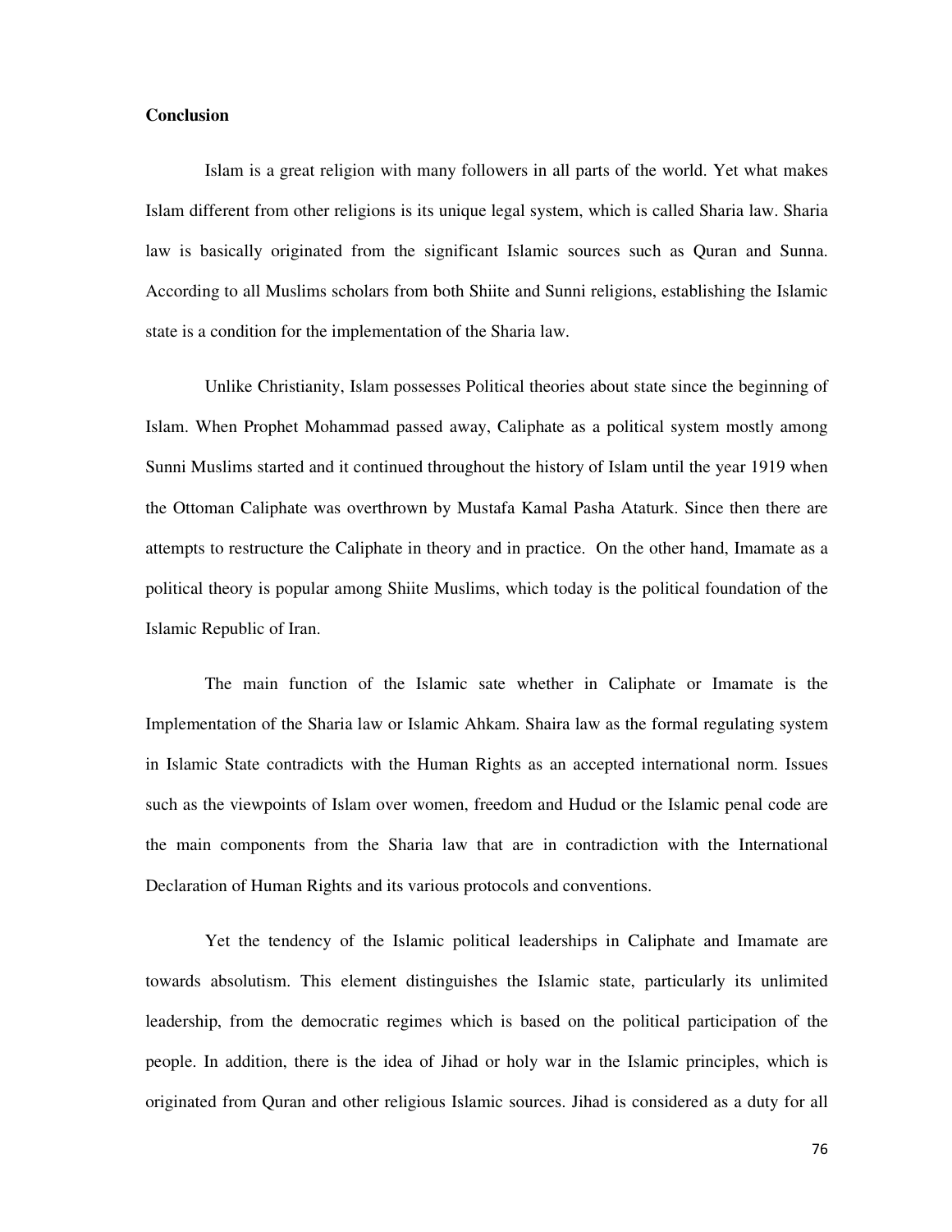**Conclusion**

Islam is a great religion with many followers in all parts of the world. Yet what makes Islam different from other religions is its unique legal system, which is called Sharia law. Sharia law is basically originated from the significant Islamic sources such as Quran and Sunna. According to all Muslims scholars from both Shiite and Sunni religions, establishing the Islamic state is a condition for the implementation of the Sharia law.

Unlike Christianity, Islam possesses Political theories about state since the beginning of Islam. When Prophet Mohammad passed away, Caliphate as a political system mostly among Sunni Muslims started and it continued throughout the history of Islam until the year 1919 when the Ottoman Caliphate was overthrown by Mustafa Kamal Pasha Ataturk. Since then there are attempts to restructure the Caliphate in theory and in practice. On the other hand, Imamate as a political theory is popular among Shiite Muslims, which today is the political foundation of the Islamic Republic of Iran.

The main function of the Islamic sate whether in Caliphate or Imamate is the Implementation of the Sharia law or Islamic Ahkam. Shaira law as the formal regulating system in Islamic State contradicts with the Human Rights as an accepted international norm. Issues such as the viewpoints of Islam over women, freedom and Hudud or the Islamic penal code are the main components from the Sharia law that are in contradiction with the International Declaration of Human Rights and its various protocols and conventions.

Yet the tendency of the Islamic political leaderships in Caliphate and Imamate are towards absolutism. This element distinguishes the Islamic state, particularly its unlimited leadership, from the democratic regimes which is based on the political participation of the people. In addition, there is the idea of Jihad or holy war in the Islamic principles, which is originated from Quran and other religious Islamic sources. Jihad is considered as a duty for all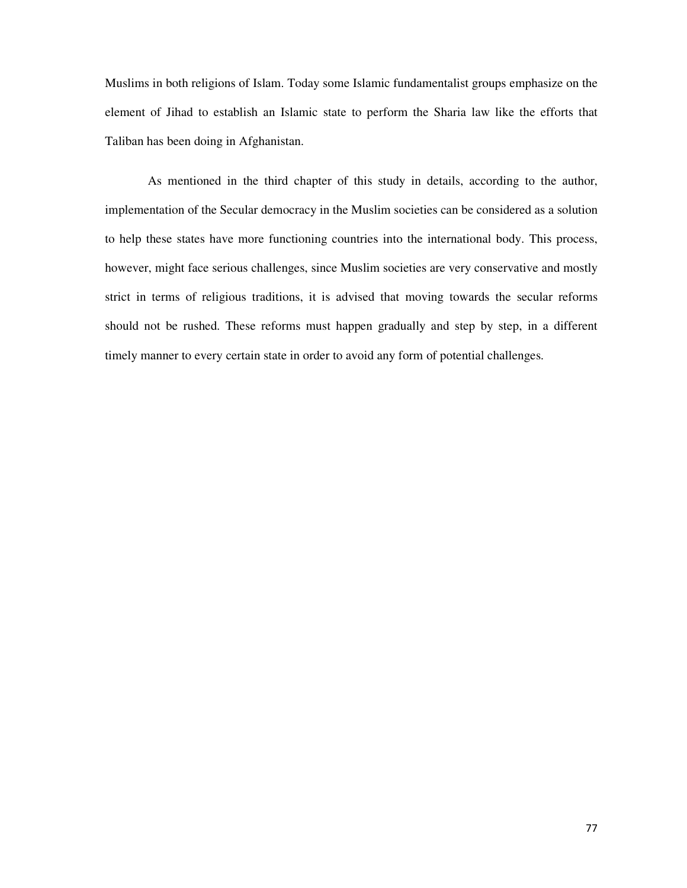Muslims in both religions of Islam. Today some Islamic fundamentalist groups emphasize on the element of Jihad to establish an Islamic state to perform the Sharia law like the efforts that Taliban has been doing in Afghanistan.

As mentioned in the third chapter of this study in details, according to the author, implementation of the Secular democracy in the Muslim societies can be considered as a solution to help these states have more functioning countries into the international body. This process, however, might face serious challenges, since Muslim societies are very conservative and mostly strict in terms of religious traditions, it is advised that moving towards the secular reforms should not be rushed. These reforms must happen gradually and step by step, in a different timely manner to every certain state in order to avoid any form of potential challenges.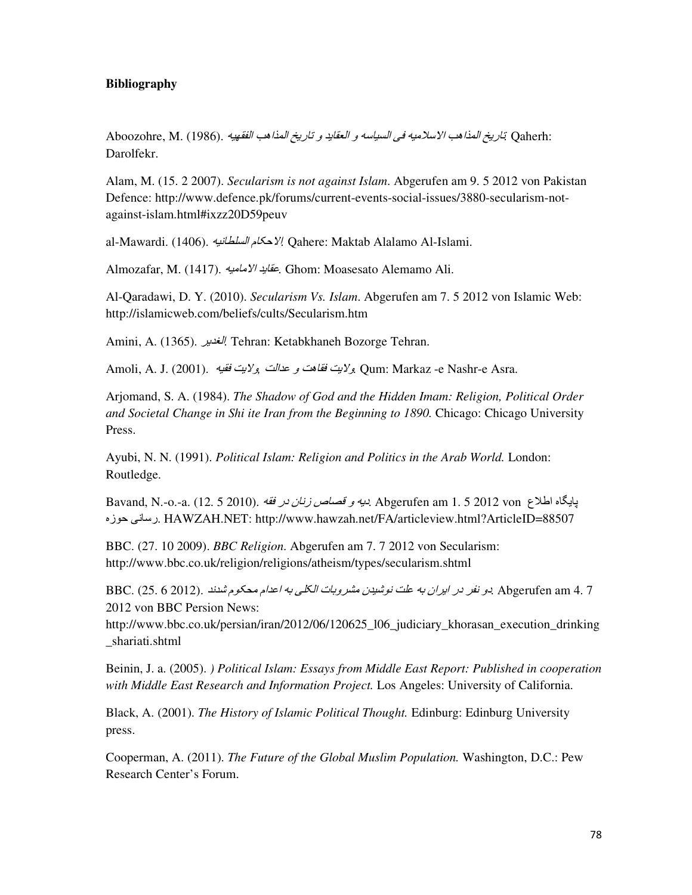**Bibliography**

Aboozohre, M. (1986). *تاریخ المذاهب الاسلامیه فی السیاسه و العقاید و تاریخ المذاهب الفقهیه.* Qaherh: Darolfekr.

Alam, M. (15. 2 2007). *Secularism is not against Islam.* Abgerufen am 9. 5 2012 von Pakistan Defence: http://www.defence.pk/forums/current-events-social-issues/3880-secularism-not-against-islam.html#ixzz20D59peuv

al-Mawardi. (1406). *الاحکام السلطانیه!* Qahere: Maktab Alalamo Al-Islami.

Almozafar, M. (1417). *عقاید الامامیه.* Ghom: Moasesato Alemamo Ali.

Al-Qaradawi, D. Y. (2010). *Secularism Vs. Islam.* Abgerufen am 7. 5 2012 von Islamic Web: http://islamicweb.com/beliefs/cults/Secularism.htm

Amini, A. (1365). *الغدیر!* Tehran: Ketabkhaneh Bozorge Tehran.

Amoli, A. J. (2001). *ولایت فقیه, ولایت فقاهت و عدالت.* Qum: Markaz -e Nashr-e Asra.

Arjomand, S. A. (1984). *The Shadow of God and the Hidden Imam: Religion, Political Order and Societal Change in Shi ite Iran from the Beginning to 1890.* Chicago: Chicago University Press.

Ayubi, N. N. (1991). *Political Islam: Religion and Politics in the Arab World.* London: Routledge.

Bavand, N.-o.-a. (12. 5 2010). *دیه و قصاص زنان در فقه.* Abgerufen am 1. 5 2012 von پایگاه اطلاع رسانی حوزه. HAWZAH.NET: http://www.hawzah.net/FA/articleview.html?ArticleID=88507

BBC. (27. 10 2009). *BBC Religion.* Abgerufen am 7. 7 2012 von Secularism: http://www.bbc.co.uk/religion/religions/atheism/types/secularism.shtml

BBC. (25. 6 2012). *دو نفر در ایران به علت نوشیدن مشروبات الکلی به اعدام محکوم شدند.* Abgerufen am 4. 7 2012 von BBC Persion News: http://www.bbc.co.uk/persian/iran/2012/06/120625_l06_judiciary_khorasan_execution_drinking_shariati.shtml

Beinin, J. a. (2005). *) Political Islam: Essays from Middle East Report: Published in cooperation with Middle East Research and Information Project.* Los Angeles: University of California.

Black, A. (2001). *The History of Islamic Political Thought.* Edinburg: Edinburg University press.

Cooperman, A. (2011). *The Future of the Global Muslim Population.* Washington, D.C.: Pew Research Center's Forum.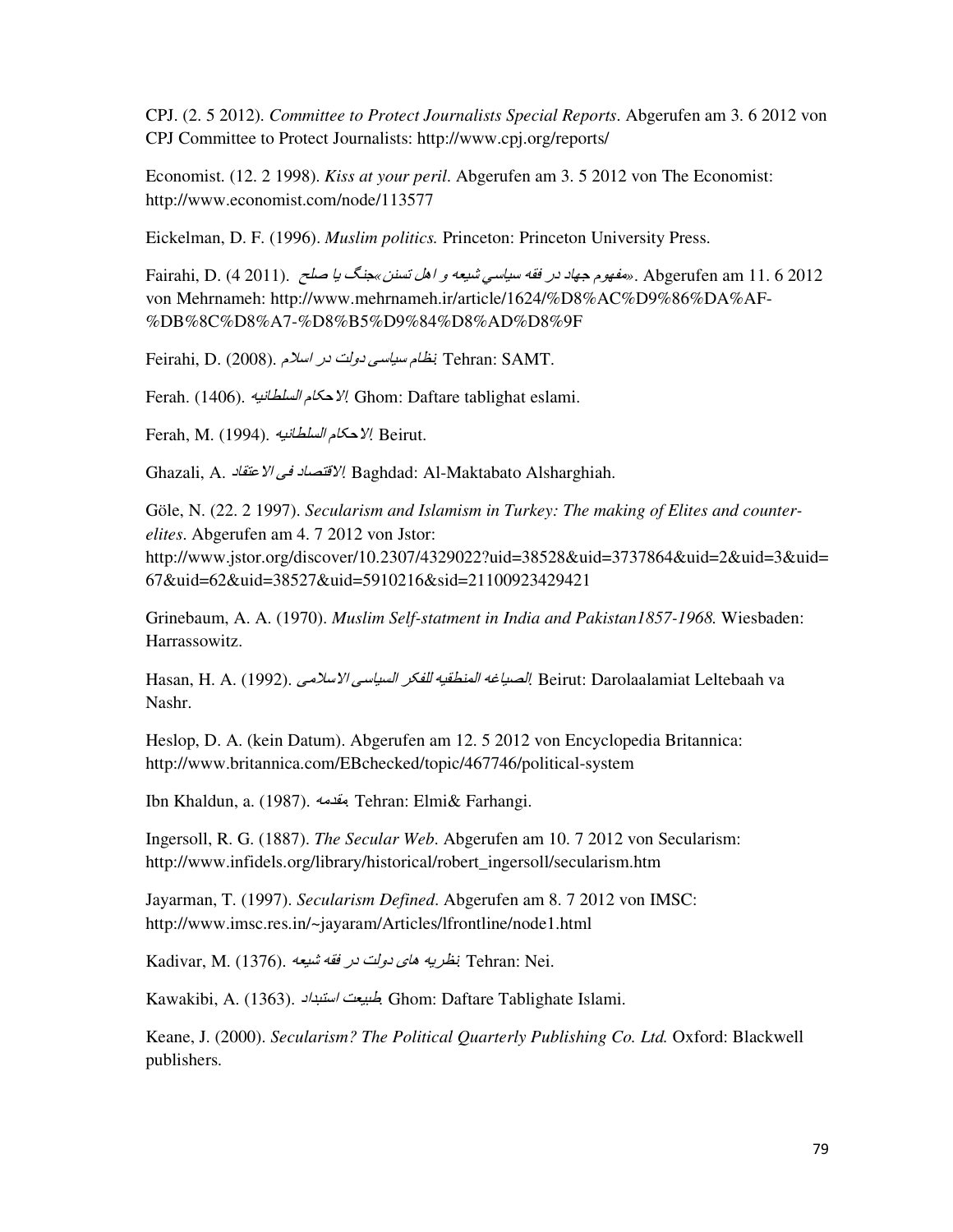CPJ. (2. 5 2012). *Committee to Protect Journalists Special Reports*. Abgerufen am 3. 6 2012 von CPJ Committee to Protect Journalists: http://www.cpj.org/reports/

Economist. (12. 2 1998). *Kiss at your peril*. Abgerufen am 3. 5 2012 von The Economist: http://www.economist.com/node/113577

Eickelman, D. F. (1996). *Muslim politics.* Princeton: Princeton University Press.

Fairahi, D. (4 2011). «مفهوم جهاد در فقه سیاسي شیعه و اهل تسنن»جنگ یا صلح. Abgerufen am 11. 6 2012 von Mehrnameh: http://www.mehrnameh.ir/article/1624/%D8%AC%D9%86%DA%AF-%DB%8C%D8%A7-%D8%B5%D9%84%D8%AD%D8%9F

Feirahi, D. (2008). *نظام سیاسی دولت در اسلام.* Tehran: SAMT.

Ferah. (1406). *الاحکام السلطانیه.* Ghom: Daftare tablighat eslami.

Ferah, M. (1994). *الاحکام السلطانیه.* Beirut.

Ghazali, A. *الاقتصاد فی الاعتقاد.* Baghdad: Al-Maktabato Alsharghiah.

Göle, N. (22. 2 1997). *Secularism and Islamism in Turkey: The making of Elites and counter-elites.* Abgerufen am 4. 7 2012 von Jstor: http://www.jstor.org/discover/10.2307/4329022?uid=38528&uid=3737864&uid=2&uid=3&uid=67&uid=62&uid=38527&uid=5910216&sid=21100923429421

Grinebaum, A. A. (1970). *Muslim Self-statment in India and Pakistan1857-1968.* Wiesbaden: Harrassowitz.

Hasan, H. A. (1992). *الصیاغه المنطقیه للفکر السیاسی الاسلامی.* Beirut: Darolaalamiat Leltebaah va Nashr.

Heslop, D. A. (kein Datum). Abgerufen am 12. 5 2012 von Encyclopedia Britannica: http://www.britannica.com/EBchecked/topic/467746/political-system

Ibn Khaldun, a. (1987). *مقدمه.* Tehran: Elmi& Farhangi.

Ingersoll, R. G. (1887). *The Secular Web*. Abgerufen am 10. 7 2012 von Secularism: http://www.infidels.org/library/historical/robert_ingersoll/secularism.htm

Jayarman, T. (1997). *Secularism Defined*. Abgerufen am 8. 7 2012 von IMSC: http://www.imsc.res.in/~jayaram/Articles/lfrontline/node1.html

Kadivar, M. (1376). *نظریه های دولت در فقه شیعه.* Tehran: Nei.

Kawakibi, A. (1363). *طبیعت استبداد.* Ghom: Daftare Tablighate Islami.

Keane, J. (2000). *Secularism? The Political Quarterly Publishing Co. Ltd.* Oxford: Blackwell publishers.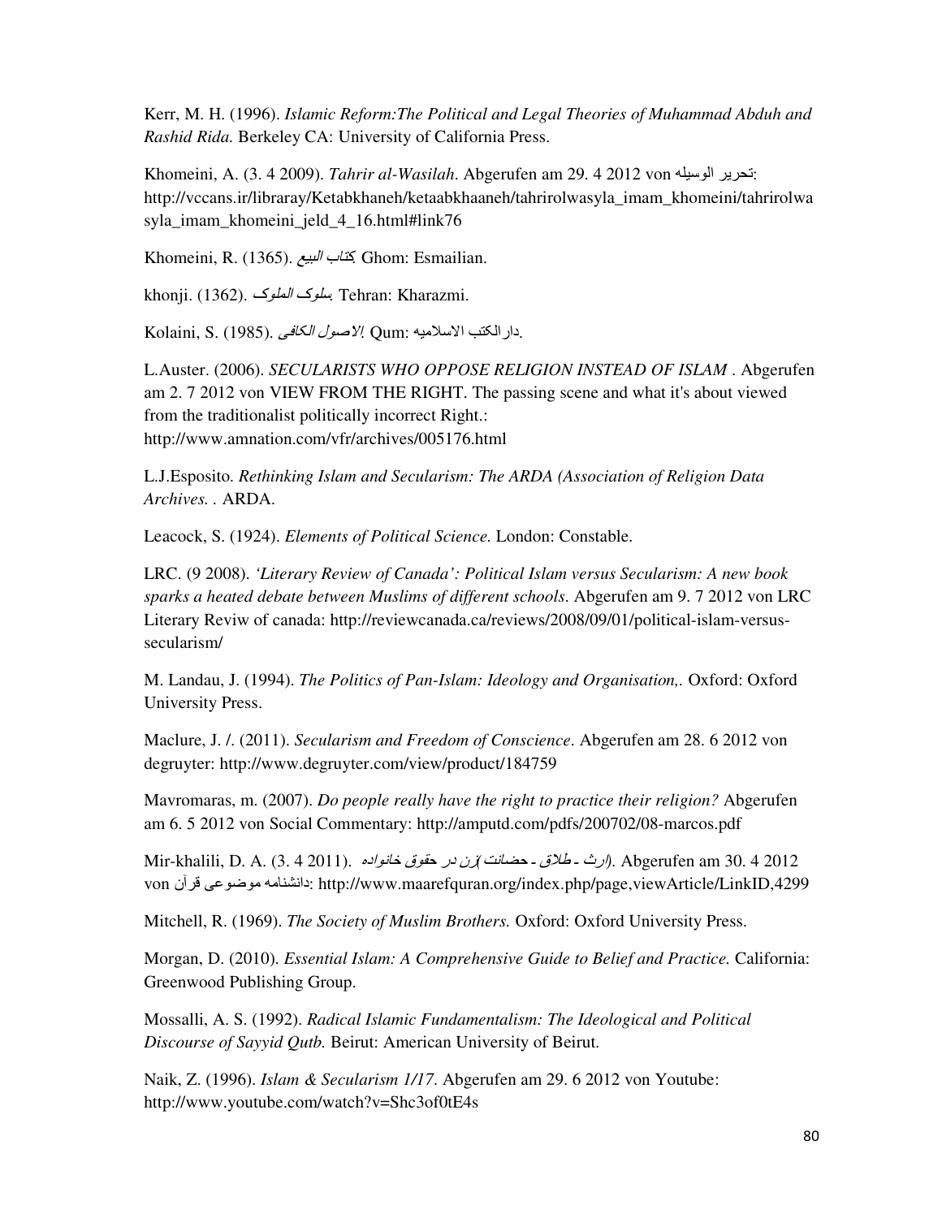Kerr, M. H. (1996). *Islamic Reform:The Political and Legal Theories of Muhammad Abduh and Rashid Rida.* Berkeley CA: University of California Press.

Khomeini, A. (3. 4 2009). *Tahrir al-Wasilah*. Abgerufen am 29. 4 2012 von تحرير الوسيله: http://vccans.ir/libraray/Ketabkhaneh/ketaabkhaaneh/tahrirolwasyla_imam_khomeini/tahrirolwasyla_imam_khomeini_jeld_4_16.html#link76

Khomeini, R. (1365). *كتاب البيع*. Ghom: Esmailian.

khonji. (1362). *سلوک الملوک*. Tehran: Kharazmi.

Kolaini, S. (1985). *الاصول الكافى*. Qum: دارالكتب الاسلاميه.

L.Auster. (2006). *SECULARISTS WHO OPPOSE RELIGION INSTEAD OF ISLAM* . Abgerufen am 2. 7 2012 von VIEW FROM THE RIGHT. The passing scene and what it's about viewed from the traditionalist politically incorrect Right.: http://www.amnation.com/vfr/archives/005176.html

L.J.Esposito. *Rethinking Islam and Secularism: The ARDA (Association of Religion Data Archives.* . ARDA.

Leacock, S. (1924). *Elements of Political Science.* London: Constable.

LRC. (9 2008). *'Literary Review of Canada': Political Islam versus Secularism: A new book sparks a heated debate between Muslims of different schools.* Abgerufen am 9. 7 2012 von LRC Literary Reviw of canada: http://reviewcanada.ca/reviews/2008/09/01/political-islam-versus-secularism/

M. Landau, J. (1994). *The Politics of Pan-Islam: Ideology and Organisation,.* Oxford: Oxford University Press.

Maclure, J. /. (2011). *Secularism and Freedom of Conscience*. Abgerufen am 28. 6 2012 von degruyter: http://www.degruyter.com/view/product/184759

Mavromaras, m. (2007). *Do people really have the right to practice their religion?* Abgerufen am 6. 5 2012 von Social Commentary: http://amputd.com/pdfs/200702/08-marcos.pdf

Mir-khalili, D. A. (3. 4 2011). *ارث - طلاق - حضانت (زن در حقوق خانواده)*. Abgerufen am 30. 4 2012 von دانشنامه موضوعی قرآن: http://www.maarefquran.org/index.php/page,viewArticle/LinkID,4299

Mitchell, R. (1969). *The Society of Muslim Brothers.* Oxford: Oxford University Press.

Morgan, D. (2010). *Essential Islam: A Comprehensive Guide to Belief and Practice.* California: Greenwood Publishing Group.

Mossalli, A. S. (1992). *Radical Islamic Fundamentalism: The Ideological and Political Discourse of Sayyid Qutb.* Beirut: American University of Beirut.

Naik, Z. (1996). *Islam & Secularism 1/17*. Abgerufen am 29. 6 2012 von Youtube: http://www.youtube.com/watch?v=Shc3of0tE4s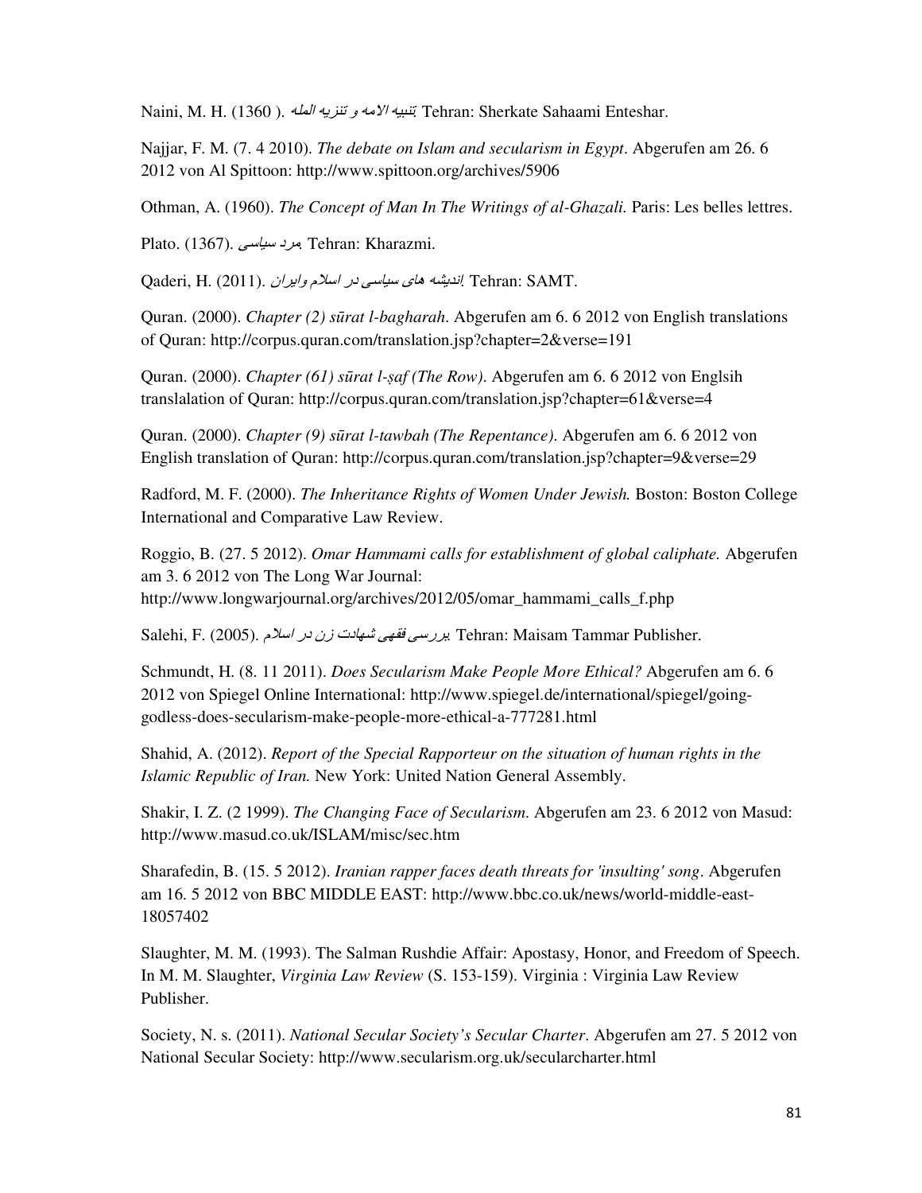Naini, M. H. (1360 ). *تنبیه الامه و تنزیه المله*. Tehran: Sherkate Sahaami Enteshar.

Najjar, F. M. (7. 4 2010). *The debate on Islam and secularism in Egypt*. Abgerufen am 26. 6 2012 von Al Spittoon: http://www.spittoon.org/archives/5906

Othman, A. (1960). *The Concept of Man In The Writings of al-Ghazali.* Paris: Les belles lettres.

Plato. (1367). *مرد سیاسی*. Tehran: Kharazmi.

Qaderi, H. (2011). *اندیشه های سیاسی در اسلام وایران*. Tehran: SAMT.

Quran. (2000). *Chapter (2) sūrat l-bagharah*. Abgerufen am 6. 6 2012 von English translations of Quran: http://corpus.quran.com/translation.jsp?chapter=2&verse=191

Quran. (2000). *Chapter (61) sūrat l-ṣaf (The Row)*. Abgerufen am 6. 6 2012 von Englsih translalation of Quran: http://corpus.quran.com/translation.jsp?chapter=61&verse=4

Quran. (2000). *Chapter (9) sūrat l-tawbah (The Repentance)*. Abgerufen am 6. 6 2012 von English translation of Quran: http://corpus.quran.com/translation.jsp?chapter=9&verse=29

Radford, M. F. (2000). *The Inheritance Rights of Women Under Jewish.* Boston: Boston College International and Comparative Law Review.

Roggio, B. (27. 5 2012). *Omar Hammami calls for establishment of global caliphate.* Abgerufen am 3. 6 2012 von The Long War Journal: http://www.longwarjournal.org/archives/2012/05/omar_hammami_calls_f.php

Salehi, F. (2005). *بررسی فقهی شهادت زن در اسلام*. Tehran: Maisam Tammar Publisher.

Schmundt, H. (8. 11 2011). *Does Secularism Make People More Ethical?* Abgerufen am 6. 6 2012 von Spiegel Online International: http://www.spiegel.de/international/spiegel/going-godless-does-secularism-make-people-more-ethical-a-777281.html

Shahid, A. (2012). *Report of the Special Rapporteur on the situation of human rights in the Islamic Republic of Iran.* New York: United Nation General Assembly.

Shakir, I. Z. (2 1999). *The Changing Face of Secularism*. Abgerufen am 23. 6 2012 von Masud: http://www.masud.co.uk/ISLAM/misc/sec.htm

Sharafedin, B. (15. 5 2012). *Iranian rapper faces death threats for 'insulting' song*. Abgerufen am 16. 5 2012 von BBC MIDDLE EAST: http://www.bbc.co.uk/news/world-middle-east-18057402

Slaughter, M. M. (1993). The Salman Rushdie Affair: Apostasy, Honor, and Freedom of Speech. In M. M. Slaughter, *Virginia Law Review* (S. 153-159). Virginia : Virginia Law Review Publisher.

Society, N. s. (2011). *National Secular Society's Secular Charter*. Abgerufen am 27. 5 2012 von National Secular Society: http://www.secularism.org.uk/secularcharter.html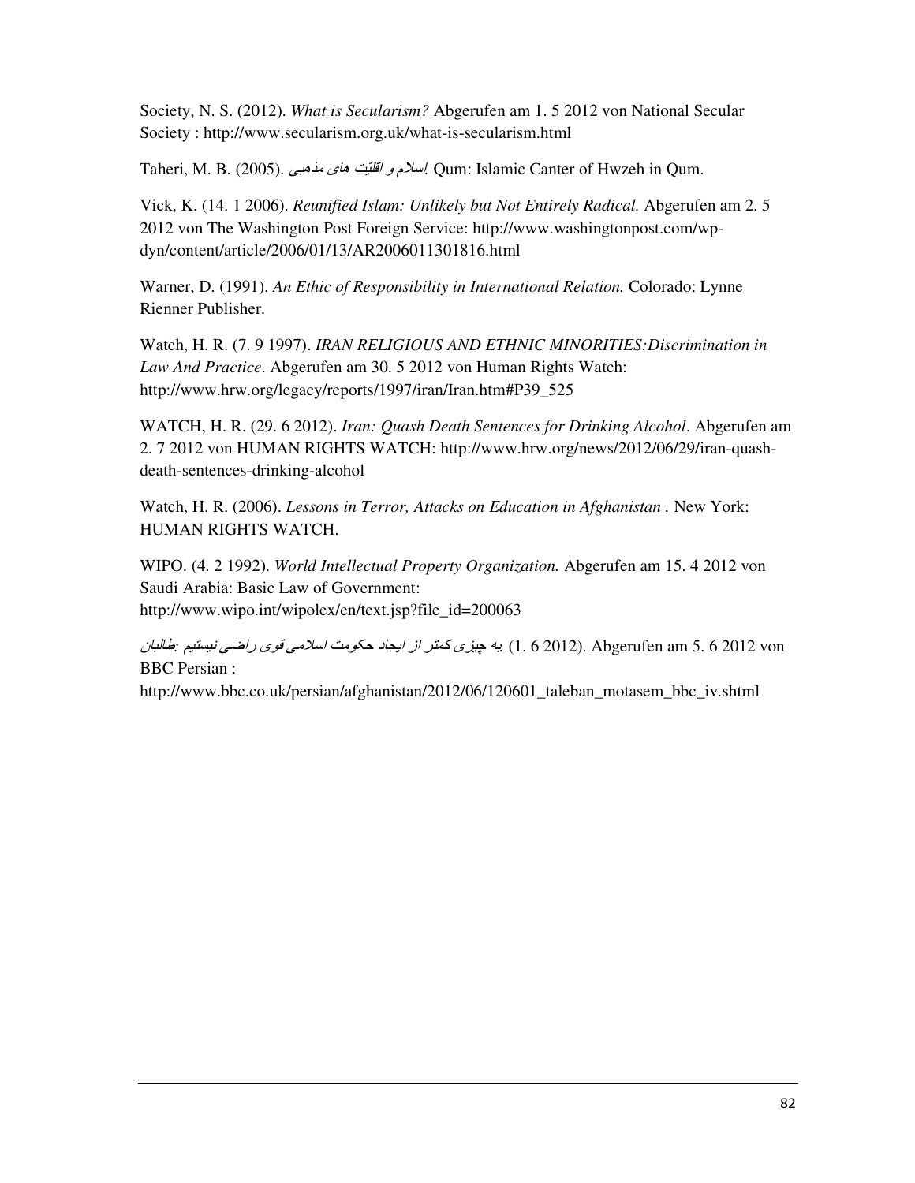Society, N. S. (2012). *What is Secularism?* Abgerufen am 1. 5 2012 von National Secular Society : http://www.secularism.org.uk/what-is-secularism.html

Taheri, M. B. (2005). *اسلام و اقلیّت های مذهبی.* Qum: Islamic Canter of Hwzeh in Qum.

Vick, K. (14. 1 2006). *Reunified Islam: Unlikely but Not Entirely Radical.* Abgerufen am 2. 5 2012 von The Washington Post Foreign Service: http://www.washingtonpost.com/wp-dyn/content/article/2006/01/13/AR2006011301816.html

Warner, D. (1991). *An Ethic of Responsibility in International Relation.* Colorado: Lynne Rienner Publisher.

Watch, H. R. (7. 9 1997). *IRAN RELIGIOUS AND ETHNIC MINORITIES:Discrimination in Law And Practice*. Abgerufen am 30. 5 2012 von Human Rights Watch: http://www.hrw.org/legacy/reports/1997/iran/Iran.htm#P39_525

WATCH, H. R. (29. 6 2012). *Iran: Quash Death Sentences for Drinking Alcohol*. Abgerufen am 2. 7 2012 von HUMAN RIGHTS WATCH: http://www.hrw.org/news/2012/06/29/iran-quash-death-sentences-drinking-alcohol

Watch, H. R. (2006). *Lessons in Terror, Attacks on Education in Afghanistan* . New York: HUMAN RIGHTS WATCH.

WIPO. (4. 2 1992). *World Intellectual Property Organization.* Abgerufen am 15. 4 2012 von Saudi Arabia: Basic Law of Government: http://www.wipo.int/wipolex/en/text.jsp?file_id=200063

*طالبان: به چیزی کمتر از ایجاد حکومت اسلامی قوی راضی نیستیم.* (1. 6 2012). Abgerufen am 5. 6 2012 von BBC Persian : http://www.bbc.co.uk/persian/afghanistan/2012/06/120601_taleban_motasem_bbc_iv.shtml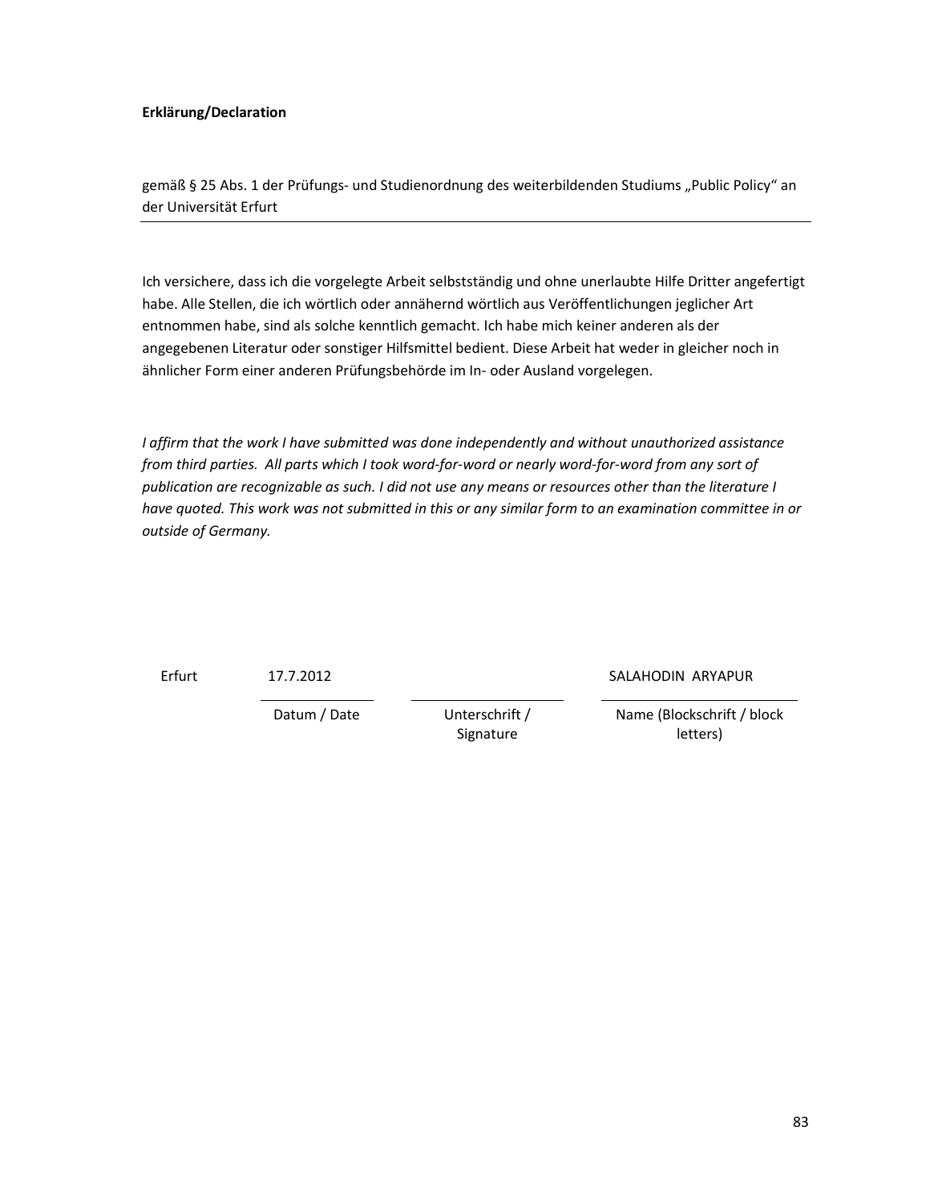**Erklärung/Declaration**

gemäß § 25 Abs. 1 der Prüfungs- und Studienordnung des weiterbildenden Studiums „Public Policy" an der Universität Erfurt

---

Ich versichere, dass ich die vorgelegte Arbeit selbstständig und ohne unerlaubte Hilfe Dritter angefertigt habe. Alle Stellen, die ich wörtlich oder annähernd wörtlich aus Veröffentlichungen jeglicher Art entnommen habe, sind als solche kenntlich gemacht. Ich habe mich keiner anderen als der angegebenen Literatur oder sonstiger Hilfsmittel bedient. Diese Arbeit hat weder in gleicher noch in ähnlicher Form einer anderen Prüfungsbehörde im In- oder Ausland vorgelegen.

*I affirm that the work I have submitted was done independently and without unauthorized assistance from third parties. All parts which I took word-for-word or nearly word-for-word from any sort of publication are recognizable as such. I did not use any means or resources other than the literature I have quoted. This work was not submitted in this or any similar form to an examination committee in or outside of Germany.*

| | | | |
|---|---|---|---|
| Erfurt | 17.7.2012 | | SALAHODIN ARYAPUR |
| | Datum / Date | Unterschrift / Signature | Name (Blockschrift / block letters) |